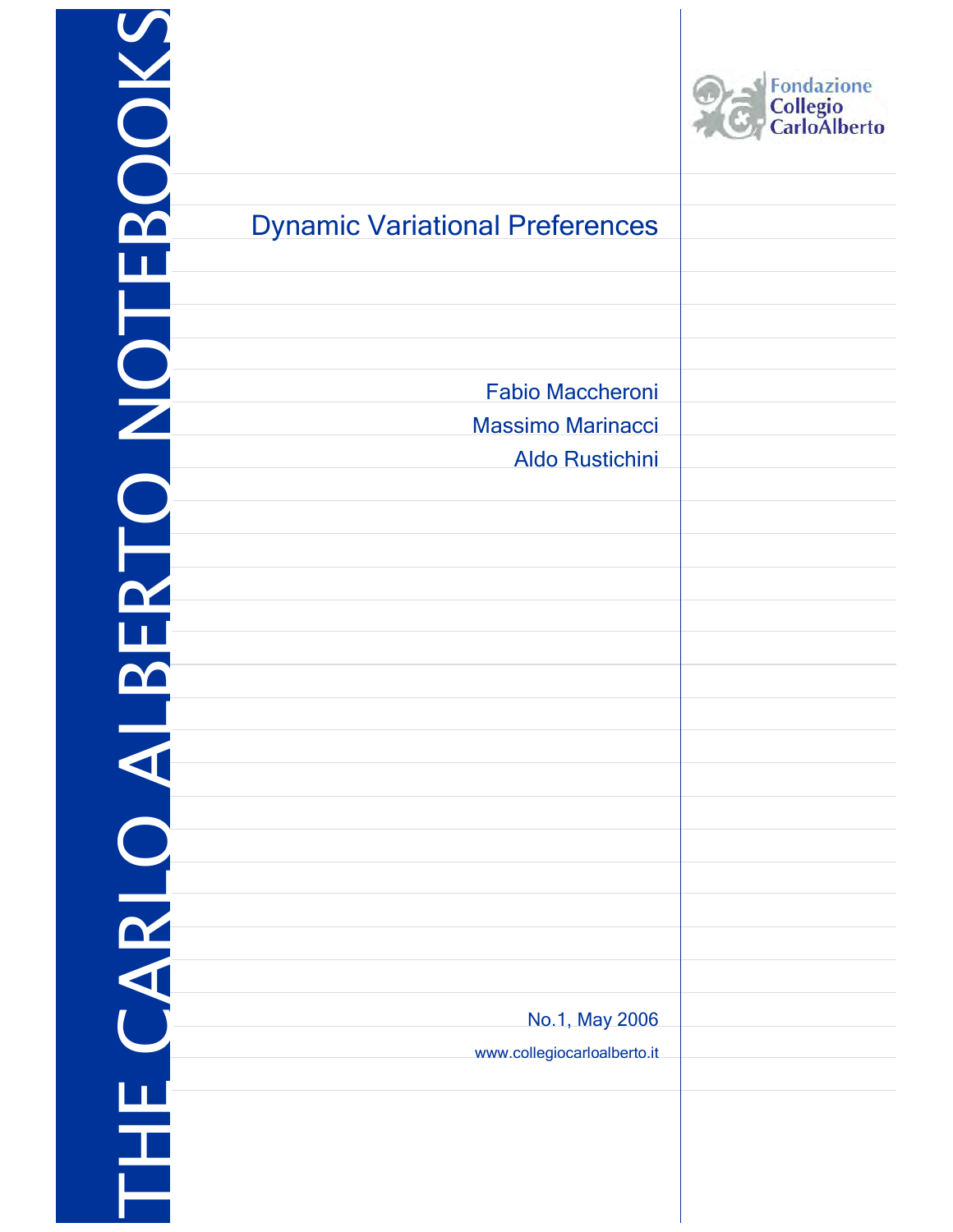THE CARLO ALBERTO NOTEBOOKS

Fondazione Collegio CarloAlberto

# Dynamic Variational Preferences

Fabio Maccheroni

Massimo Marinacci

Aldo Rustichini

No.1, May 2006

www.collegiocarloalberto.it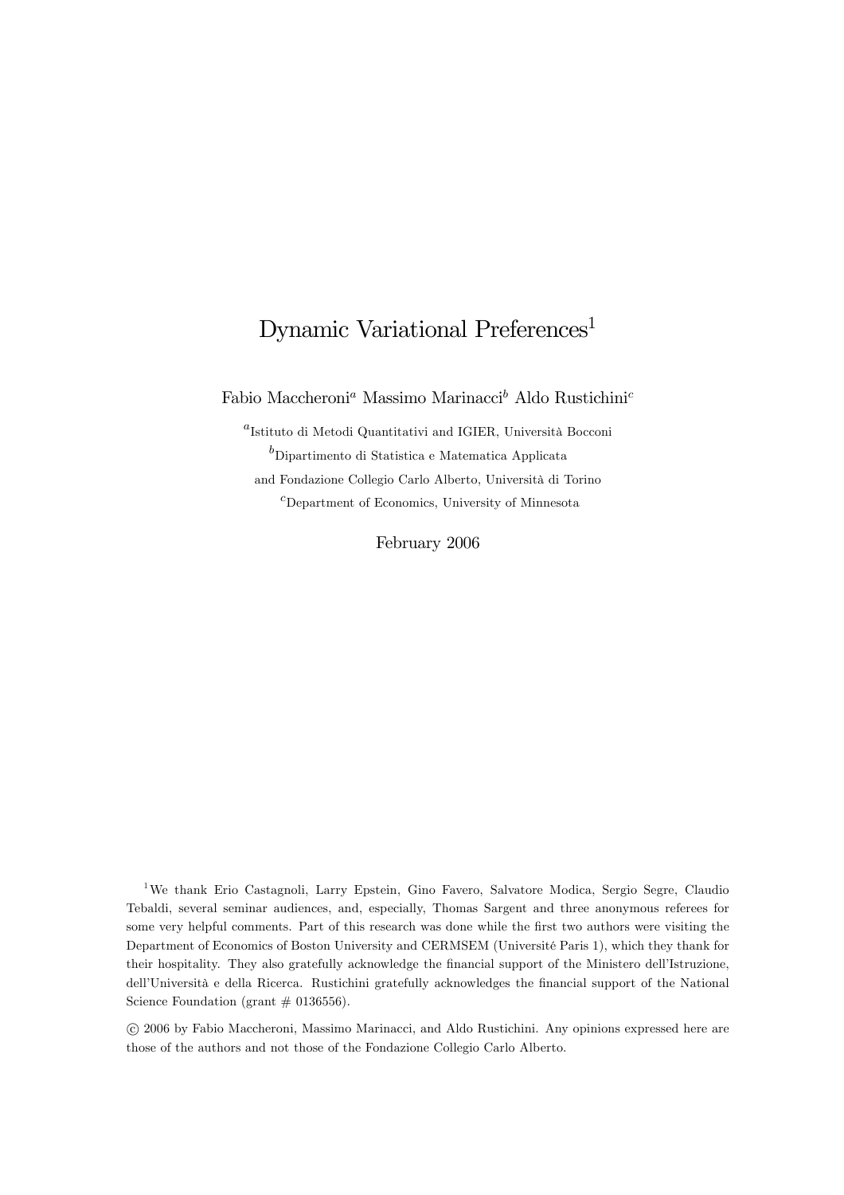# Dynamic Variational Preferences[1]

Fabio Maccheroni[a] Massimo Marinacci[b] Aldo Rustichini[c]

[a]Istituto di Metodi Quantitativi and IGIER, Università Bocconi

[b]Dipartimento di Statistica e Matematica Applicata and Fondazione Collegio Carlo Alberto, Università di Torino

[c]Department of Economics, University of Minnesota

February 2006

[1]We thank Erio Castagnoli, Larry Epstein, Gino Favero, Salvatore Modica, Sergio Segre, Claudio Tebaldi, several seminar audiences, and, especially, Thomas Sargent and three anonymous referees for some very helpful comments. Part of this research was done while the first two authors were visiting the Department of Economics of Boston University and CERMSEM (Université Paris 1), which they thank for their hospitality. They also gratefully acknowledge the financial support of the Ministero dell'Istruzione, dell'Università e della Ricerca. Rustichini gratefully acknowledges the financial support of the National Science Foundation (grant # 0136556).

© 2006 by Fabio Maccheroni, Massimo Marinacci, and Aldo Rustichini. Any opinions expressed here are those of the authors and not those of the Fondazione Collegio Carlo Alberto.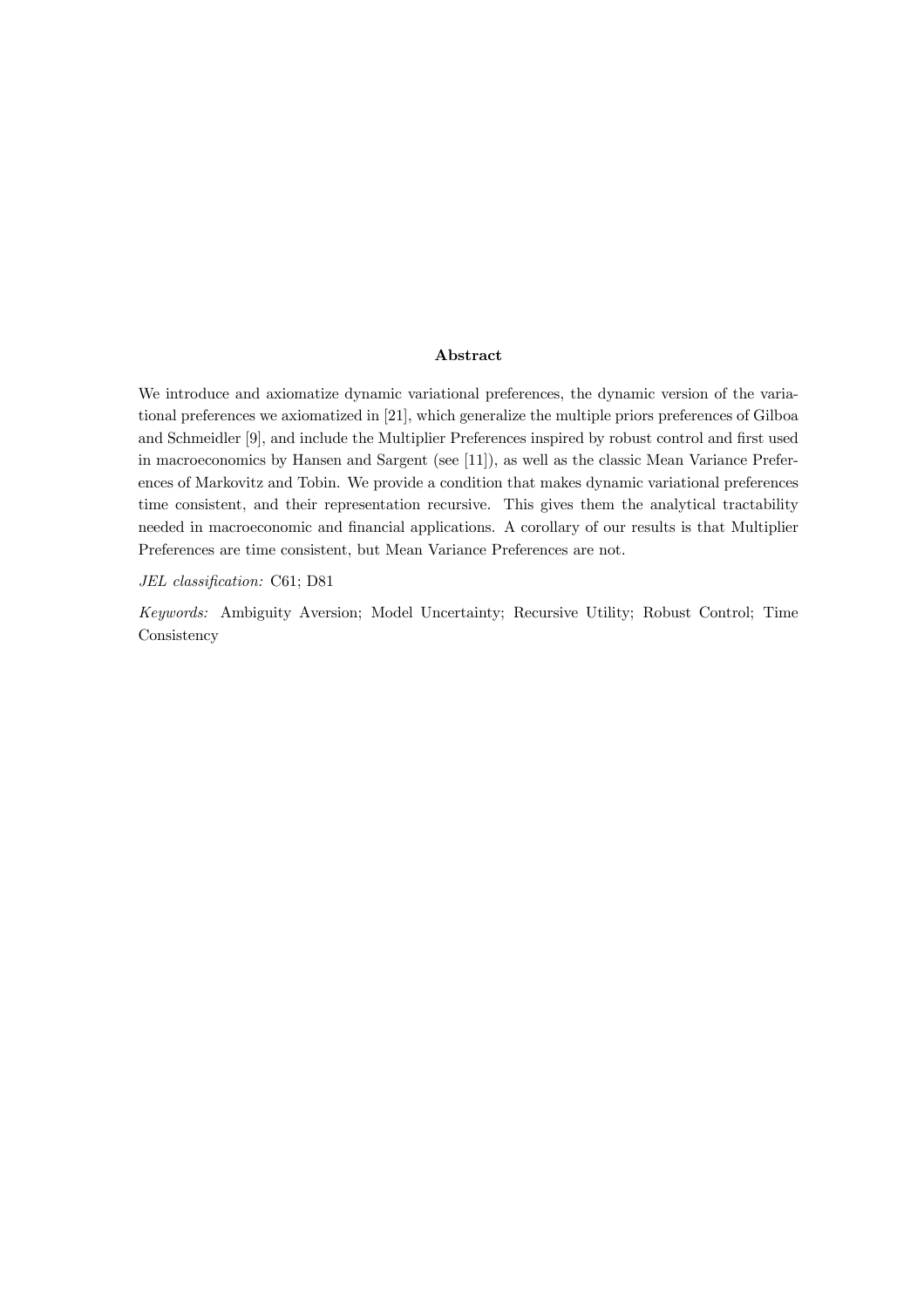## Abstract

We introduce and axiomatize dynamic variational preferences, the dynamic version of the variational preferences we axiomatized in [21], which generalize the multiple priors preferences of Gilboa and Schmeidler [9], and include the Multiplier Preferences inspired by robust control and first used in macroeconomics by Hansen and Sargent (see [11]), as well as the classic Mean Variance Preferences of Markovitz and Tobin. We provide a condition that makes dynamic variational preferences time consistent, and their representation recursive. This gives them the analytical tractability needed in macroeconomic and financial applications. A corollary of our results is that Multiplier Preferences are time consistent, but Mean Variance Preferences are not.

*JEL classification:* C61; D81

*Keywords:* Ambiguity Aversion; Model Uncertainty; Recursive Utility; Robust Control; Time Consistency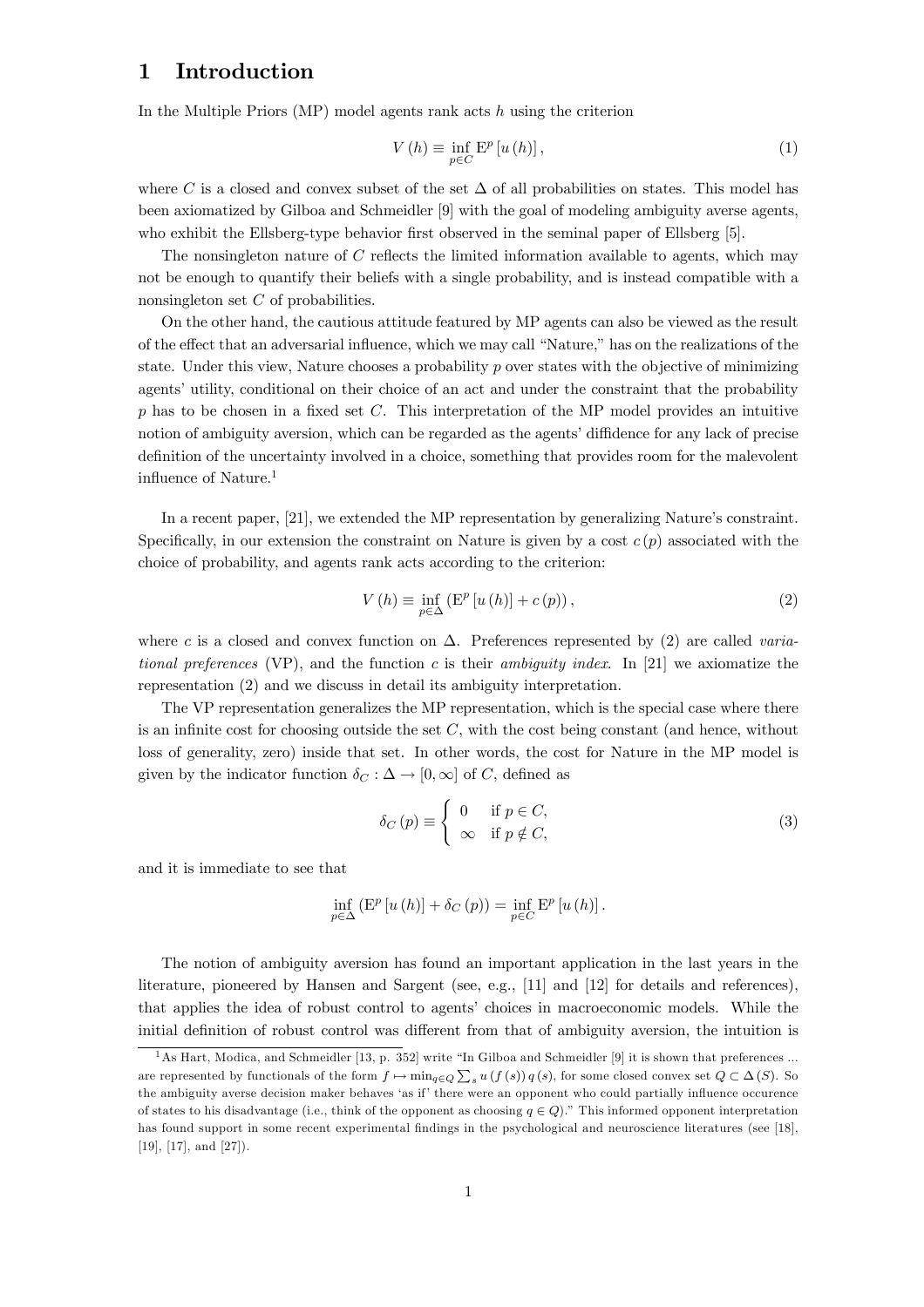# 1 Introduction

In the Multiple Priors (MP) model agents rank acts $h$ using the criterion

$$V(h) \equiv \inf_{p \in C} \mathrm{E}^p [u(h)], \tag{1}$$

where $C$ is a closed and convex subset of the set $\Delta$ of all probabilities on states. This model has been axiomatized by Gilboa and Schmeidler [9] with the goal of modeling ambiguity averse agents, who exhibit the Ellsberg-type behavior first observed in the seminal paper of Ellsberg [5].

The nonsingleton nature of $C$ reflects the limited information available to agents, which may not be enough to quantify their beliefs with a single probability, and is instead compatible with a nonsingleton set $C$ of probabilities.

On the other hand, the cautious attitude featured by MP agents can also be viewed as the result of the effect that an adversarial influence, which we may call "Nature," has on the realizations of the state. Under this view, Nature chooses a probability $p$ over states with the objective of minimizing agents' utility, conditional on their choice of an act and under the constraint that the probability $p$ has to be chosen in a fixed set $C$. This interpretation of the MP model provides an intuitive notion of ambiguity aversion, which can be regarded as the agents' diffidence for any lack of precise definition of the uncertainty involved in a choice, something that provides room for the malevolent influence of Nature.[1]

In a recent paper, [21], we extended the MP representation by generalizing Nature's constraint. Specifically, in our extension the constraint on Nature is given by a cost $c(p)$ associated with the choice of probability, and agents rank acts according to the criterion:

$$V(h) \equiv \inf_{p \in \Delta} \left( \mathrm{E}^p [u(h)] + c(p) \right), \tag{2}$$

where $c$ is a closed and convex function on $\Delta$. Preferences represented by (2) are called *variational preferences* (VP), and the function $c$ is their *ambiguity index*. In [21] we axiomatize the representation (2) and we discuss in detail its ambiguity interpretation.

The VP representation generalizes the MP representation, which is the special case where there is an infinite cost for choosing outside the set $C$, with the cost being constant (and hence, without loss of generality, zero) inside that set. In other words, the cost for Nature in the MP model is given by the indicator function $\delta_C : \Delta \to [0, \infty]$ of $C$, defined as

$$\delta_C(p) \equiv \begin{cases} 0 & \text{if } p \in C, \\ \infty & \text{if } p \notin C, \end{cases} \tag{3}$$

and it is immediate to see that

$$\inf_{p \in \Delta} \left( \mathrm{E}^p [u(h)] + \delta_C(p) \right) = \inf_{p \in C} \mathrm{E}^p [u(h)].$$

The notion of ambiguity aversion has found an important application in the last years in the literature, pioneered by Hansen and Sargent (see, e.g., [11] and [12] for details and references), that applies the idea of robust control to agents' choices in macroeconomic models. While the initial definition of robust control was different from that of ambiguity aversion, the intuition is

[1] As Hart, Modica, and Schmeidler [13, p. 352] write "In Gilboa and Schmeidler [9] it is shown that preferences ... are represented by functionals of the form $f \mapsto \min_{q \in Q} \sum_s u(f(s))\, q(s)$, for some closed convex set $Q \subset \Delta(S)$. So the ambiguity averse decision maker behaves 'as if' there were an opponent who could partially influence occurence of states to his disadvantage (i.e., think of the opponent as choosing $q \in Q$)." This informed opponent interpretation has found support in some recent experimental findings in the psychological and neuroscience literatures (see [18], [19], [17], and [27]).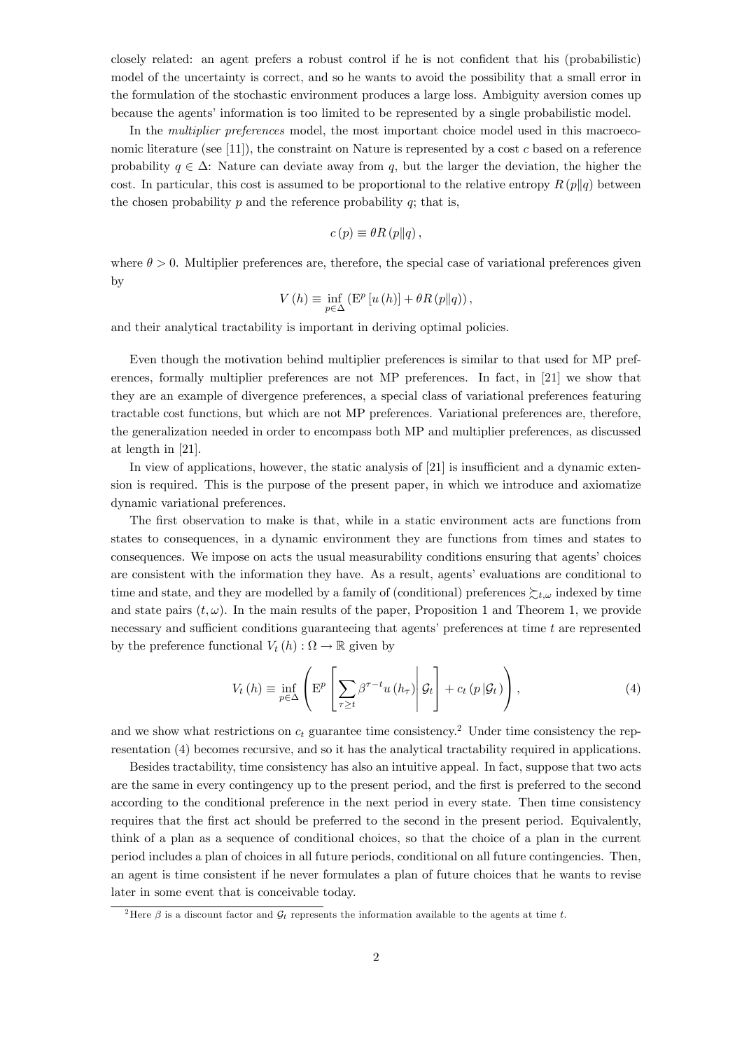closely related: an agent prefers a robust control if he is not confident that his (probabilistic) model of the uncertainty is correct, and so he wants to avoid the possibility that a small error in the formulation of the stochastic environment produces a large loss. Ambiguity aversion comes up because the agents' information is too limited to be represented by a single probabilistic model.

In the *multiplier preferences* model, the most important choice model used in this macroeconomic literature (see [11]), the constraint on Nature is represented by a cost $c$ based on a reference probability $q \in \Delta$: Nature can deviate away from $q$, but the larger the deviation, the higher the cost. In particular, this cost is assumed to be proportional to the relative entropy $R(p\|q)$ between the chosen probability $p$ and the reference probability $q$; that is,

$$c(p) \equiv \theta R(p\|q),$$

where $\theta > 0$. Multiplier preferences are, therefore, the special case of variational preferences given by

$$V(h) \equiv \inf_{p \in \Delta} \left( \mathrm{E}^p [u(h)] + \theta R(p\|q) \right),$$

and their analytical tractability is important in deriving optimal policies.

Even though the motivation behind multiplier preferences is similar to that used for MP preferences, formally multiplier preferences are not MP preferences. In fact, in [21] we show that they are an example of divergence preferences, a special class of variational preferences featuring tractable cost functions, but which are not MP preferences. Variational preferences are, therefore, the generalization needed in order to encompass both MP and multiplier preferences, as discussed at length in [21].

In view of applications, however, the static analysis of [21] is insufficient and a dynamic extension is required. This is the purpose of the present paper, in which we introduce and axiomatize dynamic variational preferences.

The first observation to make is that, while in a static environment acts are functions from states to consequences, in a dynamic environment they are functions from times and states to consequences. We impose on acts the usual measurability conditions ensuring that agents' choices are consistent with the information they have. As a result, agents' evaluations are conditional to time and state, and they are modelled by a family of (conditional) preferences $\succsim_{t,\omega}$ indexed by time and state pairs $(t, \omega)$. In the main results of the paper, Proposition 1 and Theorem 1, we provide necessary and sufficient conditions guaranteeing that agents' preferences at time $t$ are represented by the preference functional $V_t(h) : \Omega \to \mathbb{R}$ given by

$$V_t(h) \equiv \inf_{p \in \Delta} \left( \mathrm{E}^p \left[ \sum_{\tau \geq t} \beta^{\tau - t} u(h_\tau) \middle| \mathcal{G}_t \right] + c_t(p \,|\mathcal{G}_t) \right), \tag{4}$$

and we show what restrictions on $c_t$ guarantee time consistency.[2] Under time consistency the representation (4) becomes recursive, and so it has the analytical tractability required in applications.

Besides tractability, time consistency has also an intuitive appeal. In fact, suppose that two acts are the same in every contingency up to the present period, and the first is preferred to the second according to the conditional preference in the next period in every state. Then time consistency requires that the first act should be preferred to the second in the present period. Equivalently, think of a plan as a sequence of conditional choices, so that the choice of a plan in the current period includes a plan of choices in all future periods, conditional on all future contingencies. Then, an agent is time consistent if he never formulates a plan of future choices that he wants to revise later in some event that is conceivable today.

[2] Here $\beta$ is a discount factor and $\mathcal{G}_t$ represents the information available to the agents at time $t$.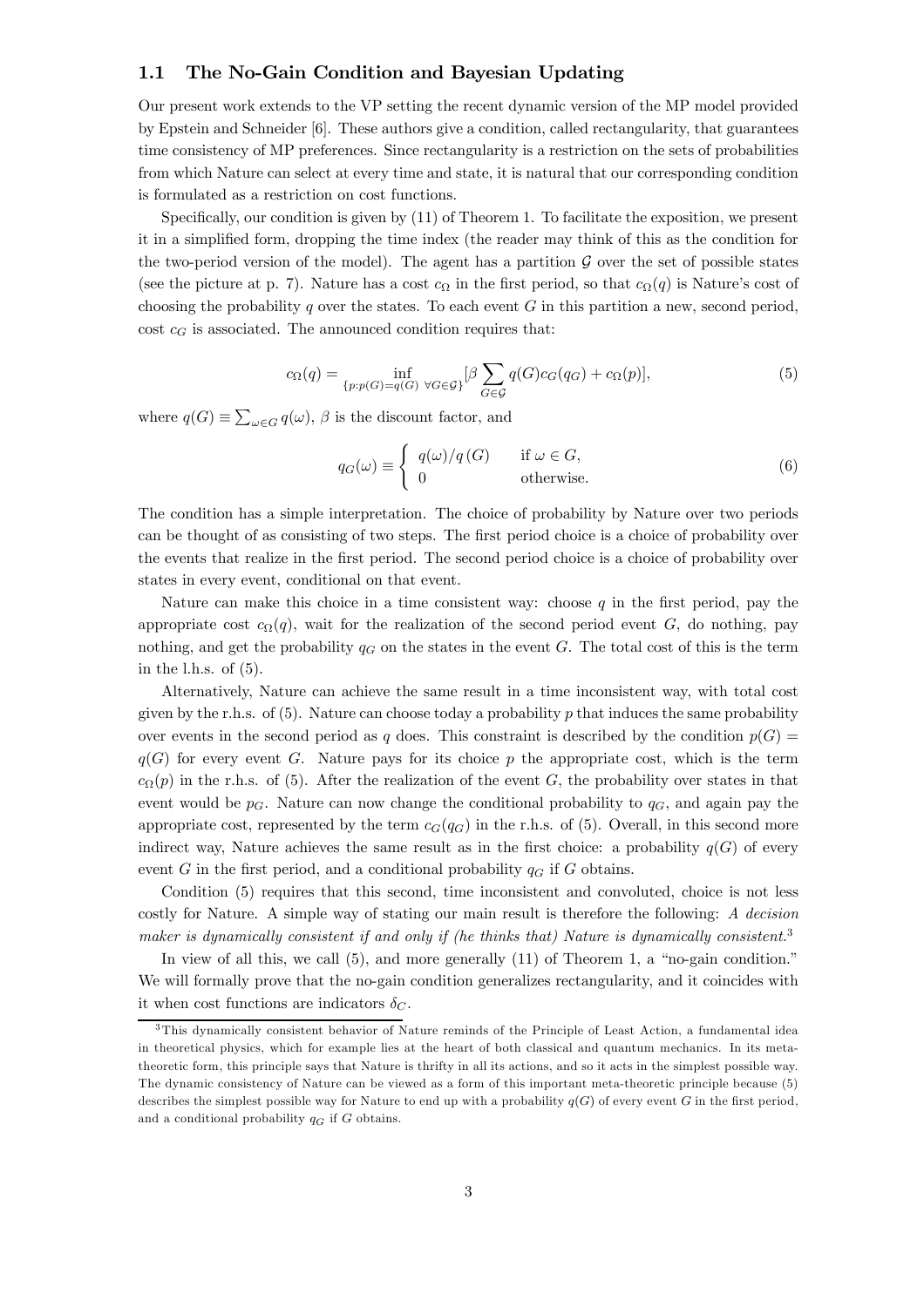### 1.1 The No-Gain Condition and Bayesian Updating

Our present work extends to the VP setting the recent dynamic version of the MP model provided by Epstein and Schneider [6]. These authors give a condition, called rectangularity, that guarantees time consistency of MP preferences. Since rectangularity is a restriction on the sets of probabilities from which Nature can select at every time and state, it is natural that our corresponding condition is formulated as a restriction on cost functions.

Specifically, our condition is given by (11) of Theorem 1. To facilitate the exposition, we present it in a simplified form, dropping the time index (the reader may think of this as the condition for the two-period version of the model). The agent has a partition $\mathcal{G}$ over the set of possible states (see the picture at p. 7). Nature has a cost $c_\Omega$ in the first period, so that $c_\Omega(q)$ is Nature's cost of choosing the probability $q$ over the states. To each event $G$ in this partition a new, second period, cost $c_G$ is associated. The announced condition requires that:

$$c_\Omega(q) = \inf_{\{p:p(G)=q(G)\ \forall G\in\mathcal{G}\}} [\beta \sum_{G\in\mathcal{G}} q(G) c_G(q_G) + c_\Omega(p)], \tag{5}$$

where $q(G) \equiv \sum_{\omega\in G} q(\omega)$, $\beta$ is the discount factor, and

$$q_G(\omega) \equiv \begin{cases} q(\omega)/q(G) & \text{if } \omega \in G, \\ 0 & \text{otherwise.} \end{cases} \tag{6}$$

The condition has a simple interpretation. The choice of probability by Nature over two periods can be thought of as consisting of two steps. The first period choice is a choice of probability over the events that realize in the first period. The second period choice is a choice of probability over states in every event, conditional on that event.

Nature can make this choice in a time consistent way: choose $q$ in the first period, pay the appropriate cost $c_\Omega(q)$, wait for the realization of the second period event $G$, do nothing, pay nothing, and get the probability $q_G$ on the states in the event $G$. The total cost of this is the term in the l.h.s. of (5).

Alternatively, Nature can achieve the same result in a time inconsistent way, with total cost given by the r.h.s. of (5). Nature can choose today a probability $p$ that induces the same probability over events in the second period as $q$ does. This constraint is described by the condition $p(G) = q(G)$ for every event $G$. Nature pays for its choice $p$ the appropriate cost, which is the term $c_\Omega(p)$ in the r.h.s. of (5). After the realization of the event $G$, the probability over states in that event would be $p_G$. Nature can now change the conditional probability to $q_G$, and again pay the appropriate cost, represented by the term $c_G(q_G)$ in the r.h.s. of (5). Overall, in this second more indirect way, Nature achieves the same result as in the first choice: a probability $q(G)$ of every event $G$ in the first period, and a conditional probability $q_G$ if $G$ obtains.

Condition (5) requires that this second, time inconsistent and convoluted, choice is not less costly for Nature. A simple way of stating our main result is therefore the following: *A decision maker is dynamically consistent if and only if (he thinks that) Nature is dynamically consistent.*[3]

In view of all this, we call (5), and more generally (11) of Theorem 1, a "no-gain condition." We will formally prove that the no-gain condition generalizes rectangularity, and it coincides with it when cost functions are indicators $\delta_C$.

[3] This dynamically consistent behavior of Nature reminds of the Principle of Least Action, a fundamental idea in theoretical physics, which for example lies at the heart of both classical and quantum mechanics. In its meta-theoretic form, this principle says that Nature is thrifty in all its actions, and so it acts in the simplest possible way. The dynamic consistency of Nature can be viewed as a form of this important meta-theoretic principle because (5) describes the simplest possible way for Nature to end up with a probability $q(G)$ of every event $G$ in the first period, and a conditional probability $q_G$ if $G$ obtains.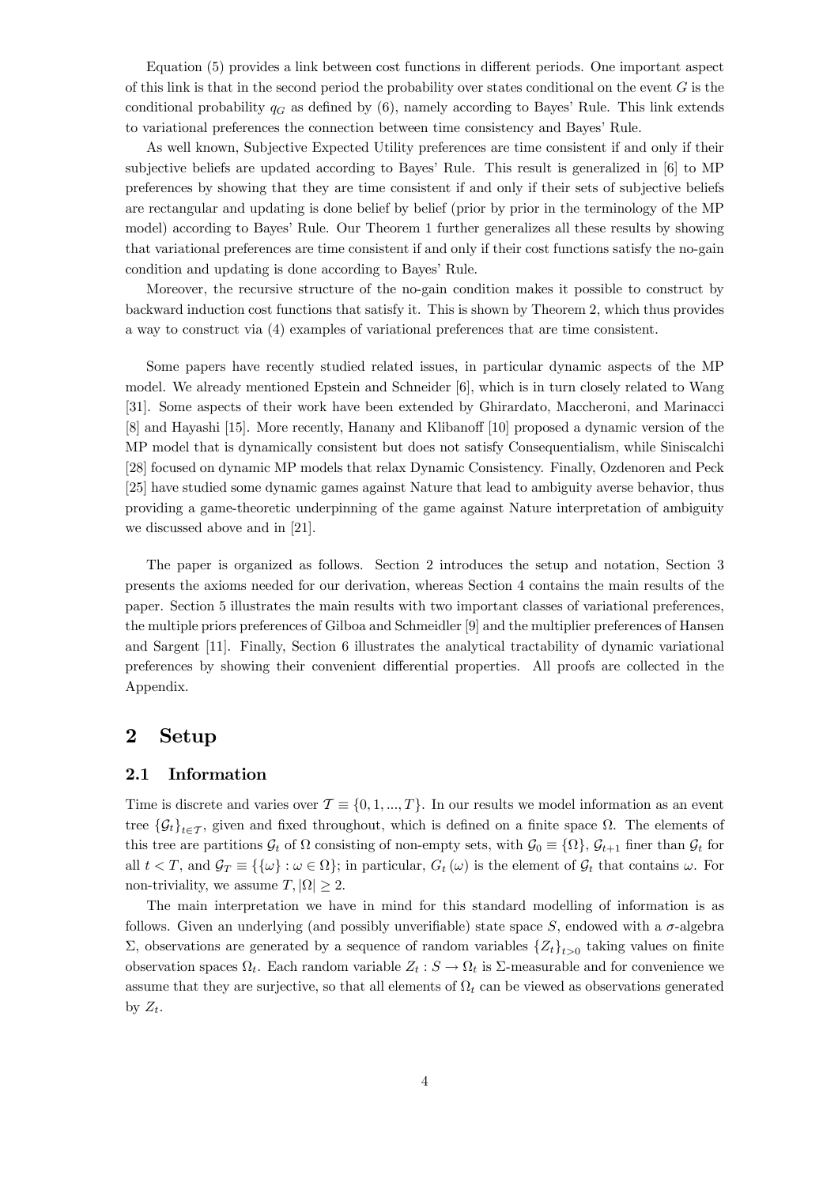Equation (5) provides a link between cost functions in different periods. One important aspect of this link is that in the second period the probability over states conditional on the event $G$ is the conditional probability $q_G$ as defined by (6), namely according to Bayes' Rule. This link extends to variational preferences the connection between time consistency and Bayes' Rule.

As well known, Subjective Expected Utility preferences are time consistent if and only if their subjective beliefs are updated according to Bayes' Rule. This result is generalized in [6] to MP preferences by showing that they are time consistent if and only if their sets of subjective beliefs are rectangular and updating is done belief by belief (prior by prior in the terminology of the MP model) according to Bayes' Rule. Our Theorem 1 further generalizes all these results by showing that variational preferences are time consistent if and only if their cost functions satisfy the no-gain condition and updating is done according to Bayes' Rule.

Moreover, the recursive structure of the no-gain condition makes it possible to construct by backward induction cost functions that satisfy it. This is shown by Theorem 2, which thus provides a way to construct via (4) examples of variational preferences that are time consistent.

Some papers have recently studied related issues, in particular dynamic aspects of the MP model. We already mentioned Epstein and Schneider [6], which is in turn closely related to Wang [31]. Some aspects of their work have been extended by Ghirardato, Maccheroni, and Marinacci [8] and Hayashi [15]. More recently, Hanany and Klibanoff [10] proposed a dynamic version of the MP model that is dynamically consistent but does not satisfy Consequentialism, while Siniscalchi [28] focused on dynamic MP models that relax Dynamic Consistency. Finally, Ozdenoren and Peck [25] have studied some dynamic games against Nature that lead to ambiguity averse behavior, thus providing a game-theoretic underpinning of the game against Nature interpretation of ambiguity we discussed above and in [21].

The paper is organized as follows. Section 2 introduces the setup and notation, Section 3 presents the axioms needed for our derivation, whereas Section 4 contains the main results of the paper. Section 5 illustrates the main results with two important classes of variational preferences, the multiple priors preferences of Gilboa and Schmeidler [9] and the multiplier preferences of Hansen and Sargent [11]. Finally, Section 6 illustrates the analytical tractability of dynamic variational preferences by showing their convenient differential properties. All proofs are collected in the Appendix.

## 2 Setup

### 2.1 Information

Time is discrete and varies over $\mathcal{T} \equiv \{0, 1, ..., T\}$. In our results we model information as an event tree $\{\mathcal{G}_t\}_{t \in \mathcal{T}}$, given and fixed throughout, which is defined on a finite space $\Omega$. The elements of this tree are partitions $\mathcal{G}_t$ of $\Omega$ consisting of non-empty sets, with $\mathcal{G}_0 \equiv \{\Omega\}$, $\mathcal{G}_{t+1}$ finer than $\mathcal{G}_t$ for all $t < T$, and $\mathcal{G}_T \equiv \{\{\omega\} : \omega \in \Omega\}$; in particular, $G_t(\omega)$ is the element of $\mathcal{G}_t$ that contains $\omega$. For non-triviality, we assume $T, |\Omega| \geq 2$.

The main interpretation we have in mind for this standard modelling of information is as follows. Given an underlying (and possibly unverifiable) state space $S$, endowed with a $\sigma$-algebra $\Sigma$, observations are generated by a sequence of random variables $\{Z_t\}_{t>0}$ taking values on finite observation spaces $\Omega_t$. Each random variable $Z_t : S \to \Omega_t$ is $\Sigma$-measurable and for convenience we assume that they are surjective, so that all elements of $\Omega_t$ can be viewed as observations generated by $Z_t$.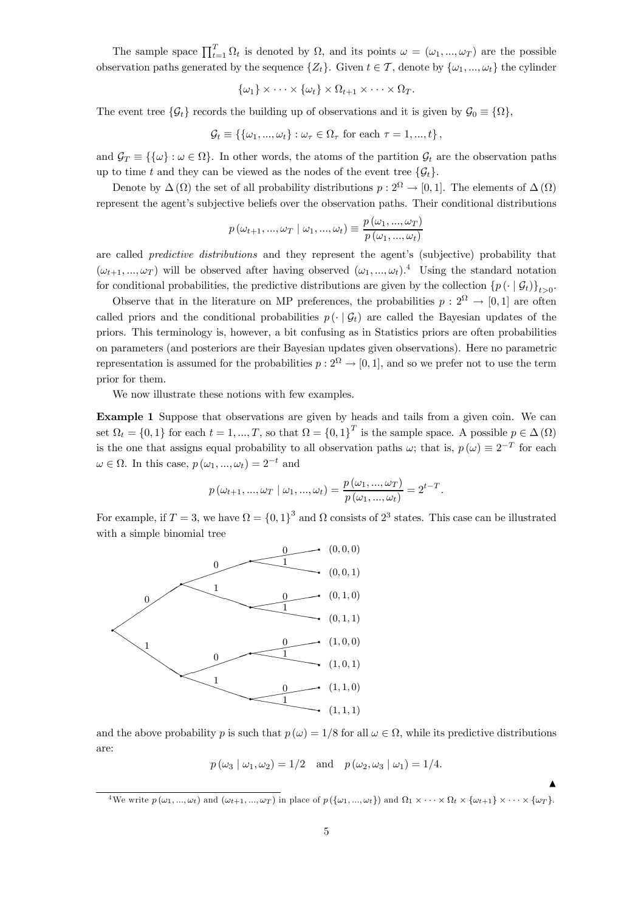The sample space $\prod_{t=1}^{T} \Omega_t$ is denoted by $\Omega$, and its points $\omega = (\omega_1, ..., \omega_T)$ are the possible observation paths generated by the sequence $\{Z_t\}$. Given $t \in \mathcal{T}$, denote by $\{\omega_1, ..., \omega_t\}$ the cylinder

$$\{\omega_1\} \times \cdots \times \{\omega_t\} \times \Omega_{t+1} \times \cdots \times \Omega_T.$$

The event tree $\{\mathcal{G}_t\}$ records the building up of observations and it is given by $\mathcal{G}_0 \equiv \{\Omega\}$,

$$\mathcal{G}_t \equiv \{\{\omega_1, ..., \omega_t\} : \omega_\tau \in \Omega_\tau \text{ for each } \tau = 1, ..., t\},$$

and $\mathcal{G}_T \equiv \{\{\omega\} : \omega \in \Omega\}$. In other words, the atoms of the partition $\mathcal{G}_t$ are the observation paths up to time $t$ and they can be viewed as the nodes of the event tree $\{\mathcal{G}_t\}$.

Denote by $\Delta(\Omega)$ the set of all probability distributions $p : 2^\Omega \to [0, 1]$. The elements of $\Delta(\Omega)$ represent the agent's subjective beliefs over the observation paths. Their conditional distributions

$$p(\omega_{t+1}, ..., \omega_T \mid \omega_1, ..., \omega_t) \equiv \frac{p(\omega_1, ..., \omega_T)}{p(\omega_1, ..., \omega_t)}$$

are called *predictive distributions* and they represent the agent's (subjective) probability that $(\omega_{t+1}, ..., \omega_T)$ will be observed after having observed $(\omega_1, ..., \omega_t)$.[4] Using the standard notation for conditional probabilities, the predictive distributions are given by the collection $\{p(\cdot \mid \mathcal{G}_t)\}_{t>0}$.

Observe that in the literature on MP preferences, the probabilities $p : 2^\Omega \to [0, 1]$ are often called priors and the conditional probabilities $p(\cdot \mid \mathcal{G}_t)$ are called the Bayesian updates of the priors. This terminology is, however, a bit confusing as in Statistics priors are often probabilities on parameters (and posteriors are their Bayesian updates given observations). Here no parametric representation is assumed for the probabilities $p : 2^\Omega \to [0, 1]$, and so we prefer not to use the term prior for them.

We now illustrate these notions with few examples.

**Example 1** Suppose that observations are given by heads and tails from a given coin. We can set $\Omega_t = \{0, 1\}$ for each $t = 1, ..., T$, so that $\Omega = \{0, 1\}^T$ is the sample space. A possible $p \in \Delta(\Omega)$ is the one that assigns equal probability to all observation paths $\omega$; that is, $p(\omega) \equiv 2^{-T}$ for each $\omega \in \Omega$. In this case, $p(\omega_1, ..., \omega_t) = 2^{-t}$ and

$$p(\omega_{t+1}, ..., \omega_T \mid \omega_1, ..., \omega_t) = \frac{p(\omega_1, ..., \omega_T)}{p(\omega_1, ..., \omega_t)} = 2^{t-T}.$$

For example, if $T = 3$, we have $\Omega = \{0, 1\}^3$ and $\Omega$ consists of $2^3$ states. This case can be illustrated with a simple binomial tree

and the above probability $p$ is such that $p(\omega) = 1/8$ for all $\omega \in \Omega$, while its predictive distributions are:

$$p(\omega_3 \mid \omega_1, \omega_2) = 1/2 \quad \text{and} \quad p(\omega_2, \omega_3 \mid \omega_1) = 1/4.$$

▲

[4] We write $p(\omega_1, ..., \omega_t)$ and $(\omega_{t+1}, ..., \omega_T)$ in place of $p(\{\omega_1, ..., \omega_t\})$ and $\Omega_1 \times \cdots \times \Omega_t \times \{\omega_{t+1}\} \times \cdots \times \{\omega_T\}$.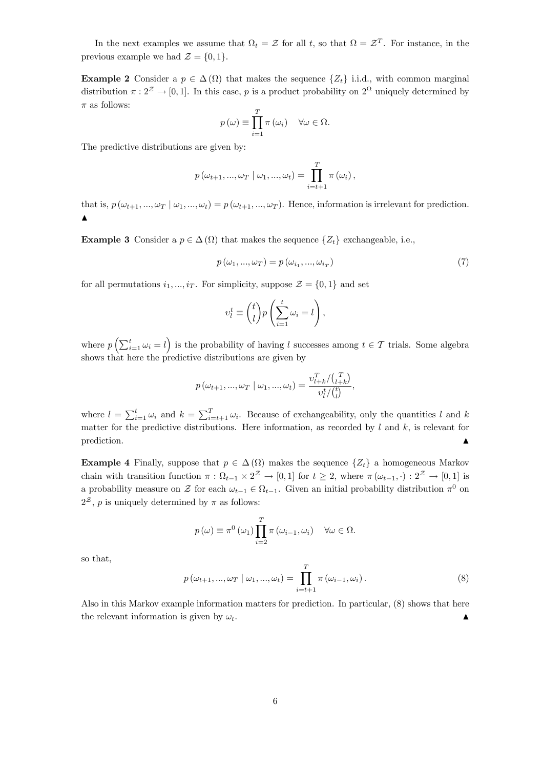In the next examples we assume that $\Omega_t = \mathcal{Z}$ for all $t$, so that $\Omega = \mathcal{Z}^T$. For instance, in the previous example we had $\mathcal{Z} = \{0, 1\}$.

**Example 2** Consider a $p \in \Delta(\Omega)$ that makes the sequence $\{Z_t\}$ i.i.d., with common marginal distribution $\pi : 2^{\mathcal{Z}} \to [0, 1]$. In this case, $p$ is a product probability on $2^\Omega$ uniquely determined by $\pi$ as follows:

$$p(\omega) \equiv \prod_{i=1}^{T} \pi(\omega_i) \quad \forall \omega \in \Omega.$$

The predictive distributions are given by:

$$p(\omega_{t+1}, ..., \omega_T \mid \omega_1, ..., \omega_t) = \prod_{i=t+1}^{T} \pi(\omega_i),$$

that is, $p(\omega_{t+1}, ..., \omega_T \mid \omega_1, ..., \omega_t) = p(\omega_{t+1}, ..., \omega_T)$. Hence, information is irrelevant for prediction. ▲

**Example 3** Consider a $p \in \Delta(\Omega)$ that makes the sequence $\{Z_t\}$ exchangeable, i.e.,

$$p(\omega_1, ..., \omega_T) = p(\omega_{i_1}, ..., \omega_{i_T}) \tag{7}$$

for all permutations $i_1, ..., i_T$. For simplicity, suppose $\mathcal{Z} = \{0, 1\}$ and set

$$v_l^t \equiv \binom{t}{l} p\left(\sum_{i=1}^{t} \omega_i = l\right),$$

where $p\left(\sum_{i=1}^{t} \omega_i = l\right)$ is the probability of having $l$ successes among $t \in \mathcal{T}$ trials. Some algebra shows that here the predictive distributions are given by

$$p(\omega_{t+1}, ..., \omega_T \mid \omega_1, ..., \omega_t) = \frac{v_{l+k}^T / \binom{T}{l+k}}{v_l^t / \binom{t}{l}},$$

where $l = \sum_{i=1}^{t} \omega_i$ and $k = \sum_{i=t+1}^{T} \omega_i$. Because of exchangeability, only the quantities $l$ and $k$ matter for the predictive distributions. Here information, as recorded by $l$ and $k$, is relevant for prediction. ▲

**Example 4** Finally, suppose that $p \in \Delta(\Omega)$ makes the sequence $\{Z_t\}$ a homogeneous Markov chain with transition function $\pi : \Omega_{t-1} \times 2^{\mathcal{Z}} \to [0, 1]$ for $t \geq 2$, where $\pi(\omega_{t-1}, \cdot) : 2^{\mathcal{Z}} \to [0, 1]$ is a probability measure on $\mathcal{Z}$ for each $\omega_{t-1} \in \Omega_{t-1}$. Given an initial probability distribution $\pi^0$ on $2^{\mathcal{Z}}$, $p$ is uniquely determined by $\pi$ as follows:

$$p(\omega) \equiv \pi^0(\omega_1) \prod_{i=2}^{T} \pi(\omega_{i-1}, \omega_i) \quad \forall \omega \in \Omega.$$

so that,

$$p(\omega_{t+1}, ..., \omega_T \mid \omega_1, ..., \omega_t) = \prod_{i=t+1}^{T} \pi(\omega_{i-1}, \omega_i). \tag{8}$$

Also in this Markov example information matters for prediction. In particular, (8) shows that here the relevant information is given by $\omega_t$. ▲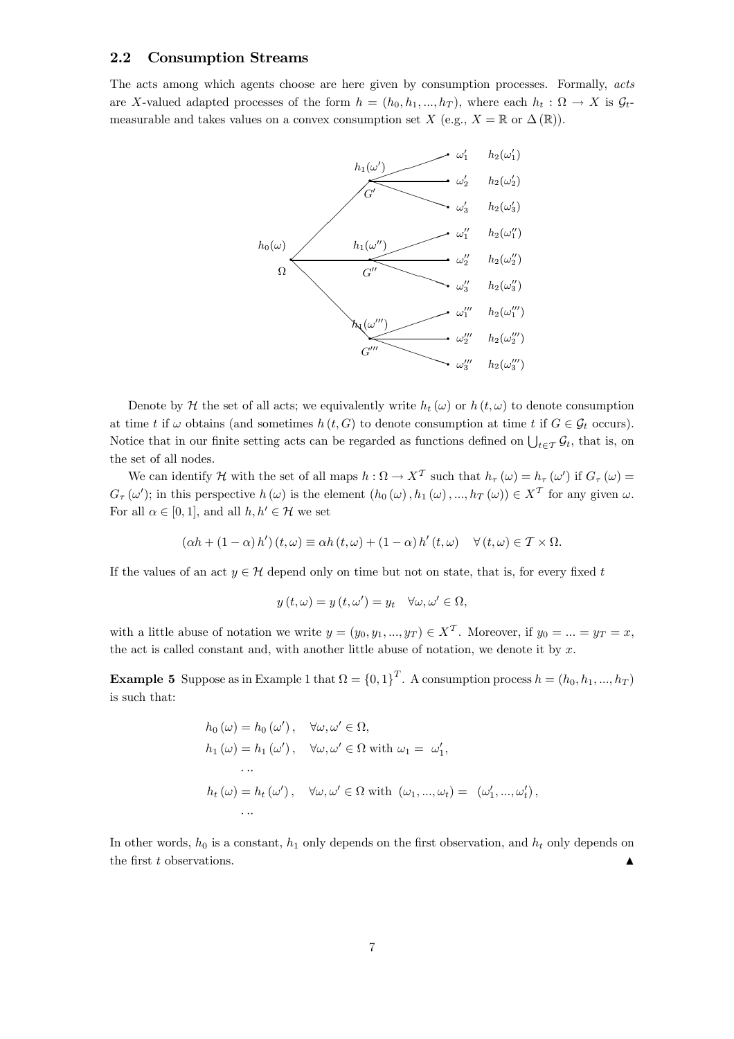### 2.2 Consumption Streams

The acts among which agents choose are here given by consumption processes. Formally, *acts* are $X$-valued adapted processes of the form $h = (h_0, h_1, ..., h_T)$, where each $h_t : \Omega \to X$ is $\mathcal{G}_t$-measurable and takes values on a convex consumption set $X$ (e.g., $X = \mathbb{R}$ or $\Delta(\mathbb{R})$).

Denote by $\mathcal{H}$ the set of all acts; we equivalently write $h_t(\omega)$ or $h(t, \omega)$ to denote consumption at time $t$ if $\omega$ obtains (and sometimes $h(t, G)$ to denote consumption at time $t$ if $G \in \mathcal{G}_t$ occurs). Notice that in our finite setting acts can be regarded as functions defined on $\bigcup_{t \in \mathcal{T}} \mathcal{G}_t$, that is, on the set of all nodes.

We can identify $\mathcal{H}$ with the set of all maps $h : \Omega \to X^{\mathcal{T}}$ such that $h_\tau(\omega) = h_\tau(\omega')$ if $G_\tau(\omega) = G_\tau(\omega')$; in this perspective $h(\omega)$ is the element $(h_0(\omega), h_1(\omega), ..., h_T(\omega)) \in X^{\mathcal{T}}$ for any given $\omega$. For all $\alpha \in [0, 1]$, and all $h, h' \in \mathcal{H}$ we set

$$(\alpha h + (1 - \alpha) h')(t, \omega) \equiv \alpha h(t, \omega) + (1 - \alpha) h'(t, \omega) \quad \forall (t, \omega) \in \mathcal{T} \times \Omega.$$

If the values of an act $y \in \mathcal{H}$ depend only on time but not on state, that is, for every fixed $t$

$$y(t, \omega) = y(t, \omega') = y_t \quad \forall \omega, \omega' \in \Omega,$$

with a little abuse of notation we write $y = (y_0, y_1, ..., y_T) \in X^{\mathcal{T}}$. Moreover, if $y_0 = ... = y_T = x$, the act is called constant and, with another little abuse of notation, we denote it by $x$.

**Example 5** Suppose as in Example 1 that $\Omega = \{0, 1\}^T$. A consumption process $h = (h_0, h_1, ..., h_T)$ is such that:

$$\begin{aligned}
&h_0(\omega) = h_0(\omega'), \quad \forall \omega, \omega' \in \Omega, \\
&h_1(\omega) = h_1(\omega'), \quad \forall \omega, \omega' \in \Omega \text{ with } \omega_1 = \omega_1', \\
&\quad \cdots \\
&h_t(\omega) = h_t(\omega'), \quad \forall \omega, \omega' \in \Omega \text{ with } (\omega_1, ..., \omega_t) = (\omega_1', ..., \omega_t'), \\
&\quad \cdots
\end{aligned}$$

In other words, $h_0$ is a constant, $h_1$ only depends on the first observation, and $h_t$ only depends on the first $t$ observations. ▲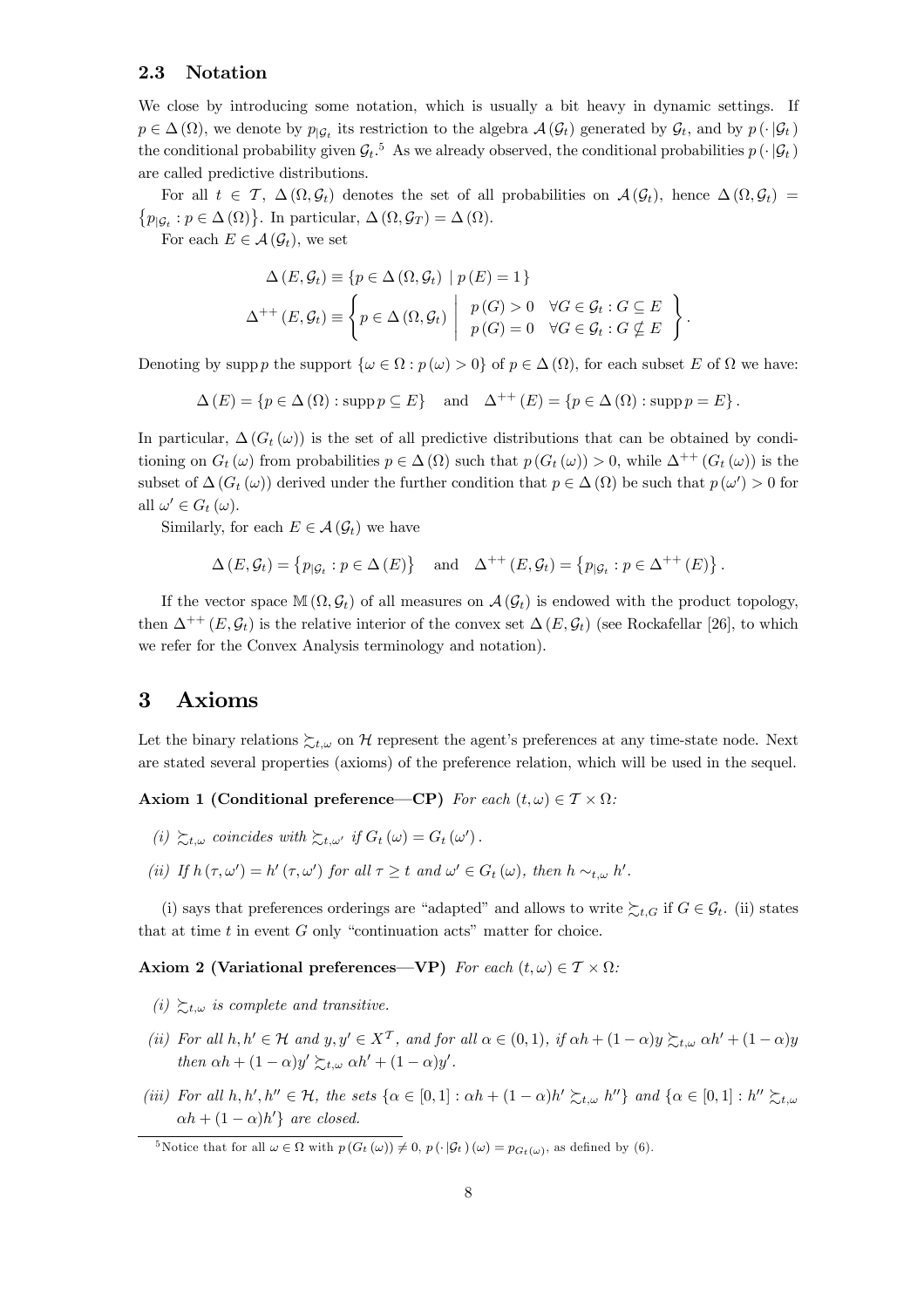### 2.3 Notation

We close by introducing some notation, which is usually a bit heavy in dynamic settings. If $p \in \Delta(\Omega)$, we denote by $p_{|\mathcal{G}_t}$ its restriction to the algebra $\mathcal{A}(\mathcal{G}_t)$ generated by $\mathcal{G}_t$, and by $p(\cdot|\mathcal{G}_t)$ the conditional probability given $\mathcal{G}_t$.[5] As we already observed, the conditional probabilities $p(\cdot|\mathcal{G}_t)$ are called predictive distributions.

For all $t \in \mathcal{T}$, $\Delta(\Omega, \mathcal{G}_t)$ denotes the set of all probabilities on $\mathcal{A}(\mathcal{G}_t)$, hence $\Delta(\Omega, \mathcal{G}_t) = \{p_{|\mathcal{G}_t} : p \in \Delta(\Omega)\}$. In particular, $\Delta(\Omega, \mathcal{G}_T) = \Delta(\Omega)$.

For each $E \in \mathcal{A}(\mathcal{G}_t)$, we set

$$\Delta(E, \mathcal{G}_t) \equiv \{p \in \Delta(\Omega, \mathcal{G}_t) \mid p(E) = 1\}$$

$$\Delta^{++}(E, \mathcal{G}_t) \equiv \left\{ p \in \Delta(\Omega, \mathcal{G}_t) \;\middle|\; \begin{array}{ll} p(G) > 0 & \forall G \in \mathcal{G}_t : G \subseteq E \\ p(G) = 0 & \forall G \in \mathcal{G}_t : G \nsubseteq E \end{array} \right\}.$$

Denoting by $\operatorname{supp} p$ the support $\{\omega \in \Omega : p(\omega) > 0\}$ of $p \in \Delta(\Omega)$, for each subset $E$ of $\Omega$ we have:

$$\Delta(E) = \{p \in \Delta(\Omega) : \operatorname{supp} p \subseteq E\} \quad \text{and} \quad \Delta^{++}(E) = \{p \in \Delta(\Omega) : \operatorname{supp} p = E\}.$$

In particular, $\Delta(G_t(\omega))$ is the set of all predictive distributions that can be obtained by conditioning on $G_t(\omega)$ from probabilities $p \in \Delta(\Omega)$ such that $p(G_t(\omega)) > 0$, while $\Delta^{++}(G_t(\omega))$ is the subset of $\Delta(G_t(\omega))$ derived under the further condition that $p \in \Delta(\Omega)$ be such that $p(\omega') > 0$ for all $\omega' \in G_t(\omega)$.

Similarly, for each $E \in \mathcal{A}(\mathcal{G}_t)$ we have

$$\Delta(E, \mathcal{G}_t) = \{p_{|\mathcal{G}_t} : p \in \Delta(E)\} \quad \text{and} \quad \Delta^{++}(E, \mathcal{G}_t) = \{p_{|\mathcal{G}_t} : p \in \Delta^{++}(E)\}.$$

If the vector space $\mathbb{M}(\Omega, \mathcal{G}_t)$ of all measures on $\mathcal{A}(\mathcal{G}_t)$ is endowed with the product topology, then $\Delta^{++}(E, \mathcal{G}_t)$ is the relative interior of the convex set $\Delta(E, \mathcal{G}_t)$ (see Rockafellar [26], to which we refer for the Convex Analysis terminology and notation).

## 3 Axioms

Let the binary relations $\succsim_{t,\omega}$ on $\mathcal{H}$ represent the agent's preferences at any time-state node. Next are stated several properties (axioms) of the preference relation, which will be used in the sequel.

**Axiom 1 (Conditional preference—CP)** *For each $(t, \omega) \in \mathcal{T} \times \Omega$:*

*(i) $\succsim_{t,\omega}$ coincides with $\succsim_{t,\omega'}$ if $G_t(\omega) = G_t(\omega')$.*

*(ii) If $h(\tau, \omega') = h'(\tau, \omega')$ for all $\tau \geq t$ and $\omega' \in G_t(\omega)$, then $h \sim_{t,\omega} h'$.*

(i) says that preferences orderings are "adapted" and allows to write $\succsim_{t,G}$ if $G \in \mathcal{G}_t$. (ii) states that at time $t$ in event $G$ only "continuation acts" matter for choice.

**Axiom 2 (Variational preferences—VP)** *For each $(t, \omega) \in \mathcal{T} \times \Omega$:*

*(i) $\succsim_{t,\omega}$ is complete and transitive.*

*(ii) For all $h, h' \in \mathcal{H}$ and $y, y' \in X^{\mathcal{T}}$, and for all $\alpha \in (0, 1)$, if $\alpha h + (1-\alpha)y \succsim_{t,\omega} \alpha h' + (1-\alpha)y$ then $\alpha h + (1-\alpha)y' \succsim_{t,\omega} \alpha h' + (1-\alpha)y'$.*

*(iii) For all $h, h', h'' \in \mathcal{H}$, the sets $\{\alpha \in [0, 1] : \alpha h + (1-\alpha)h' \succsim_{t,\omega} h''\}$ and $\{\alpha \in [0, 1] : h'' \succsim_{t,\omega} \alpha h + (1-\alpha)h'\}$ are closed.*

[5] Notice that for all $\omega \in \Omega$ with $p(G_t(\omega)) \neq 0$, $p(\cdot|\mathcal{G}_t)(\omega) = p_{G_t(\omega)}$, as defined by (6).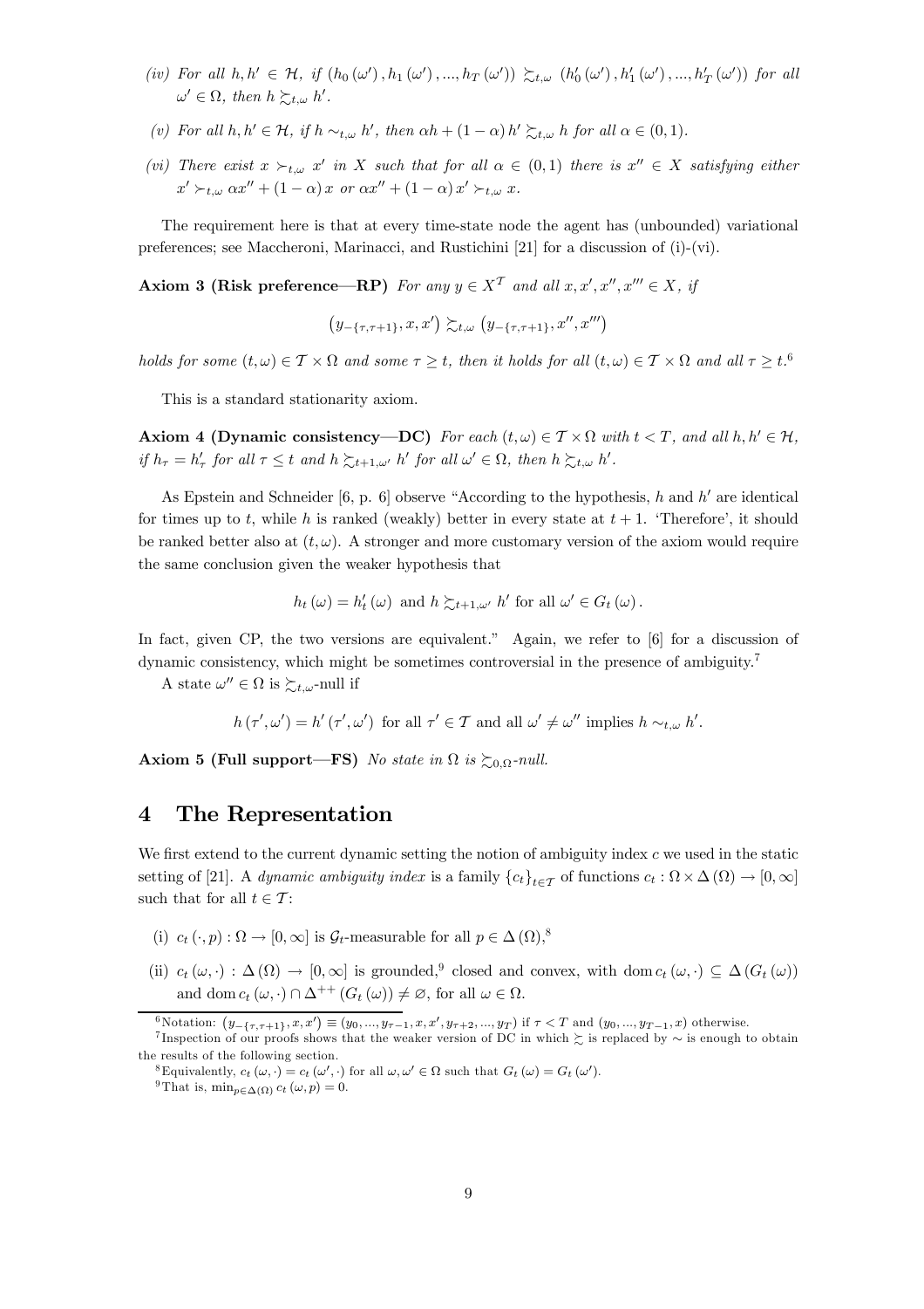*(iv) For all $h, h' \in \mathcal{H}$, if $(h_0(\omega'), h_1(\omega'), ..., h_T(\omega')) \succsim_{t,\omega} (h'_0(\omega'), h'_1(\omega'), ..., h'_T(\omega'))$ for all $\omega' \in \Omega$, then $h \succsim_{t,\omega} h'$.*

*(v) For all $h, h' \in \mathcal{H}$, if $h \sim_{t,\omega} h'$, then $\alpha h + (1-\alpha) h' \succsim_{t,\omega} h$ for all $\alpha \in (0,1)$.*

*(vi) There exist $x \succ_{t,\omega} x'$ in $X$ such that for all $\alpha \in (0,1)$ there is $x'' \in X$ satisfying either $x' \succ_{t,\omega} \alpha x'' + (1-\alpha) x$ or $\alpha x'' + (1-\alpha) x' \succ_{t,\omega} x$.*

The requirement here is that at every time-state node the agent has (unbounded) variational preferences; see Maccheroni, Marinacci, and Rustichini [21] for a discussion of (i)-(vi).

**Axiom 3 (Risk preference—RP)** *For any $y \in X^{\mathcal{T}}$ and all $x, x', x'', x''' \in X$, if*

$$\left(y_{-\{\tau,\tau+1\}}, x, x'\right) \succsim_{t,\omega} \left(y_{-\{\tau,\tau+1\}}, x'', x'''\right)$$

*holds for some $(t,\omega) \in \mathcal{T} \times \Omega$ and some $\tau \geq t$, then it holds for all $(t,\omega) \in \mathcal{T} \times \Omega$ and all $\tau \geq t$.*[6]

This is a standard stationarity axiom.

**Axiom 4 (Dynamic consistency—DC)** *For each $(t,\omega) \in \mathcal{T} \times \Omega$ with $t < T$, and all $h, h' \in \mathcal{H}$, if $h_\tau = h'_\tau$ for all $\tau \leq t$ and $h \succsim_{t+1,\omega'} h'$ for all $\omega' \in \Omega$, then $h \succsim_{t,\omega} h'$.*

As Epstein and Schneider [6, p. 6] observe "According to the hypothesis, $h$ and $h'$ are identical for times up to $t$, while $h$ is ranked (weakly) better in every state at $t+1$. 'Therefore', it should be ranked better also at $(t,\omega)$. A stronger and more customary version of the axiom would require the same conclusion given the weaker hypothesis that

$$h_t(\omega) = h'_t(\omega) \text{ and } h \succsim_{t+1,\omega'} h' \text{ for all } \omega' \in G_t(\omega).$$

In fact, given CP, the two versions are equivalent." Again, we refer to [6] for a discussion of dynamic consistency, which might be sometimes controversial in the presence of ambiguity.[7]

A state $\omega'' \in \Omega$ is $\succsim_{t,\omega}$-null if

$$h(\tau', \omega') = h'(\tau', \omega') \text{ for all } \tau' \in \mathcal{T} \text{ and all } \omega' \neq \omega'' \text{ implies } h \sim_{t,\omega} h'.$$

**Axiom 5 (Full support—FS)** *No state in $\Omega$ is $\succsim_{0,\Omega}$-null.*

# 4 The Representation

We first extend to the current dynamic setting the notion of ambiguity index $c$ we used in the static setting of [21]. A *dynamic ambiguity index* is a family $\{c_t\}_{t\in\mathcal{T}}$ of functions $c_t : \Omega \times \Delta(\Omega) \to [0,\infty]$ such that for all $t \in \mathcal{T}$:

(i) $c_t(\cdot, p) : \Omega \to [0,\infty]$ is $\mathcal{G}_t$-measurable for all $p \in \Delta(\Omega)$,[8]

(ii) $c_t(\omega, \cdot) : \Delta(\Omega) \to [0,\infty]$ is grounded,[9] closed and convex, with $\operatorname{dom} c_t(\omega,\cdot) \subseteq \Delta(G_t(\omega))$ and $\operatorname{dom} c_t(\omega,\cdot) \cap \Delta^{++}(G_t(\omega)) \neq \varnothing$, for all $\omega \in \Omega$.

---

[6] Notation: $\left(y_{-\{\tau,\tau+1\}}, x, x'\right) \equiv (y_0, ..., y_{\tau-1}, x, x', y_{\tau+2}, ..., y_T)$ if $\tau < T$ and $(y_0, ..., y_{T-1}, x)$ otherwise.

[7] Inspection of our proofs shows that the weaker version of DC in which $\succsim$ is replaced by $\sim$ is enough to obtain the results of the following section.

[8] Equivalently, $c_t(\omega,\cdot) = c_t(\omega',\cdot)$ for all $\omega, \omega' \in \Omega$ such that $G_t(\omega) = G_t(\omega')$.

[9] That is, $\min_{p\in\Delta(\Omega)} c_t(\omega, p) = 0$.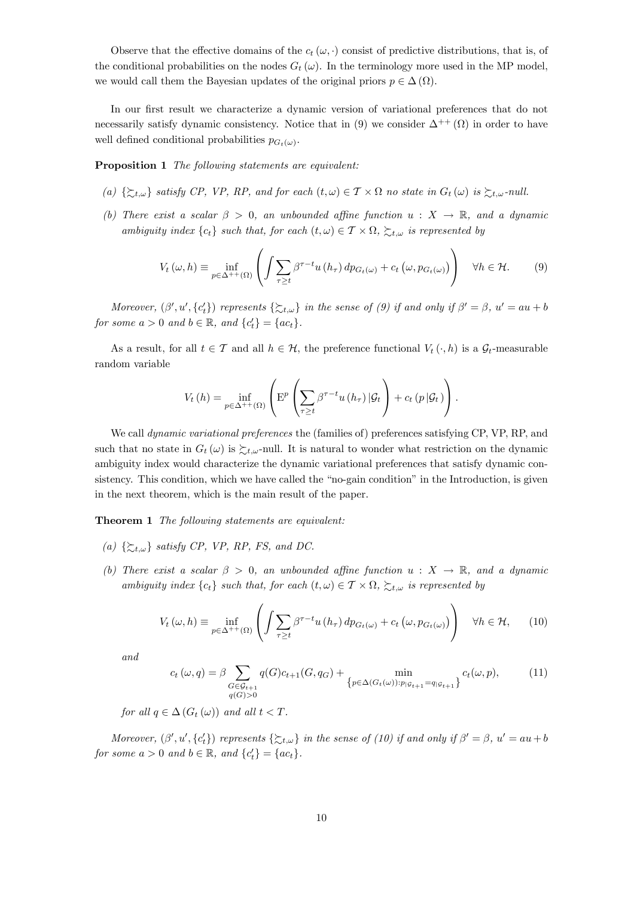Observe that the effective domains of the $c_t(\omega, \cdot)$ consist of predictive distributions, that is, of the conditional probabilities on the nodes $G_t(\omega)$. In the terminology more used in the MP model, we would call them the Bayesian updates of the original priors $p \in \Delta(\Omega)$.

In our first result we characterize a dynamic version of variational preferences that do not necessarily satisfy dynamic consistency. Notice that in (9) we consider $\Delta^{++}(\Omega)$ in order to have well defined conditional probabilities $p_{G_t(\omega)}$.

**Proposition 1** *The following statements are equivalent:*

*(a)* $\{\succsim_{t,\omega}\}$ *satisfy CP, VP, RP, and for each* $(t, \omega) \in \mathcal{T} \times \Omega$ *no state in* $G_t(\omega)$ *is* $\succsim_{t,\omega}$*-null.*

*(b) There exist a scalar* $\beta > 0$*, an unbounded affine function* $u : X \to \mathbb{R}$*, and a dynamic ambiguity index* $\{c_t\}$ *such that, for each* $(t, \omega) \in \mathcal{T} \times \Omega$*,* $\succsim_{t,\omega}$ *is represented by*

$$V_t(\omega, h) \equiv \inf_{p \in \Delta^{++}(\Omega)} \left( \int \sum_{\tau \geq t} \beta^{\tau - t} u(h_\tau) \, dp_{G_t(\omega)} + c_t\left(\omega, p_{G_t(\omega)}\right) \right) \quad \forall h \in \mathcal{H}. \tag{9}$$

*Moreover,* $(\beta', u', \{c_t'\})$ *represents* $\{\succsim_{t,\omega}\}$ *in the sense of (9) if and only if* $\beta' = \beta$*,* $u' = au + b$ *for some* $a > 0$ *and* $b \in \mathbb{R}$*, and* $\{c_t'\} = \{ac_t\}$*.*

As a result, for all $t \in \mathcal{T}$ and all $h \in \mathcal{H}$, the preference functional $V_t(\cdot, h)$ is a $\mathcal{G}_t$-measurable random variable

$$V_t(h) = \inf_{p \in \Delta^{++}(\Omega)} \left( \mathrm{E}^p \left( \sum_{\tau \geq t} \beta^{\tau - t} u(h_\tau) \, | \mathcal{G}_t \right) + c_t(p \, | \mathcal{G}_t) \right).$$

We call *dynamic variational preferences* the (families of) preferences satisfying CP, VP, RP, and such that no state in $G_t(\omega)$ is $\succsim_{t,\omega}$-null. It is natural to wonder what restriction on the dynamic ambiguity index would characterize the dynamic variational preferences that satisfy dynamic consistency. This condition, which we have called the "no-gain condition" in the Introduction, is given in the next theorem, which is the main result of the paper.

**Theorem 1** *The following statements are equivalent:*

*(a)* $\{\succsim_{t,\omega}\}$ *satisfy CP, VP, RP, FS, and DC.*

*(b) There exist a scalar* $\beta > 0$*, an unbounded affine function* $u : X \to \mathbb{R}$*, and a dynamic ambiguity index* $\{c_t\}$ *such that, for each* $(t, \omega) \in \mathcal{T} \times \Omega$*,* $\succsim_{t,\omega}$ *is represented by*

$$V_t(\omega, h) \equiv \inf_{p \in \Delta^{++}(\Omega)} \left( \int \sum_{\tau \geq t} \beta^{\tau - t} u(h_\tau) \, dp_{G_t(\omega)} + c_t\left(\omega, p_{G_t(\omega)}\right) \right) \quad \forall h \in \mathcal{H}, \tag{10}$$

*and*

$$c_t(\omega, q) = \beta \sum_{\substack{G \in \mathcal{G}_{t+1} \\ q(G) > 0}} q(G) c_{t+1}(G, q_G) + \min_{\left\{p \in \Delta(G_t(\omega)) : p_{|\mathcal{G}_{t+1}} = q_{|\mathcal{G}_{t+1}}\right\}} c_t(\omega, p), \tag{11}$$

*for all* $q \in \Delta(G_t(\omega))$ *and all* $t < T$*.*

*Moreover,* $(\beta', u', \{c_t'\})$ *represents* $\{\succsim_{t,\omega}\}$ *in the sense of (10) if and only if* $\beta' = \beta$*,* $u' = au + b$ *for some* $a > 0$ *and* $b \in \mathbb{R}$*, and* $\{c_t'\} = \{ac_t\}$*.*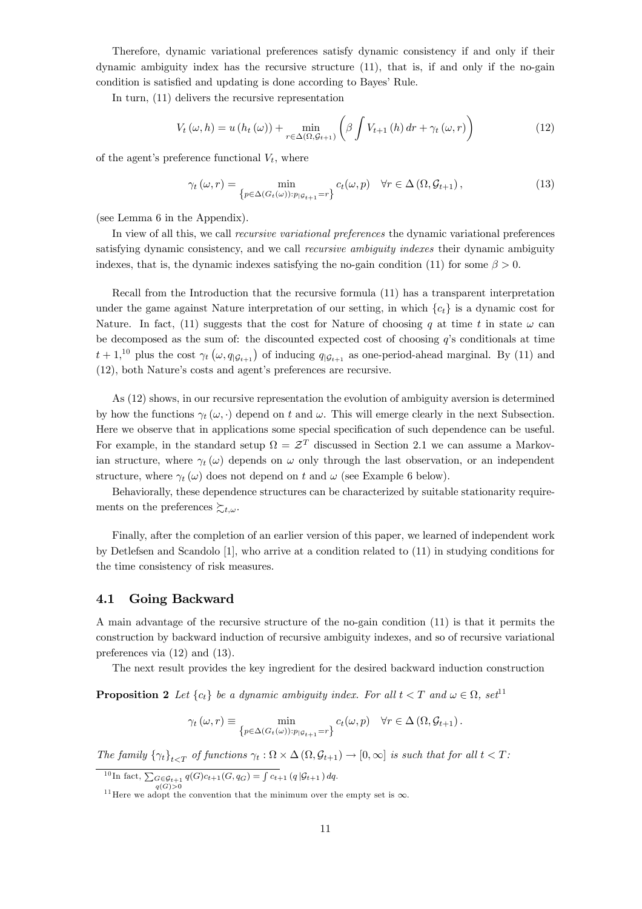Therefore, dynamic variational preferences satisfy dynamic consistency if and only if their dynamic ambiguity index has the recursive structure (11), that is, if and only if the no-gain condition is satisfied and updating is done according to Bayes' Rule.

In turn, (11) delivers the recursive representation

$$V_t(\omega, h) = u(h_t(\omega)) + \min_{r \in \Delta(\Omega, \mathcal{G}_{t+1})} \left( \beta \int V_{t+1}(h)\, dr + \gamma_t(\omega, r) \right) \tag{12}$$

of the agent's preference functional $V_t$, where

$$\gamma_t(\omega, r) = \min_{\left\{p \in \Delta(G_t(\omega)) : p_{|\mathcal{G}_{t+1}} = r\right\}} c_t(\omega, p) \quad \forall r \in \Delta(\Omega, \mathcal{G}_{t+1}), \tag{13}$$

(see Lemma 6 in the Appendix).

In view of all this, we call *recursive variational preferences* the dynamic variational preferences satisfying dynamic consistency, and we call *recursive ambiguity indexes* their dynamic ambiguity indexes, that is, the dynamic indexes satisfying the no-gain condition (11) for some $\beta > 0$.

Recall from the Introduction that the recursive formula (11) has a transparent interpretation under the game against Nature interpretation of our setting, in which $\{c_t\}$ is a dynamic cost for Nature. In fact, (11) suggests that the cost for Nature of choosing $q$ at time $t$ in state $\omega$ can be decomposed as the sum of: the discounted expected cost of choosing $q$'s conditionals at time $t+1$,[10] plus the cost $\gamma_t\left(\omega, q_{|\mathcal{G}_{t+1}}\right)$ of inducing $q_{|\mathcal{G}_{t+1}}$ as one-period-ahead marginal. By (11) and (12), both Nature's costs and agent's preferences are recursive.

As (12) shows, in our recursive representation the evolution of ambiguity aversion is determined by how the functions $\gamma_t(\omega, \cdot)$ depend on $t$ and $\omega$. This will emerge clearly in the next Subsection. Here we observe that in applications some special specification of such dependence can be useful. For example, in the standard setup $\Omega = \mathcal{Z}^T$ discussed in Section 2.1 we can assume a Markovian structure, where $\gamma_t(\omega)$ depends on $\omega$ only through the last observation, or an independent structure, where $\gamma_t(\omega)$ does not depend on $t$ and $\omega$ (see Example 6 below).

Behaviorally, these dependence structures can be characterized by suitable stationarity requirements on the preferences $\succsim_{t,\omega}$.

Finally, after the completion of an earlier version of this paper, we learned of independent work by Detlefsen and Scandolo [1], who arrive at a condition related to (11) in studying conditions for the time consistency of risk measures.

## 4.1 Going Backward

A main advantage of the recursive structure of the no-gain condition (11) is that it permits the construction by backward induction of recursive ambiguity indexes, and so of recursive variational preferences via (12) and (13).

The next result provides the key ingredient for the desired backward induction construction

**Proposition 2** *Let $\{c_t\}$ be a dynamic ambiguity index. For all $t < T$ and $\omega \in \Omega$, set*[11]

$$\gamma_t(\omega, r) \equiv \min_{\left\{p \in \Delta(G_t(\omega)) : p_{|\mathcal{G}_{t+1}} = r\right\}} c_t(\omega, p) \quad \forall r \in \Delta(\Omega, \mathcal{G}_{t+1}).$$

*The family $\{\gamma_t\}_{t<T}$ of functions $\gamma_t : \Omega \times \Delta(\Omega, \mathcal{G}_{t+1}) \to [0, \infty]$ is such that for all $t < T$:*

---

[10] In fact, $\sum_{\substack{G \in \mathcal{G}_{t+1} \\ q(G)>0}} q(G) c_{t+1}(G, q_G) = \int c_{t+1}(q\,|\mathcal{G}_{t+1})\, dq$.

[11] Here we adopt the convention that the minimum over the empty set is $\infty$.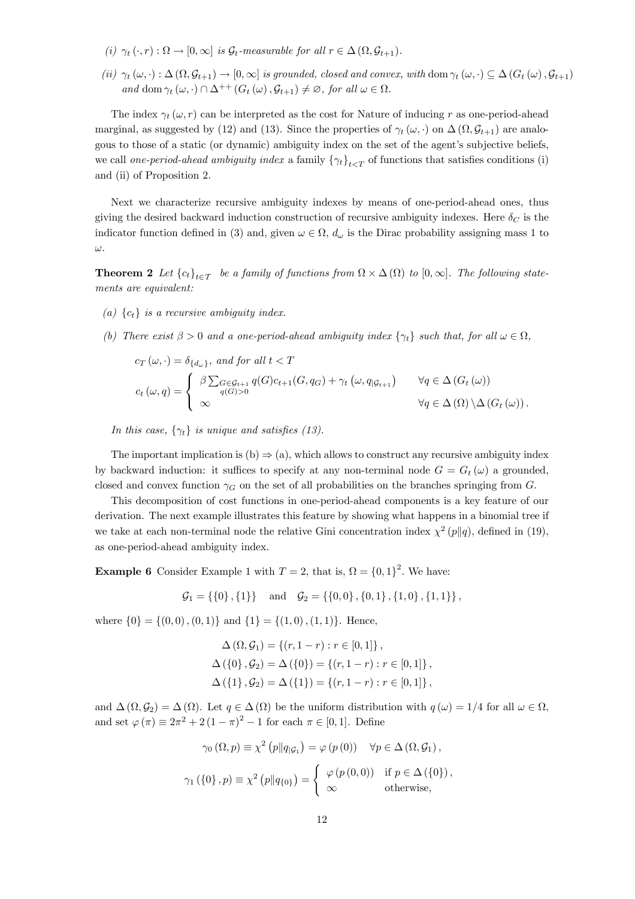(i) $\gamma_t(\cdot, r) : \Omega \to [0, \infty]$ *is* $\mathcal{G}_t$*-measurable for all* $r \in \Delta(\Omega, \mathcal{G}_{t+1})$.

(ii) $\gamma_t(\omega, \cdot) : \Delta(\Omega, \mathcal{G}_{t+1}) \to [0, \infty]$ *is grounded, closed and convex, with* $\operatorname{dom} \gamma_t(\omega, \cdot) \subseteq \Delta(G_t(\omega), \mathcal{G}_{t+1})$ *and* $\operatorname{dom} \gamma_t(\omega, \cdot) \cap \Delta^{++}(G_t(\omega), \mathcal{G}_{t+1}) \neq \varnothing$, *for all* $\omega \in \Omega$.

The index $\gamma_t(\omega, r)$ can be interpreted as the cost for Nature of inducing $r$ as one-period-ahead marginal, as suggested by (12) and (13). Since the properties of $\gamma_t(\omega, \cdot)$ on $\Delta(\Omega, \mathcal{G}_{t+1})$ are analogous to those of a static (or dynamic) ambiguity index on the set of the agent's subjective beliefs, we call *one-period-ahead ambiguity index* a family $\{\gamma_t\}_{t<T}$ of functions that satisfies conditions (i) and (ii) of Proposition 2.

Next we characterize recursive ambiguity indexes by means of one-period-ahead ones, thus giving the desired backward induction construction of recursive ambiguity indexes. Here $\delta_C$ is the indicator function defined in (3) and, given $\omega \in \Omega$, $d_\omega$ is the Dirac probability assigning mass 1 to $\omega$.

**Theorem 2** *Let* $\{c_t\}_{t\in\mathcal{T}}$ *be a family of functions from* $\Omega \times \Delta(\Omega)$ *to* $[0, \infty]$. *The following statements are equivalent:*

*(a)* $\{c_t\}$ *is a recursive ambiguity index.*

*(b) There exist* $\beta > 0$ *and a one-period-ahead ambiguity index* $\{\gamma_t\}$ *such that, for all* $\omega \in \Omega$,

$c_T(\omega, \cdot) = \delta_{\{d_\omega\}}$, *and for all* $t < T$

$$c_t(\omega, q) = \begin{cases} \beta \sum_{\substack{G\in\mathcal{G}_{t+1} \\ q(G)>0}} q(G) c_{t+1}(G, q_G) + \gamma_t\left(\omega, q_{|\mathcal{G}_{t+1}}\right) & \forall q \in \Delta(G_t(\omega)) \\ \infty & \forall q \in \Delta(\Omega) \setminus \Delta(G_t(\omega)). \end{cases}$$

*In this case,* $\{\gamma_t\}$ *is unique and satisfies (13).*

The important implication is (b) $\Rightarrow$ (a), which allows to construct any recursive ambiguity index by backward induction: it suffices to specify at any non-terminal node $G = G_t(\omega)$ a grounded, closed and convex function $\gamma_G$ on the set of all probabilities on the branches springing from $G$.

This decomposition of cost functions in one-period-ahead components is a key feature of our derivation. The next example illustrates this feature by showing what happens in a binomial tree if we take at each non-terminal node the relative Gini concentration index $\chi^2(p\|q)$, defined in (19), as one-period-ahead ambiguity index.

**Example 6** Consider Example 1 with $T = 2$, that is, $\Omega = \{0,1\}^2$. We have:

$$\mathcal{G}_1 = \{\{0\}, \{1\}\} \quad \text{and} \quad \mathcal{G}_2 = \{\{0,0\}, \{0,1\}, \{1,0\}, \{1,1\}\},$$

where $\{0\} = \{(0,0), (0,1)\}$ and $\{1\} = \{(1,0), (1,1)\}$. Hence,

$$\Delta(\Omega, \mathcal{G}_1) = \{(r, 1-r) : r \in [0,1]\},$$
$$\Delta(\{0\}, \mathcal{G}_2) = \Delta(\{0\}) = \{(r, 1-r) : r \in [0,1]\},$$
$$\Delta(\{1\}, \mathcal{G}_2) = \Delta(\{1\}) = \{(r, 1-r) : r \in [0,1]\},$$

and $\Delta(\Omega, \mathcal{G}_2) = \Delta(\Omega)$. Let $q \in \Delta(\Omega)$ be the uniform distribution with $q(\omega) = 1/4$ for all $\omega \in \Omega$, and set $\varphi(\pi) \equiv 2\pi^2 + 2(1-\pi)^2 - 1$ for each $\pi \in [0,1]$. Define

$$\gamma_0(\Omega, p) \equiv \chi^2\left(p\|q_{|\mathcal{G}_1}\right) = \varphi(p(0)) \quad \forall p \in \Delta(\Omega, \mathcal{G}_1),$$

$$\gamma_1(\{0\}, p) \equiv \chi^2\left(p\|q_{\{0\}}\right) = \begin{cases} \varphi(p(0,0)) & \text{if } p \in \Delta(\{0\}), \\ \infty & \text{otherwise,} \end{cases}$$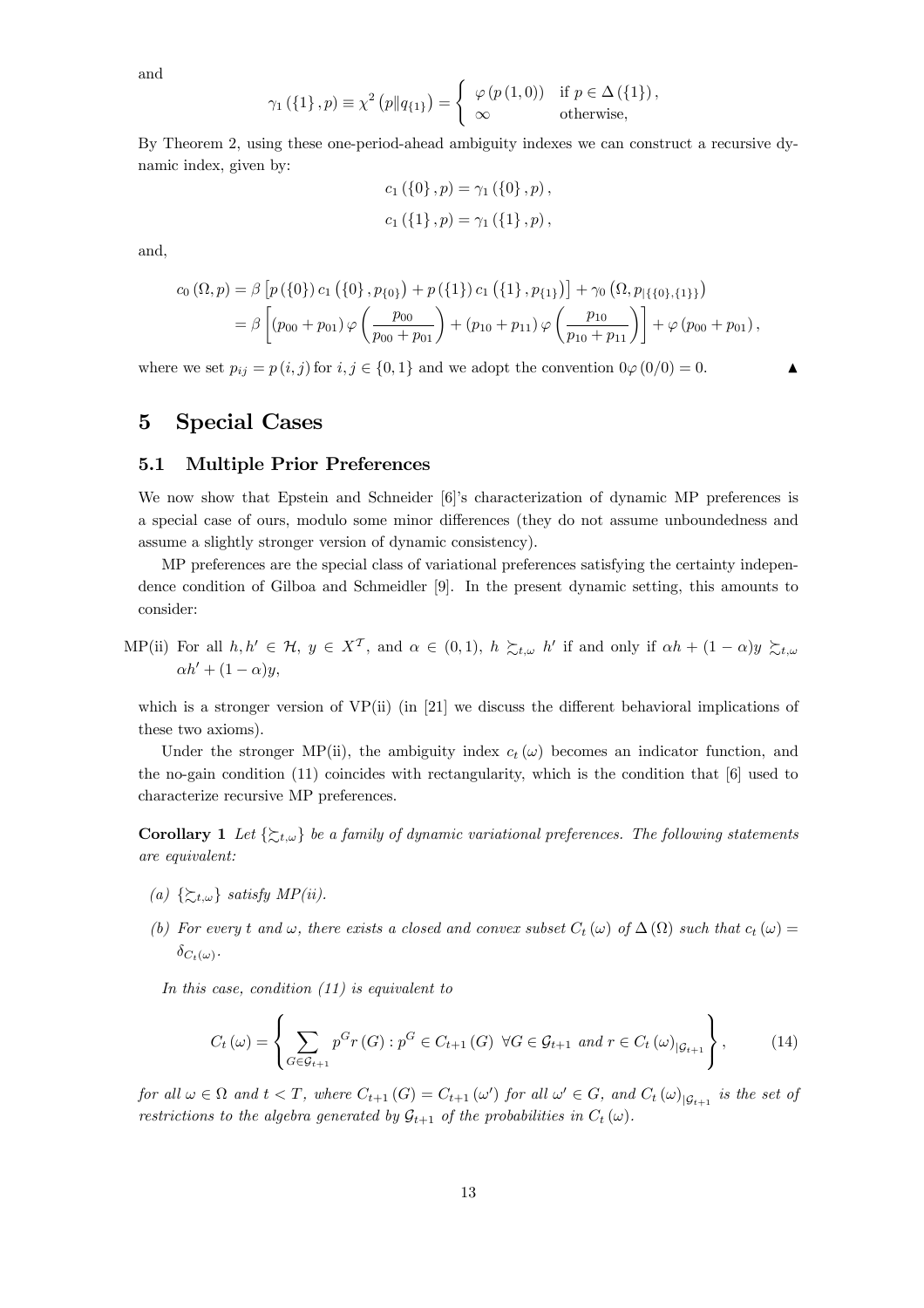and

$$\gamma_1(\{1\}, p) \equiv \chi^2(p\|q_{\{1\}}) = \begin{cases} \varphi(p(1,0)) & \text{if } p \in \Delta(\{1\}), \\ \infty & \text{otherwise,} \end{cases}$$

By Theorem 2, using these one-period-ahead ambiguity indexes we can construct a recursive dynamic index, given by:

$$c_1(\{0\}, p) = \gamma_1(\{0\}, p),$$

$$c_1(\{1\}, p) = \gamma_1(\{1\}, p),$$

and,

$$\begin{aligned} c_0(\Omega, p) &= \beta \left[ p(\{0\}) c_1(\{0\}, p_{\{0\}}) + p(\{1\}) c_1(\{1\}, p_{\{1\}}) \right] + \gamma_0(\Omega, p_{|\{\{0\},\{1\}\}}) \\ &= \beta \left[ (p_{00} + p_{01}) \varphi\left(\frac{p_{00}}{p_{00} + p_{01}}\right) + (p_{10} + p_{11}) \varphi\left(\frac{p_{10}}{p_{10} + p_{11}}\right) \right] + \varphi(p_{00} + p_{01}), \end{aligned}$$

where we set $p_{ij} = p(i,j)$ for $i, j \in \{0, 1\}$ and we adopt the convention $0\varphi(0/0) = 0$. ▲

# 5 Special Cases

## 5.1 Multiple Prior Preferences

We now show that Epstein and Schneider [6]'s characterization of dynamic MP preferences is a special case of ours, modulo some minor differences (they do not assume unboundedness and assume a slightly stronger version of dynamic consistency).

MP preferences are the special class of variational preferences satisfying the certainty independence condition of Gilboa and Schmeidler [9]. In the present dynamic setting, this amounts to consider:

MP(ii) For all $h, h' \in \mathcal{H}$, $y \in X^{\mathcal{T}}$, and $\alpha \in (0,1)$, $h \succsim_{t,\omega} h'$ if and only if $\alpha h + (1-\alpha) y \succsim_{t,\omega} \alpha h' + (1-\alpha) y$,

which is a stronger version of VP(ii) (in [21] we discuss the different behavioral implications of these two axioms).

Under the stronger MP(ii), the ambiguity index $c_t(\omega)$ becomes an indicator function, and the no-gain condition (11) coincides with rectangularity, which is the condition that [6] used to characterize recursive MP preferences.

**Corollary 1** *Let $\{\succsim_{t,\omega}\}$ be a family of dynamic variational preferences. The following statements are equivalent:*

*(a) $\{\succsim_{t,\omega}\}$ satisfy MP(ii).*

*(b) For every $t$ and $\omega$, there exists a closed and convex subset $C_t(\omega)$ of $\Delta(\Omega)$ such that $c_t(\omega) = \delta_{C_t(\omega)}$.*

*In this case, condition (11) is equivalent to*

$$C_t(\omega) = \left\{ \sum_{G \in \mathcal{G}_{t+1}} p^G r(G) : p^G \in C_{t+1}(G) \ \forall G \in \mathcal{G}_{t+1} \text{ and } r \in C_t(\omega)_{|\mathcal{G}_{t+1}} \right\}, \tag{14}$$

*for all $\omega \in \Omega$ and $t < T$, where $C_{t+1}(G) = C_{t+1}(\omega')$ for all $\omega' \in G$, and $C_t(\omega)_{|\mathcal{G}_{t+1}}$ is the set of restrictions to the algebra generated by $\mathcal{G}_{t+1}$ of the probabilities in $C_t(\omega)$.*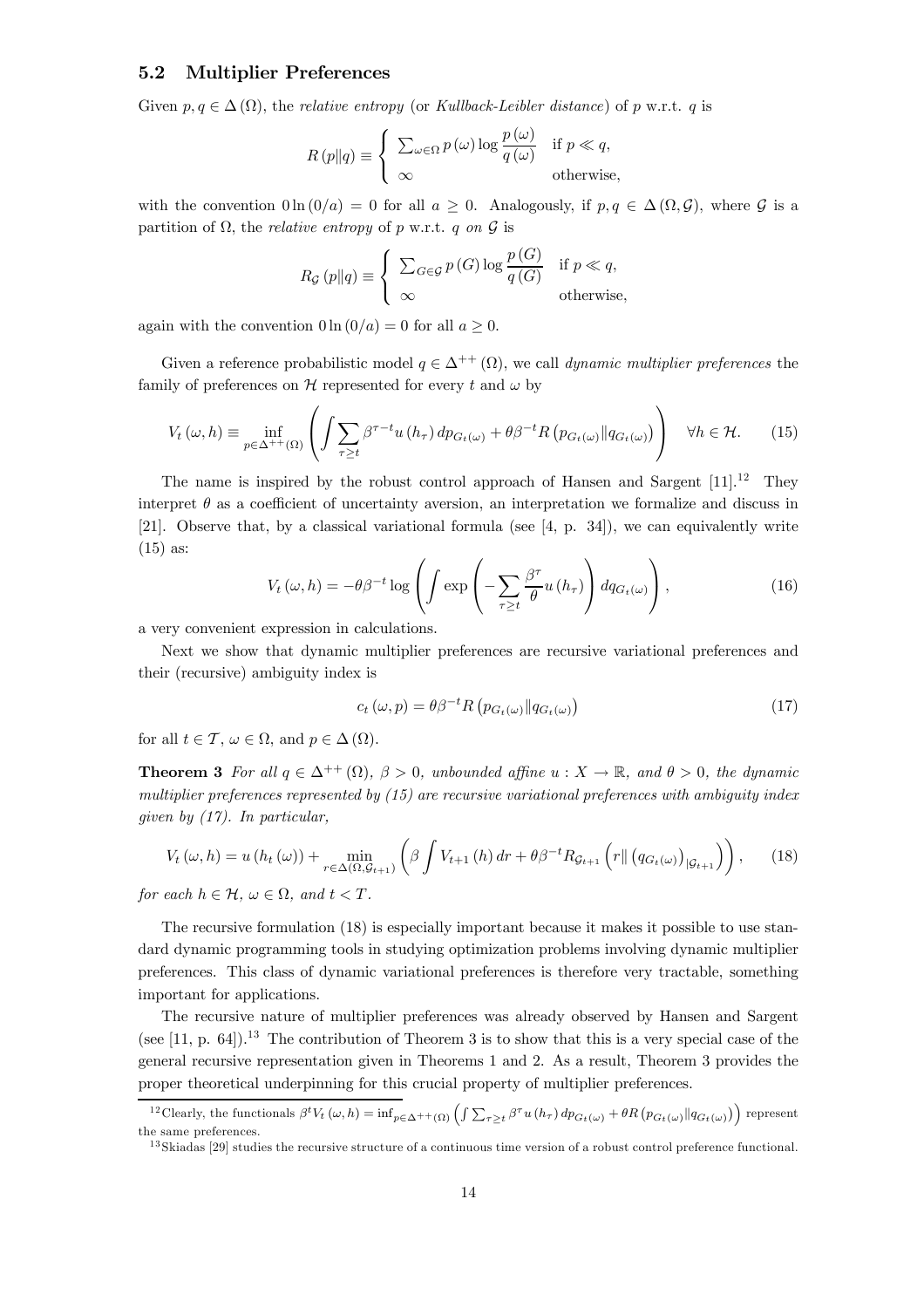### 5.2 Multiplier Preferences

Given $p, q \in \Delta(\Omega)$, the *relative entropy* (or *Kullback-Leibler distance*) of $p$ w.r.t. $q$ is

$$R(p\|q) \equiv \begin{cases} \sum_{\omega\in\Omega} p(\omega)\log\dfrac{p(\omega)}{q(\omega)} & \text{if } p \ll q, \\ \infty & \text{otherwise,} \end{cases}$$

with the convention $0\ln(0/a) = 0$ for all $a \geq 0$. Analogously, if $p, q \in \Delta(\Omega, \mathcal{G})$, where $\mathcal{G}$ is a partition of $\Omega$, the *relative entropy* of $p$ w.r.t. $q$ *on* $\mathcal{G}$ is

$$R_{\mathcal{G}}(p\|q) \equiv \begin{cases} \sum_{G\in\mathcal{G}} p(G)\log\dfrac{p(G)}{q(G)} & \text{if } p \ll q, \\ \infty & \text{otherwise,} \end{cases}$$

again with the convention $0\ln(0/a) = 0$ for all $a \geq 0$.

Given a reference probabilistic model $q \in \Delta^{++}(\Omega)$, we call *dynamic multiplier preferences* the family of preferences on $\mathcal{H}$ represented for every $t$ and $\omega$ by

$$V_t(\omega, h) \equiv \inf_{p\in\Delta^{++}(\Omega)} \left( \int \sum_{\tau\geq t} \beta^{\tau-t} u(h_\tau)\, dp_{G_t(\omega)} + \theta\beta^{-t} R\left(p_{G_t(\omega)} \| q_{G_t(\omega)}\right) \right) \quad \forall h \in \mathcal{H}. \tag{15}$$

The name is inspired by the robust control approach of Hansen and Sargent [11].[12] They interpret $\theta$ as a coefficient of uncertainty aversion, an interpretation we formalize and discuss in [21]. Observe that, by a classical variational formula (see [4, p. 34]), we can equivalently write (15) as:

$$V_t(\omega, h) = -\theta\beta^{-t}\log\left( \int \exp\left( -\sum_{\tau\geq t} \frac{\beta^\tau}{\theta} u(h_\tau) \right) dq_{G_t(\omega)} \right), \tag{16}$$

a very convenient expression in calculations.

Next we show that dynamic multiplier preferences are recursive variational preferences and their (recursive) ambiguity index is

$$c_t(\omega, p) = \theta\beta^{-t} R\left(p_{G_t(\omega)} \| q_{G_t(\omega)}\right) \tag{17}$$

for all $t \in \mathcal{T}$, $\omega \in \Omega$, and $p \in \Delta(\Omega)$.

**Theorem 3** *For all $q \in \Delta^{++}(\Omega)$, $\beta > 0$, unbounded affine $u : X \to \mathbb{R}$, and $\theta > 0$, the dynamic multiplier preferences represented by (15) are recursive variational preferences with ambiguity index given by (17). In particular,*

$$V_t(\omega, h) = u(h_t(\omega)) + \min_{r\in\Delta(\Omega,\mathcal{G}_{t+1})} \left( \beta \int V_{t+1}(h)\, dr + \theta\beta^{-t} R_{\mathcal{G}_{t+1}}\left( r \| \left(q_{G_t(\omega)}\right)_{|\mathcal{G}_{t+1}} \right) \right), \tag{18}$$

*for each $h \in \mathcal{H}$, $\omega \in \Omega$, and $t < T$.*

The recursive formulation (18) is especially important because it makes it possible to use standard dynamic programming tools in studying optimization problems involving dynamic multiplier preferences. This class of dynamic variational preferences is therefore very tractable, something important for applications.

The recursive nature of multiplier preferences was already observed by Hansen and Sargent (see [11, p. 64]).[13] The contribution of Theorem 3 is to show that this is a very special case of the general recursive representation given in Theorems 1 and 2. As a result, Theorem 3 provides the proper theoretical underpinning for this crucial property of multiplier preferences.

---

[12] Clearly, the functionals $\beta^t V_t(\omega, h) = \inf_{p\in\Delta^{++}(\Omega)} \left( \int \sum_{\tau\geq t} \beta^\tau u(h_\tau)\, dp_{G_t(\omega)} + \theta R\left(p_{G_t(\omega)} \| q_{G_t(\omega)}\right) \right)$ represent the same preferences.

[13] Skiadas [29] studies the recursive structure of a continuous time version of a robust control preference functional.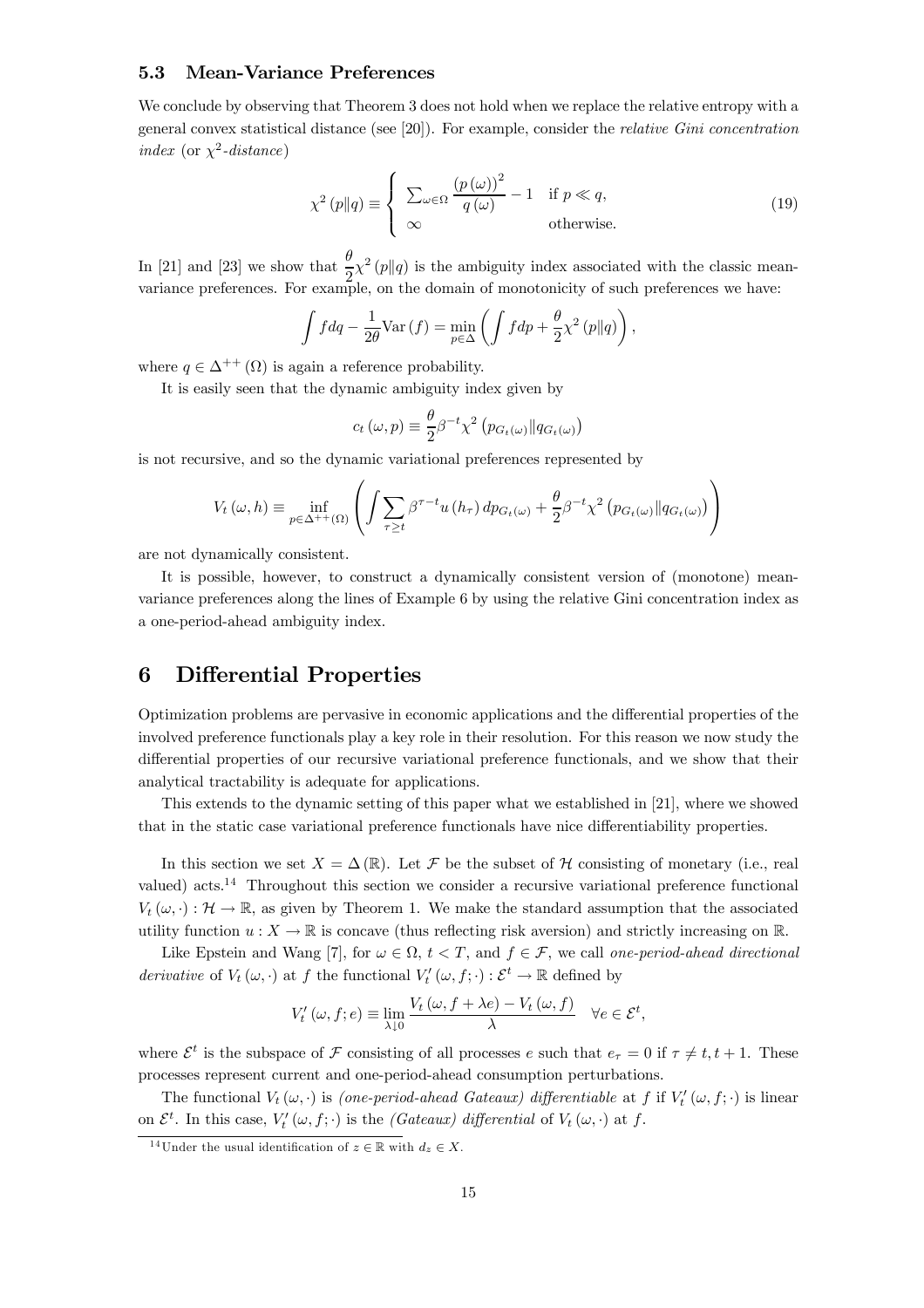### 5.3 Mean-Variance Preferences

We conclude by observing that Theorem 3 does not hold when we replace the relative entropy with a general convex statistical distance (see [20]). For example, consider the *relative Gini concentration index* (or $\chi^2$-*distance*)

$$\chi^2(p\|q) \equiv \begin{cases} \sum_{\omega\in\Omega} \dfrac{(p(\omega))^2}{q(\omega)} - 1 & \text{if } p \ll q, \\ \infty & \text{otherwise.} \end{cases} \tag{19}$$

In [21] and [23] we show that $\dfrac{\theta}{2}\chi^2(p\|q)$ is the ambiguity index associated with the classic mean-variance preferences. For example, on the domain of monotonicity of such preferences we have:

$$\int f dq - \frac{1}{2\theta}\mathrm{Var}(f) = \min_{p\in\Delta}\left(\int f dp + \frac{\theta}{2}\chi^2(p\|q)\right),$$

where $q \in \Delta^{++}(\Omega)$ is again a reference probability.

It is easily seen that the dynamic ambiguity index given by

$$c_t(\omega, p) \equiv \frac{\theta}{2}\beta^{-t}\chi^2\left(p_{G_t(\omega)}\|q_{G_t(\omega)}\right)$$

is not recursive, and so the dynamic variational preferences represented by

$$V_t(\omega, h) \equiv \inf_{p\in\Delta^{++}(\Omega)}\left(\int \sum_{\tau\geq t}\beta^{\tau-t}u(h_\tau)\,dp_{G_t(\omega)} + \frac{\theta}{2}\beta^{-t}\chi^2\left(p_{G_t(\omega)}\|q_{G_t(\omega)}\right)\right)$$

are not dynamically consistent.

It is possible, however, to construct a dynamically consistent version of (monotone) mean-variance preferences along the lines of Example 6 by using the relative Gini concentration index as a one-period-ahead ambiguity index.

# 6 Differential Properties

Optimization problems are pervasive in economic applications and the differential properties of the involved preference functionals play a key role in their resolution. For this reason we now study the differential properties of our recursive variational preference functionals, and we show that their analytical tractability is adequate for applications.

This extends to the dynamic setting of this paper what we established in [21], where we showed that in the static case variational preference functionals have nice differentiability properties.

In this section we set $X = \Delta(\mathbb{R})$. Let $\mathcal{F}$ be the subset of $\mathcal{H}$ consisting of monetary (i.e., real valued) acts.[14] Throughout this section we consider a recursive variational preference functional $V_t(\omega, \cdot) : \mathcal{H} \to \mathbb{R}$, as given by Theorem 1. We make the standard assumption that the associated utility function $u : X \to \mathbb{R}$ is concave (thus reflecting risk aversion) and strictly increasing on $\mathbb{R}$.

Like Epstein and Wang [7], for $\omega \in \Omega$, $t < T$, and $f \in \mathcal{F}$, we call *one-period-ahead directional derivative* of $V_t(\omega, \cdot)$ at $f$ the functional $V_t'(\omega, f; \cdot) : \mathcal{E}^t \to \mathbb{R}$ defined by

$$V_t'(\omega, f; e) \equiv \lim_{\lambda\downarrow 0}\frac{V_t(\omega, f + \lambda e) - V_t(\omega, f)}{\lambda} \quad \forall e \in \mathcal{E}^t,$$

where $\mathcal{E}^t$ is the subspace of $\mathcal{F}$ consisting of all processes $e$ such that $e_\tau = 0$ if $\tau \neq t, t+1$. These processes represent current and one-period-ahead consumption perturbations.

The functional $V_t(\omega, \cdot)$ is *(one-period-ahead Gateaux) differentiable* at $f$ if $V_t'(\omega, f; \cdot)$ is linear on $\mathcal{E}^t$. In this case, $V_t'(\omega, f; \cdot)$ is the *(Gateaux) differential* of $V_t(\omega, \cdot)$ at $f$.

[14] Under the usual identification of $z \in \mathbb{R}$ with $d_z \in X$.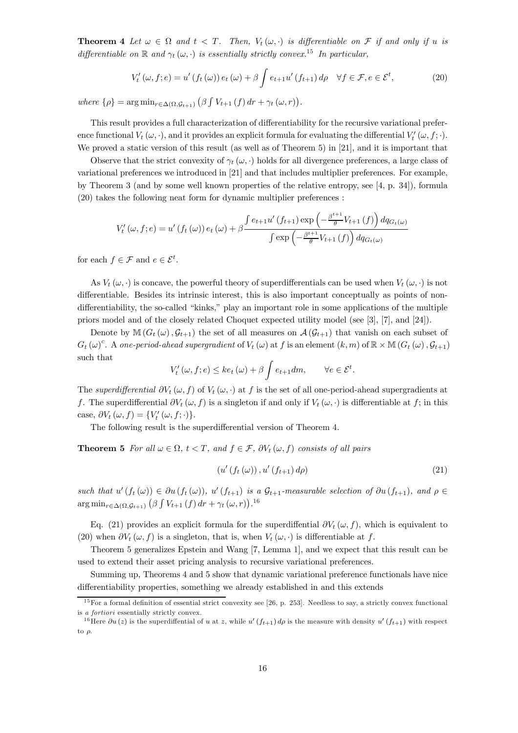**Theorem 4** *Let $\omega \in \Omega$ and $t < T$. Then, $V_t(\omega, \cdot)$ is differentiable on $\mathcal{F}$ if and only if $u$ is differentiable on $\mathbb{R}$ and $\gamma_t(\omega, \cdot)$ is essentially strictly convex.*[15] *In particular,*

$$V_t'(\omega, f; e) = u'(f_t(\omega)) e_t(\omega) + \beta \int e_{t+1} u'(f_{t+1}) \, d\rho \quad \forall f \in \mathcal{F}, e \in \mathcal{E}^t, \tag{20}$$

*where* $\{\rho\} = \arg\min_{r \in \Delta(\Omega, \mathcal{G}_{t+1})} \left(\beta \int V_{t+1}(f) \, dr + \gamma_t(\omega, r)\right)$.

This result provides a full characterization of differentiability for the recursive variational preference functional $V_t(\omega, \cdot)$, and it provides an explicit formula for evaluating the differential $V_t'(\omega, f; \cdot)$. We proved a static version of this result (as well as of Theorem 5) in [21], and it is important that

Observe that the strict convexity of $\gamma_t(\omega, \cdot)$ holds for all divergence preferences, a large class of variational preferences we introduced in [21] and that includes multiplier preferences. For example, by Theorem 3 (and by some well known properties of the relative entropy, see [4, p. 34]), formula (20) takes the following neat form for dynamic multiplier preferences :

$$V_t'(\omega, f; e) = u'(f_t(\omega)) e_t(\omega) + \beta \frac{\int e_{t+1} u'(f_{t+1}) \exp\left(-\frac{\beta^{t+1}}{\theta} V_{t+1}(f)\right) dq_{G_t(\omega)}}{\int \exp\left(-\frac{\beta^{t+1}}{\theta} V_{t+1}(f)\right) dq_{G_t(\omega)}}$$

for each $f \in \mathcal{F}$ and $e \in \mathcal{E}^t$.

As $V_t(\omega, \cdot)$ is concave, the powerful theory of superdifferentials can be used when $V_t(\omega, \cdot)$ is not differentiable. Besides its intrinsic interest, this is also important conceptually as points of non-differentiability, the so-called "kinks," play an important role in some applications of the multiple priors model and of the closely related Choquet expected utility model (see [3], [7], and [24]).

Denote by $\mathbb{M}(G_t(\omega), \mathcal{G}_{t+1})$ the set of all measures on $\mathcal{A}(\mathcal{G}_{t+1})$ that vanish on each subset of $G_t(\omega)^c$. A *one-period-ahead supergradient* of $V_t(\omega)$ at $f$ is an element $(k, m)$ of $\mathbb{R} \times \mathbb{M}(G_t(\omega), \mathcal{G}_{t+1})$ such that

$$V_t'(\omega, f; e) \leq k e_t(\omega) + \beta \int e_{t+1} dm, \qquad \forall e \in \mathcal{E}^t.$$

The *superdifferential* $\partial V_t(\omega, f)$ of $V_t(\omega, \cdot)$ at $f$ is the set of all one-period-ahead supergradients at $f$. The superdifferential $\partial V_t(\omega, f)$ is a singleton if and only if $V_t(\omega, \cdot)$ is differentiable at $f$; in this case, $\partial V_t(\omega, f) = \{V_t'(\omega, f; \cdot)\}$.

The following result is the superdifferential version of Theorem 4.

**Theorem 5** *For all $\omega \in \Omega$, $t < T$, and $f \in \mathcal{F}$, $\partial V_t(\omega, f)$ consists of all pairs*

$$\left(u'(f_t(\omega)), u'(f_{t+1}) \, d\rho\right) \tag{21}$$

*such that $u'(f_t(\omega)) \in \partial u(f_t(\omega))$, $u'(f_{t+1})$ is a $\mathcal{G}_{t+1}$-measurable selection of $\partial u(f_{t+1})$, and $\rho \in \arg\min_{r \in \Delta(\Omega, \mathcal{G}_{t+1})} \left(\beta \int V_{t+1}(f) \, dr + \gamma_t(\omega, r)\right)$.*[16]

Eq. (21) provides an explicit formula for the superdiffential $\partial V_t(\omega, f)$, which is equivalent to (20) when $\partial V_t(\omega, f)$ is a singleton, that is, when $V_t(\omega, \cdot)$ is differentiable at $f$.

Theorem 5 generalizes Epstein and Wang [7, Lemma 1], and we expect that this result can be used to extend their asset pricing analysis to recursive variational preferences.

Summing up, Theorems 4 and 5 show that dynamic variational preference functionals have nice differentiability properties, something we already established in and this extends

[15] For a formal definition of essential strict convexity see [26, p. 253]. Needless to say, a strictly convex functional is *a fortiori* essentially strictly convex.

[16] Here $\partial u(z)$ is the superdiffential of $u$ at $z$, while $u'(f_{t+1}) \, d\rho$ is the measure with density $u'(f_{t+1})$ with respect to $\rho$.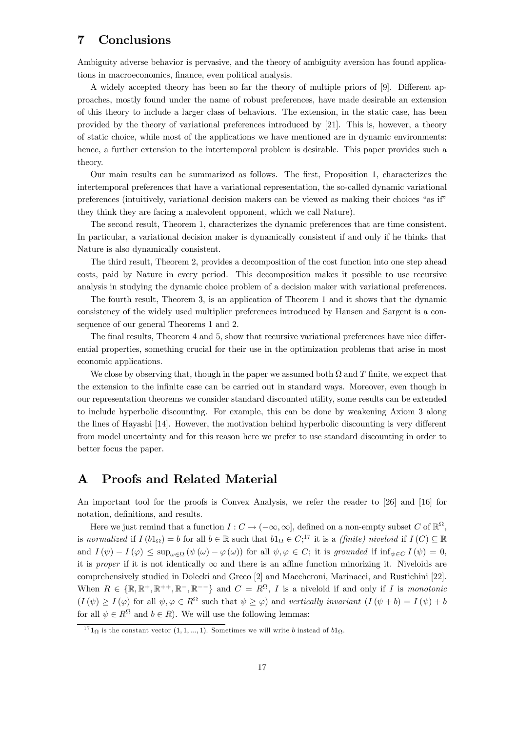## 7 Conclusions

Ambiguity adverse behavior is pervasive, and the theory of ambiguity aversion has found applications in macroeconomics, finance, even political analysis.

A widely accepted theory has been so far the theory of multiple priors of [9]. Different approaches, mostly found under the name of robust preferences, have made desirable an extension of this theory to include a larger class of behaviors. The extension, in the static case, has been provided by the theory of variational preferences introduced by [21]. This is, however, a theory of static choice, while most of the applications we have mentioned are in dynamic environments: hence, a further extension to the intertemporal problem is desirable. This paper provides such a theory.

Our main results can be summarized as follows. The first, Proposition 1, characterizes the intertemporal preferences that have a variational representation, the so-called dynamic variational preferences (intuitively, variational decision makers can be viewed as making their choices "as if" they think they are facing a malevolent opponent, which we call Nature).

The second result, Theorem 1, characterizes the dynamic preferences that are time consistent. In particular, a variational decision maker is dynamically consistent if and only if he thinks that Nature is also dynamically consistent.

The third result, Theorem 2, provides a decomposition of the cost function into one step ahead costs, paid by Nature in every period. This decomposition makes it possible to use recursive analysis in studying the dynamic choice problem of a decision maker with variational preferences.

The fourth result, Theorem 3, is an application of Theorem 1 and it shows that the dynamic consistency of the widely used multiplier preferences introduced by Hansen and Sargent is a consequence of our general Theorems 1 and 2.

The final results, Theorem 4 and 5, show that recursive variational preferences have nice differential properties, something crucial for their use in the optimization problems that arise in most economic applications.

We close by observing that, though in the paper we assumed both $\Omega$ and $T$ finite, we expect that the extension to the infinite case can be carried out in standard ways. Moreover, even though in our representation theorems we consider standard discounted utility, some results can be extended to include hyperbolic discounting. For example, this can be done by weakening Axiom 3 along the lines of Hayashi [14]. However, the motivation behind hyperbolic discounting is very different from model uncertainty and for this reason here we prefer to use standard discounting in order to better focus the paper.

## A Proofs and Related Material

An important tool for the proofs is Convex Analysis, we refer the reader to [26] and [16] for notation, definitions, and results.

Here we just remind that a function $I : C \to (-\infty, \infty]$, defined on a non-empty subset $C$ of $\mathbb{R}^{\Omega}$, is *normalized* if $I(b1_{\Omega}) = b$ for all $b \in \mathbb{R}$ such that $b1_{\Omega} \in C$;[17] it is a *(finite) niveloid* if $I(C) \subseteq \mathbb{R}$ and $I(\psi) - I(\varphi) \leq \sup_{\omega \in \Omega} (\psi(\omega) - \varphi(\omega))$ for all $\psi, \varphi \in C$; it is *grounded* if $\inf_{\psi \in C} I(\psi) = 0$, it is *proper* if it is not identically $\infty$ and there is an affine function minorizing it. Niveloids are comprehensively studied in Dolecki and Greco [2] and Maccheroni, Marinacci, and Rustichini [22]. When $R \in \{\mathbb{R}, \mathbb{R}^{+}, \mathbb{R}^{++}, \mathbb{R}^{-}, \mathbb{R}^{--}\}$ and $C = R^{\Omega}$, $I$ is a niveloid if and only if $I$ is *monotonic* ($I(\psi) \geq I(\varphi)$ for all $\psi, \varphi \in R^{\Omega}$ such that $\psi \geq \varphi$) and *vertically invariant* ($I(\psi + b) = I(\psi) + b$ for all $\psi \in R^{\Omega}$ and $b \in R$). We will use the following lemmas:

[17] $1_{\Omega}$ is the constant vector $(1, 1, ..., 1)$. Sometimes we will write $b$ instead of $b1_{\Omega}$.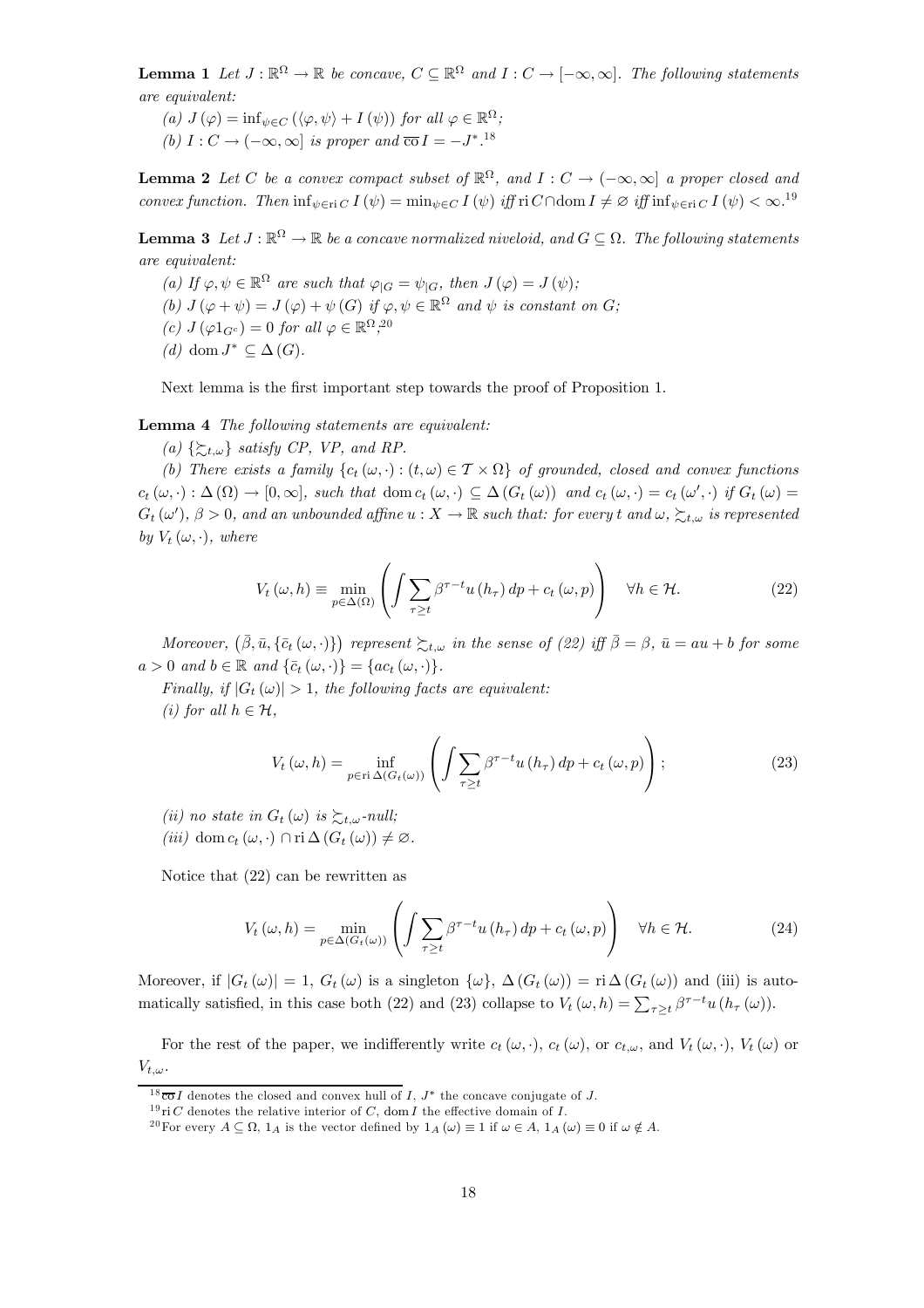**Lemma 1** *Let $J : \mathbb{R}^\Omega \to \mathbb{R}$ be concave, $C \subseteq \mathbb{R}^\Omega$ and $I : C \to [-\infty, \infty]$. The following statements are equivalent:*

*(a) $J(\varphi) = \inf_{\psi \in C} (\langle \varphi, \psi \rangle + I(\psi))$ for all $\varphi \in \mathbb{R}^\Omega$;*

*(b) $I : C \to (-\infty, \infty]$ is proper and $\overline{\text{co}}\, I = -J^*$.*[18]

**Lemma 2** *Let $C$ be a convex compact subset of $\mathbb{R}^\Omega$, and $I : C \to (-\infty, \infty]$ a proper closed and convex function. Then $\inf_{\psi \in \text{ri}\, C} I(\psi) = \min_{\psi \in C} I(\psi)$ iff $\text{ri}\, C \cap \text{dom}\, I \neq \varnothing$ iff $\inf_{\psi \in \text{ri}\, C} I(\psi) < \infty$.*[19]

**Lemma 3** *Let $J : \mathbb{R}^\Omega \to \mathbb{R}$ be a concave normalized niveloid, and $G \subseteq \Omega$. The following statements are equivalent:*

*(a) If $\varphi, \psi \in \mathbb{R}^\Omega$ are such that $\varphi_{|G} = \psi_{|G}$, then $J(\varphi) = J(\psi)$;*

*(b) $J(\varphi + \psi) = J(\varphi) + \psi(G)$ if $\varphi, \psi \in \mathbb{R}^\Omega$ and $\psi$ is constant on $G$;*

*(c) $J(\varphi 1_{G^c}) = 0$ for all $\varphi \in \mathbb{R}^\Omega$;*[20]

*(d) $\text{dom}\, J^* \subseteq \Delta(G)$.*

Next lemma is the first important step towards the proof of Proposition 1.

**Lemma 4** *The following statements are equivalent:*

*(a) $\{\succsim_{t,\omega}\}$ satisfy CP, VP, and RP.*

*(b) There exists a family $\{c_t(\omega, \cdot) : (t, \omega) \in \mathcal{T} \times \Omega\}$ of grounded, closed and convex functions $c_t(\omega, \cdot) : \Delta(\Omega) \to [0, \infty]$, such that $\text{dom}\, c_t(\omega, \cdot) \subseteq \Delta(G_t(\omega))$ and $c_t(\omega, \cdot) = c_t(\omega', \cdot)$ if $G_t(\omega) = G_t(\omega')$, $\beta > 0$, and an unbounded affine $u : X \to \mathbb{R}$ such that: for every $t$ and $\omega$, $\succsim_{t,\omega}$ is represented by $V_t(\omega, \cdot)$, where*

$$V_t(\omega, h) \equiv \min_{p \in \Delta(\Omega)} \left( \int \sum_{\tau \geq t} \beta^{\tau - t} u(h_\tau)\, dp + c_t(\omega, p) \right) \quad \forall h \in \mathcal{H}. \tag{22}$$

*Moreover, $\left(\bar{\beta}, \bar{u}, \{\bar{c}_t(\omega, \cdot)\}\right)$ represent $\succsim_{t,\omega}$ in the sense of (22) iff $\bar{\beta} = \beta$, $\bar{u} = au + b$ for some $a > 0$ and $b \in \mathbb{R}$ and $\{\bar{c}_t(\omega, \cdot)\} = \{ac_t(\omega, \cdot)\}$.*

*Finally, if $|G_t(\omega)| > 1$, the following facts are equivalent:*

*(i) for all $h \in \mathcal{H}$,*

$$V_t(\omega, h) = \inf_{p \in \text{ri}\, \Delta(G_t(\omega))} \left( \int \sum_{\tau \geq t} \beta^{\tau - t} u(h_\tau)\, dp + c_t(\omega, p) \right); \tag{23}$$

*(ii) no state in $G_t(\omega)$ is $\succsim_{t,\omega}$-null;*

*(iii) $\text{dom}\, c_t(\omega, \cdot) \cap \text{ri}\, \Delta(G_t(\omega)) \neq \varnothing$.*

Notice that (22) can be rewritten as

$$V_t(\omega, h) = \min_{p \in \Delta(G_t(\omega))} \left( \int \sum_{\tau \geq t} \beta^{\tau - t} u(h_\tau)\, dp + c_t(\omega, p) \right) \quad \forall h \in \mathcal{H}. \tag{24}$$

Moreover, if $|G_t(\omega)| = 1$, $G_t(\omega)$ is a singleton $\{\omega\}$, $\Delta(G_t(\omega)) = \text{ri}\, \Delta(G_t(\omega))$ and (iii) is automatically satisfied, in this case both (22) and (23) collapse to $V_t(\omega, h) = \sum_{\tau \geq t} \beta^{\tau - t} u(h_\tau(\omega))$.

For the rest of the paper, we indifferently write $c_t(\omega, \cdot)$, $c_t(\omega)$, or $c_{t,\omega}$, and $V_t(\omega, \cdot)$, $V_t(\omega)$ or $V_{t,\omega}$.

---

[18] $\overline{\text{co}}\, I$ denotes the closed and convex hull of $I$, $J^*$ the concave conjugate of $J$.

[19] $\text{ri}\, C$ denotes the relative interior of $C$, $\text{dom}\, I$ the effective domain of $I$.

[20] For every $A \subseteq \Omega$, $1_A$ is the vector defined by $1_A(\omega) \equiv 1$ if $\omega \in A$, $1_A(\omega) \equiv 0$ if $\omega \notin A$.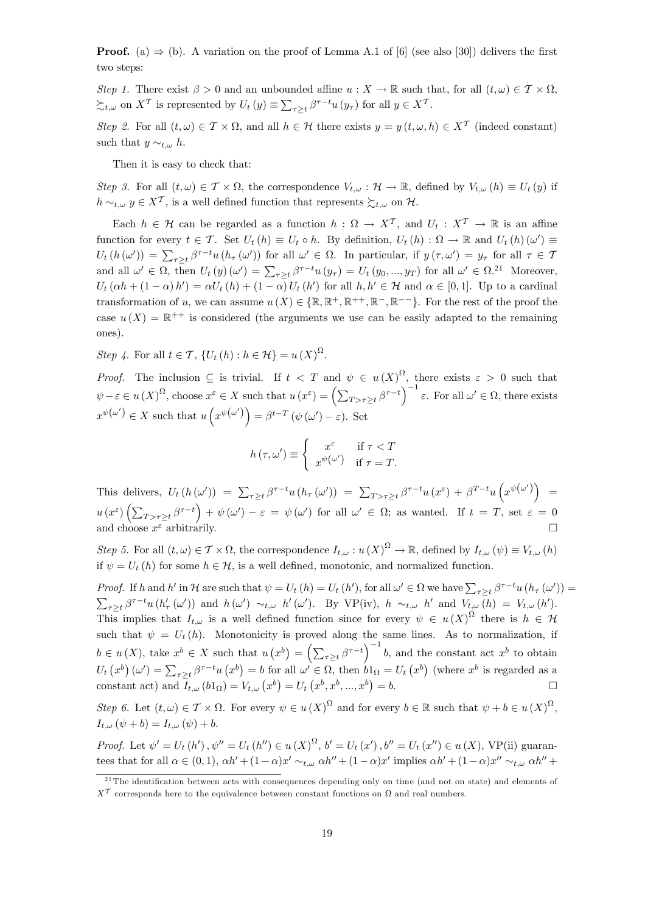**Proof.** (a) ⇒ (b). A variation on the proof of Lemma A.1 of [6] (see also [30]) delivers the first two steps:

*Step 1.* There exist $\beta > 0$ and an unbounded affine $u : X \to \mathbb{R}$ such that, for all $(t, \omega) \in \mathcal{T} \times \Omega$, $\succsim_{t,\omega}$ on $X^{\mathcal{T}}$ is represented by $U_t(y) \equiv \sum_{\tau \geq t} \beta^{\tau - t} u(y_\tau)$ for all $y \in X^{\mathcal{T}}$.

*Step 2.* For all $(t, \omega) \in \mathcal{T} \times \Omega$, and all $h \in \mathcal{H}$ there exists $y = y(t, \omega, h) \in X^{\mathcal{T}}$ (indeed constant) such that $y \sim_{t,\omega} h$.

Then it is easy to check that:

*Step 3.* For all $(t, \omega) \in \mathcal{T} \times \Omega$, the correspondence $V_{t,\omega} : \mathcal{H} \to \mathbb{R}$, defined by $V_{t,\omega}(h) \equiv U_t(y)$ if $h \sim_{t,\omega} y \in X^{\mathcal{T}}$, is a well defined function that represents $\succsim_{t,\omega}$ on $\mathcal{H}$.

Each $h \in \mathcal{H}$ can be regarded as a function $h : \Omega \to X^{\mathcal{T}}$, and $U_t : X^{\mathcal{T}} \to \mathbb{R}$ is an affine function for every $t \in \mathcal{T}$. Set $U_t(h) \equiv U_t \circ h$. By definition, $U_t(h) : \Omega \to \mathbb{R}$ and $U_t(h)(\omega') \equiv U_t(h(\omega')) = \sum_{\tau \geq t} \beta^{\tau - t} u(h_\tau(\omega'))$ for all $\omega' \in \Omega$. In particular, if $y(\tau, \omega') = y_\tau$ for all $\tau \in \mathcal{T}$ and all $\omega' \in \Omega$, then $U_t(y)(\omega') = \sum_{\tau \geq t} \beta^{\tau - t} u(y_\tau) = U_t(y_0, ..., y_T)$ for all $\omega' \in \Omega$.[21] Moreover, $U_t(\alpha h + (1 - \alpha) h') = \alpha U_t(h) + (1 - \alpha) U_t(h')$ for all $h, h' \in \mathcal{H}$ and $\alpha \in [0, 1]$. Up to a cardinal transformation of $u$, we can assume $u(X) \in \{\mathbb{R}, \mathbb{R}^+, \mathbb{R}^{++}, \mathbb{R}^-, \mathbb{R}^{--}\}$. For the rest of the proof the case $u(X) = \mathbb{R}^{++}$ is considered (the arguments we use can be easily adapted to the remaining ones).

*Step 4.* For all $t \in \mathcal{T}$, $\{U_t(h) : h \in \mathcal{H}\} = u(X)^\Omega$.

*Proof.* The inclusion $\subseteq$ is trivial. If $t < T$ and $\psi \in u(X)^\Omega$, there exists $\varepsilon > 0$ such that $\psi - \varepsilon \in u(X)^\Omega$, choose $x^\varepsilon \in X$ such that $u(x^\varepsilon) = \left(\sum_{T > \tau \geq t} \beta^{\tau - t}\right)^{-1} \varepsilon$. For all $\omega' \in \Omega$, there exists $x^{\psi(\omega')} \in X$ such that $u\left(x^{\psi(\omega')}\right) = \beta^{t - T}(\psi(\omega') - \varepsilon)$. Set

$$h(\tau, \omega') \equiv \begin{cases} x^\varepsilon & \text{if } \tau < T \\ x^{\psi(\omega')} & \text{if } \tau = T. \end{cases}$$

This delivers, $U_t(h(\omega')) = \sum_{\tau \geq t} \beta^{\tau - t} u(h_\tau(\omega')) = \sum_{T > \tau \geq t} \beta^{\tau - t} u(x^\varepsilon) + \beta^{T - t} u\left(x^{\psi(\omega')}\right) = u(x^\varepsilon)\left(\sum_{T > \tau \geq t} \beta^{\tau - t}\right) + \psi(\omega') - \varepsilon = \psi(\omega')$ for all $\omega' \in \Omega$; as wanted. If $t = T$, set $\varepsilon = 0$ and choose $x^\varepsilon$ arbitrarily. □

*Step 5.* For all $(t, \omega) \in \mathcal{T} \times \Omega$, the correspondence $I_{t,\omega} : u(X)^\Omega \to \mathbb{R}$, defined by $I_{t,\omega}(\psi) \equiv V_{t,\omega}(h)$ if $\psi = U_t(h)$ for some $h \in \mathcal{H}$, is a well defined, monotonic, and normalized function.

*Proof.* If $h$ and $h'$ in $\mathcal{H}$ are such that $\psi = U_t(h) = U_t(h')$, for all $\omega' \in \Omega$ we have $\sum_{\tau \geq t} \beta^{\tau - t} u(h_\tau(\omega')) = \sum_{\tau \geq t} \beta^{\tau - t} u(h'_\tau(\omega'))$ and $h(\omega') \sim_{t,\omega} h'(\omega')$. By VP(iv), $h \sim_{t,\omega} h'$ and $V_{t,\omega}(h) = V_{t,\omega}(h')$. This implies that $I_{t,\omega}$ is a well defined function since for every $\psi \in u(X)^\Omega$ there is $h \in \mathcal{H}$ such that $\psi = U_t(h)$. Monotonicity is proved along the same lines. As to normalization, if $b \in u(X)$, take $x^b \in X$ such that $u(x^b) = \left(\sum_{\tau \geq t} \beta^{\tau - t}\right)^{-1} b$, and the constant act $x^b$ to obtain $U_t(x^b)(\omega') = \sum_{\tau \geq t} \beta^{\tau - t} u(x^b) = b$ for all $\omega' \in \Omega$, then $b1_\Omega = U_t(x^b)$ (where $x^b$ is regarded as a constant act) and $I_{t,\omega}(b1_\Omega) = V_{t,\omega}(x^b) = U_t(x^b, x^b, ..., x^b) = b$. □

*Step 6.* Let $(t, \omega) \in \mathcal{T} \times \Omega$. For every $\psi \in u(X)^\Omega$ and for every $b \in \mathbb{R}$ such that $\psi + b \in u(X)^\Omega$, $I_{t,\omega}(\psi + b) = I_{t,\omega}(\psi) + b$.

*Proof.* Let $\psi' = U_t(h'), \psi'' = U_t(h'') \in u(X)^\Omega$, $b' = U_t(x')$, $b'' = U_t(x'') \in u(X)$, VP(ii) guarantees that for all $\alpha \in (0, 1)$, $\alpha h' + (1 - \alpha) x' \sim_{t,\omega} \alpha h'' + (1 - \alpha) x'$ implies $\alpha h' + (1 - \alpha) x'' \sim_{t,\omega} \alpha h'' +$

[21] The identification between acts with consequences depending only on time (and not on state) and elements of $X^{\mathcal{T}}$ corresponds here to the equivalence between constant functions on $\Omega$ and real numbers.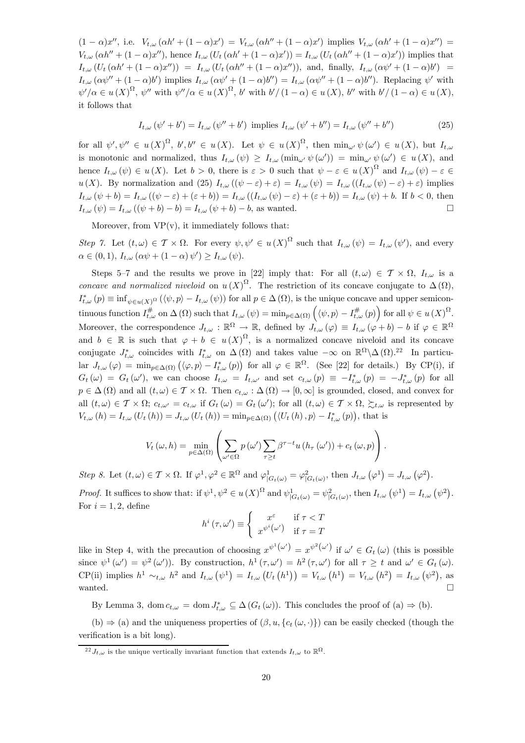$(1-\alpha)x''$, i.e. $V_{t,\omega}(\alpha h' + (1-\alpha)x') = V_{t,\omega}(\alpha h'' + (1-\alpha)x')$ implies $V_{t,\omega}(\alpha h' + (1-\alpha)x'') = V_{t,\omega}(\alpha h'' + (1-\alpha)x'')$, hence $I_{t,\omega}(U_t(\alpha h' + (1-\alpha)x')) = I_{t,\omega}(U_t(\alpha h'' + (1-\alpha)x'))$ implies that $I_{t,\omega}(U_t(\alpha h' + (1-\alpha)x'')) = I_{t,\omega}(U_t(\alpha h'' + (1-\alpha)x''))$, and, finally, $I_{t,\omega}(\alpha\psi' + (1-\alpha)b') = I_{t,\omega}(\alpha\psi'' + (1-\alpha)b')$ implies $I_{t,\omega}(\alpha\psi' + (1-\alpha)b'') = I_{t,\omega}(\alpha\psi'' + (1-\alpha)b'')$. Replacing $\psi'$ with $\psi'/\alpha \in u(X)^\Omega$, $\psi''$ with $\psi''/\alpha \in u(X)^\Omega$, $b'$ with $b'/(1-\alpha) \in u(X)$, $b''$ with $b'/(1-\alpha) \in u(X)$, it follows that

$$I_{t,\omega}(\psi' + b') = I_{t,\omega}(\psi'' + b') \text{ implies } I_{t,\omega}(\psi' + b'') = I_{t,\omega}(\psi'' + b'') \tag{25}$$

for all $\psi', \psi'' \in u(X)^\Omega$, $b', b'' \in u(X)$. Let $\psi \in u(X)^\Omega$, then $\min_{\omega'}\psi(\omega') \in u(X)$, but $I_{t,\omega}$ is monotonic and normalized, thus $I_{t,\omega}(\psi) \geq I_{t,\omega}(\min_{\omega'}\psi(\omega')) = \min_{\omega'}\psi(\omega') \in u(X)$, and hence $I_{t,\omega}(\psi) \in u(X)$. Let $b > 0$, there is $\varepsilon > 0$ such that $\psi - \varepsilon \in u(X)^\Omega$ and $I_{t,\omega}(\psi) - \varepsilon \in u(X)$. By normalization and (25) $I_{t,\omega}((\psi - \varepsilon) + \varepsilon) = I_{t,\omega}(\psi) = I_{t,\omega}((I_{t,\omega}(\psi) - \varepsilon) + \varepsilon)$ implies $I_{t,\omega}(\psi + b) = I_{t,\omega}((\psi - \varepsilon) + (\varepsilon + b)) = I_{t,\omega}((I_{t,\omega}(\psi) - \varepsilon) + (\varepsilon + b)) = I_{t,\omega}(\psi) + b$. If $b < 0$, then $I_{t,\omega}(\psi) = I_{t,\omega}((\psi + b) - b) = I_{t,\omega}(\psi + b) - b$, as wanted. $\square$

Moreover, from VP(v), it immediately follows that:

*Step 7.* Let $(t,\omega) \in \mathcal{T} \times \Omega$. For every $\psi, \psi' \in u(X)^\Omega$ such that $I_{t,\omega}(\psi) = I_{t,\omega}(\psi')$, and every $\alpha \in (0,1)$, $I_{t,\omega}(\alpha\psi + (1-\alpha)\psi') \geq I_{t,\omega}(\psi)$.

Steps 5–7 and the results we prove in [22] imply that: For all $(t,\omega) \in \mathcal{T} \times \Omega$, $I_{t,\omega}$ is a *concave and normalized niveloid* on $u(X)^\Omega$. The restriction of its concave conjugate to $\Delta(\Omega)$, $I^*_{t,\omega}(p) \equiv \inf_{\psi \in u(X)^\Omega}(\langle\psi, p\rangle - I_{t,\omega}(\psi))$ for all $p \in \Delta(\Omega)$, is the unique concave and upper semicontinuous function $I^\#_{t,\omega}$ on $\Delta(\Omega)$ such that $I_{t,\omega}(\psi) = \min_{p \in \Delta(\Omega)}\left(\langle\psi, p\rangle - I^\#_{t,\omega}(p)\right)$ for all $\psi \in u(X)^\Omega$. Moreover, the correspondence $J_{t,\omega} : \mathbb{R}^\Omega \to \mathbb{R}$, defined by $J_{t,\omega}(\varphi) \equiv I_{t,\omega}(\varphi + b) - b$ if $\varphi \in \mathbb{R}^\Omega$ and $b \in \mathbb{R}$ is such that $\varphi + b \in u(X)^\Omega$, is a normalized concave niveloid and its concave conjugate $J^*_{t,\omega}$ coincides with $I^*_{t,\omega}$ on $\Delta(\Omega)$ and takes value $-\infty$ on $\mathbb{R}^\Omega \backslash \Delta(\Omega)$.[22] In particular $J_{t,\omega}(\varphi) = \min_{p \in \Delta(\Omega)}(\langle\varphi, p\rangle - I^*_{t,\omega}(p))$ for all $\varphi \in \mathbb{R}^\Omega$. (See [22] for details.) By CP(i), if $G_t(\omega) = G_t(\omega')$, we can choose $I_{t,\omega} = I_{t,\omega'}$ and set $c_{t,\omega}(p) \equiv -I^*_{t,\omega}(p) = -J^*_{t,\omega}(p)$ for all $p \in \Delta(\Omega)$ and all $(t,\omega) \in \mathcal{T} \times \Omega$. Then $c_{t,\omega} : \Delta(\Omega) \to [0,\infty]$ is grounded, closed, and convex for all $(t,\omega) \in \mathcal{T} \times \Omega$; $c_{t,\omega'} = c_{t,\omega}$ if $G_t(\omega) = G_t(\omega')$; for all $(t,\omega) \in \mathcal{T} \times \Omega$, $\succsim_{t,\omega}$ is represented by $V_{t,\omega}(h) = I_{t,\omega}(U_t(h)) = J_{t,\omega}(U_t(h)) = \min_{p \in \Delta(\Omega)}(\langle U_t(h), p\rangle - I^*_{t,\omega}(p))$, that is

$$V_t(\omega, h) = \min_{p \in \Delta(\Omega)}\left(\sum_{\omega' \in \Omega} p(\omega') \sum_{\tau \geq t} \beta^{\tau - t} u(h_\tau(\omega')) + c_t(\omega, p)\right).$$

*Step 8.* Let $(t,\omega) \in \mathcal{T} \times \Omega$. If $\varphi^1, \varphi^2 \in \mathbb{R}^\Omega$ and $\varphi^1_{|G_t(\omega)} = \varphi^2_{|G_t(\omega)}$, then $J_{t,\omega}(\varphi^1) = J_{t,\omega}(\varphi^2)$.

*Proof.* It suffices to show that: if $\psi^1, \psi^2 \in u(X)^\Omega$ and $\psi^1_{|G_t(\omega)} = \psi^2_{|G_t(\omega)}$, then $I_{t,\omega}(\psi^1) = I_{t,\omega}(\psi^2)$. For $i = 1, 2$, define

$$h^i(\tau, \omega') \equiv \begin{cases} x^\varepsilon & \text{if } \tau < T \\ x^{\psi^i(\omega')} & \text{if } \tau = T \end{cases}$$

like in Step 4, with the precaution of choosing $x^{\psi^1(\omega')} = x^{\psi^2(\omega')}$ if $\omega' \in G_t(\omega)$ (this is possible since $\psi^1(\omega') = \psi^2(\omega')$). By construction, $h^1(\tau, \omega') = h^2(\tau, \omega')$ for all $\tau \geq t$ and $\omega' \in G_t(\omega)$. CP(ii) implies $h^1 \sim_{t,\omega} h^2$ and $I_{t,\omega}(\psi^1) = I_{t,\omega}(U_t(h^1)) = V_{t,\omega}(h^1) = V_{t,\omega}(h^2) = I_{t,\omega}(\psi^2)$, as wanted. $\square$

By Lemma 3, $\text{dom}\, c_{t,\omega} = \text{dom}\, J^*_{t,\omega} \subseteq \Delta(G_t(\omega))$. This concludes the proof of (a) $\Rightarrow$ (b).

(b) $\Rightarrow$ (a) and the uniqueness properties of $(\beta, u, \{c_t(\omega, \cdot)\})$ can be easily checked (though the verification is a bit long).

[22] $J_{t,\omega}$ is the unique vertically invariant function that extends $I_{t,\omega}$ to $\mathbb{R}^\Omega$.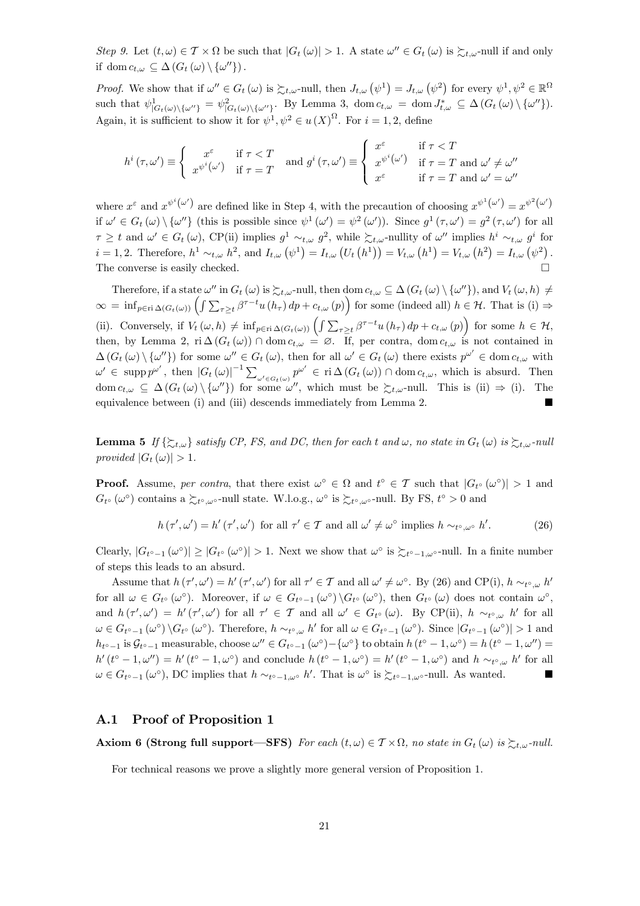*Step 9.* Let $(t,\omega) \in \mathcal{T} \times \Omega$ be such that $|G_t(\omega)| > 1$. A state $\omega'' \in G_t(\omega)$ is $\succsim_{t,\omega}$-null if and only if $\operatorname{dom} c_{t,\omega} \subseteq \Delta(G_t(\omega) \setminus \{\omega''\})$.

*Proof.* We show that if $\omega'' \in G_t(\omega)$ is $\succsim_{t,\omega}$-null, then $J_{t,\omega}(\psi^1) = J_{t,\omega}(\psi^2)$ for every $\psi^1, \psi^2 \in \mathbb{R}^\Omega$ such that $\psi^1_{|G_t(\omega)\setminus\{\omega''\}} = \psi^2_{|G_t(\omega)\setminus\{\omega''\}}$. By Lemma 3, $\operatorname{dom} c_{t,\omega} = \operatorname{dom} J^*_{t,\omega} \subseteq \Delta(G_t(\omega) \setminus \{\omega''\})$. Again, it is sufficient to show it for $\psi^1, \psi^2 \in u(X)^\Omega$. For $i = 1, 2$, define

$$h^i(\tau,\omega') \equiv \begin{cases} x^\varepsilon & \text{if } \tau < T \\ x^{\psi^i(\omega')} & \text{if } \tau = T \end{cases} \text{ and } g^i(\tau,\omega') \equiv \begin{cases} x^\varepsilon & \text{if } \tau < T \\ x^{\psi^i(\omega')} & \text{if } \tau = T \text{ and } \omega' \neq \omega'' \\ x^\varepsilon & \text{if } \tau = T \text{ and } \omega' = \omega'' \end{cases}$$

where $x^\varepsilon$ and $x^{\psi^i(\omega')}$ are defined like in Step 4, with the precaution of choosing $x^{\psi^1(\omega')} = x^{\psi^2(\omega')}$ if $\omega' \in G_t(\omega) \setminus \{\omega''\}$ (this is possible since $\psi^1(\omega') = \psi^2(\omega')$). Since $g^1(\tau,\omega') = g^2(\tau,\omega')$ for all $\tau \geq t$ and $\omega' \in G_t(\omega)$, CP(ii) implies $g^1 \sim_{t,\omega} g^2$, while $\succsim_{t,\omega}$-nullity of $\omega''$ implies $h^i \sim_{t,\omega} g^i$ for $i = 1, 2$. Therefore, $h^1 \sim_{t,\omega} h^2$, and $I_{t,\omega}(\psi^1) = I_{t,\omega}(U_t(h^1)) = V_{t,\omega}(h^1) = V_{t,\omega}(h^2) = I_{t,\omega}(\psi^2)$. The converse is easily checked. $\square$

Therefore, if a state $\omega''$ in $G_t(\omega)$ is $\succsim_{t,\omega}$-null, then $\operatorname{dom} c_{t,\omega} \subseteq \Delta(G_t(\omega) \setminus \{\omega''\})$, and $V_t(\omega, h) \neq \infty = \inf_{p \in \operatorname{ri} \Delta(G_t(\omega))} \left( \int \sum_{\tau \geq t} \beta^{\tau - t} u(h_\tau)\, dp + c_{t,\omega}(p) \right)$ for some (indeed all) $h \in \mathcal{H}$. That is (i) $\Rightarrow$ (ii). Conversely, if $V_t(\omega, h) \neq \inf_{p \in \operatorname{ri} \Delta(G_t(\omega))} \left( \int \sum_{\tau \geq t} \beta^{\tau - t} u(h_\tau)\, dp + c_{t,\omega}(p) \right)$ for some $h \in \mathcal{H}$, then, by Lemma 2, $\operatorname{ri} \Delta(G_t(\omega)) \cap \operatorname{dom} c_{t,\omega} = \varnothing$. If, per contra, $\operatorname{dom} c_{t,\omega}$ is not contained in $\Delta(G_t(\omega) \setminus \{\omega''\})$ for some $\omega'' \in G_t(\omega)$, then for all $\omega' \in G_t(\omega)$ there exists $p^{\omega'} \in \operatorname{dom} c_{t,\omega}$ with $\omega' \in \operatorname{supp} p^{\omega'}$, then $|G_t(\omega)|^{-1} \sum_{\omega' \in G_t(\omega)} p^{\omega'} \in \operatorname{ri} \Delta(G_t(\omega)) \cap \operatorname{dom} c_{t,\omega}$, which is absurd. Then $\operatorname{dom} c_{t,\omega} \subseteq \Delta(G_t(\omega) \setminus \{\omega''\})$ for some $\omega''$, which must be $\succsim_{t,\omega}$-null. This is (ii) $\Rightarrow$ (i). The equivalence between (i) and (iii) descends immediately from Lemma 2. ■

**Lemma 5** *If $\{\succsim_{t,\omega}\}$ satisfy CP, FS, and DC, then for each $t$ and $\omega$, no state in $G_t(\omega)$ is $\succsim_{t,\omega}$-null provided $|G_t(\omega)| > 1$.*

**Proof.** Assume, *per contra*, that there exist $\omega^\circ \in \Omega$ and $t^\circ \in \mathcal{T}$ such that $|G_{t^\circ}(\omega^\circ)| > 1$ and $G_{t^\circ}(\omega^\circ)$ contains a $\succsim_{t^\circ,\omega^\circ}$-null state. W.l.o.g., $\omega^\circ$ is $\succsim_{t^\circ,\omega^\circ}$-null. By FS, $t^\circ > 0$ and

$$h(\tau',\omega') = h'(\tau',\omega') \text{ for all } \tau' \in \mathcal{T} \text{ and all } \omega' \neq \omega^\circ \text{ implies } h \sim_{t^\circ,\omega^\circ} h'. \tag{26}$$

Clearly, $|G_{t^\circ - 1}(\omega^\circ)| \geq |G_{t^\circ}(\omega^\circ)| > 1$. Next we show that $\omega^\circ$ is $\succsim_{t^\circ - 1,\omega^\circ}$-null. In a finite number of steps this leads to an absurd.

Assume that $h(\tau',\omega') = h'(\tau',\omega')$ for all $\tau' \in \mathcal{T}$ and all $\omega' \neq \omega^\circ$. By (26) and CP(i), $h \sim_{t^\circ,\omega} h'$ for all $\omega \in G_{t^\circ}(\omega^\circ)$. Moreover, if $\omega \in G_{t^\circ - 1}(\omega^\circ) \setminus G_{t^\circ}(\omega^\circ)$, then $G_{t^\circ}(\omega)$ does not contain $\omega^\circ$, and $h(\tau',\omega') = h'(\tau',\omega')$ for all $\tau' \in \mathcal{T}$ and all $\omega' \in G_{t^\circ}(\omega)$. By CP(ii), $h \sim_{t^\circ,\omega} h'$ for all $\omega \in G_{t^\circ - 1}(\omega^\circ) \setminus G_{t^\circ}(\omega^\circ)$. Therefore, $h \sim_{t^\circ,\omega} h'$ for all $\omega \in G_{t^\circ - 1}(\omega^\circ)$. Since $|G_{t^\circ - 1}(\omega^\circ)| > 1$ and $h_{t^\circ - 1}$ is $\mathcal{G}_{t^\circ - 1}$ measurable, choose $\omega'' \in G_{t^\circ - 1}(\omega^\circ) - \{\omega^\circ\}$ to obtain $h(t^\circ - 1, \omega^\circ) = h(t^\circ - 1, \omega'') = h'(t^\circ - 1, \omega'') = h'(t^\circ - 1, \omega^\circ)$ and conclude $h(t^\circ - 1, \omega^\circ) = h'(t^\circ - 1, \omega^\circ)$ and $h \sim_{t^\circ,\omega} h'$ for all $\omega \in G_{t^\circ - 1}(\omega^\circ)$, DC implies that $h \sim_{t^\circ - 1,\omega^\circ} h'$. That is $\omega^\circ$ is $\succsim_{t^\circ - 1,\omega^\circ}$-null. As wanted. ■

## A.1 Proof of Proposition 1

**Axiom 6 (Strong full support—SFS)** *For each $(t,\omega) \in \mathcal{T} \times \Omega$, no state in $G_t(\omega)$ is $\succsim_{t,\omega}$-null.*

For technical reasons we prove a slightly more general version of Proposition 1.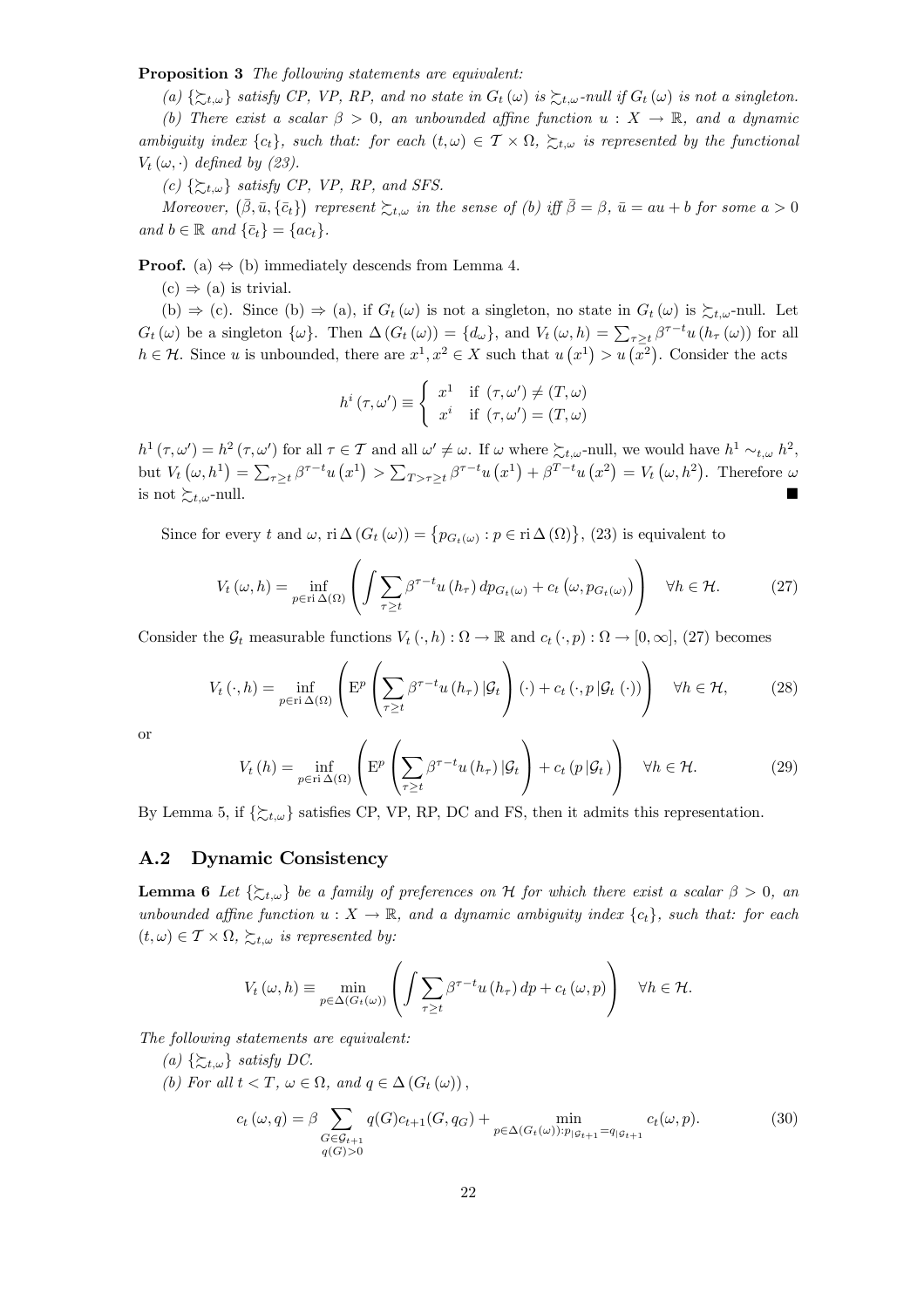**Proposition 3** *The following statements are equivalent:*

*(a) $\{\succsim_{t,\omega}\}$ satisfy CP, VP, RP, and no state in $G_t(\omega)$ is $\succsim_{t,\omega}$-null if $G_t(\omega)$ is not a singleton.*

*(b) There exist a scalar $\beta > 0$, an unbounded affine function $u : X \to \mathbb{R}$, and a dynamic ambiguity index $\{c_t\}$, such that: for each $(t,\omega) \in \mathcal{T} \times \Omega$, $\succsim_{t,\omega}$ is represented by the functional $V_t(\omega, \cdot)$ defined by (23).*

*(c) $\{\succsim_{t,\omega}\}$ satisfy CP, VP, RP, and SFS.*

*Moreover, $(\bar{\beta}, \bar{u}, \{\bar{c}_t\})$ represent $\succsim_{t,\omega}$ in the sense of (b) iff $\bar{\beta} = \beta$, $\bar{u} = au + b$ for some $a > 0$ and $b \in \mathbb{R}$ and $\{\bar{c}_t\} = \{ac_t\}$.*

**Proof.** (a) $\Leftrightarrow$ (b) immediately descends from Lemma 4.

(c) $\Rightarrow$ (a) is trivial.

(b) $\Rightarrow$ (c). Since (b) $\Rightarrow$ (a), if $G_t(\omega)$ is not a singleton, no state in $G_t(\omega)$ is $\succsim_{t,\omega}$-null. Let $G_t(\omega)$ be a singleton $\{\omega\}$. Then $\Delta(G_t(\omega)) = \{d_\omega\}$, and $V_t(\omega, h) = \sum_{\tau \geq t} \beta^{\tau - t} u(h_\tau(\omega))$ for all $h \in \mathcal{H}$. Since $u$ is unbounded, there are $x^1, x^2 \in X$ such that $u(x^1) > u(x^2)$. Consider the acts

$$h^i(\tau, \omega') \equiv \begin{cases} x^1 & \text{if } (\tau, \omega') \neq (T, \omega) \\ x^i & \text{if } (\tau, \omega') = (T, \omega) \end{cases}$$

$h^1(\tau, \omega') = h^2(\tau, \omega')$ for all $\tau \in \mathcal{T}$ and all $\omega' \neq \omega$. If $\omega$ where $\succsim_{t,\omega}$-null, we would have $h^1 \sim_{t,\omega} h^2$, but $V_t(\omega, h^1) = \sum_{\tau \geq t} \beta^{\tau - t} u(x^1) > \sum_{T > \tau \geq t} \beta^{\tau - t} u(x^1) + \beta^{T-t} u(x^2) = V_t(\omega, h^2)$. Therefore $\omega$ is not $\succsim_{t,\omega}$-null. ∎

Since for every $t$ and $\omega$, $\operatorname{ri} \Delta(G_t(\omega)) = \{p_{G_t(\omega)} : p \in \operatorname{ri} \Delta(\Omega)\}$, (23) is equivalent to

$$V_t(\omega, h) = \inf_{p \in \operatorname{ri} \Delta(\Omega)} \left( \int \sum_{\tau \geq t} \beta^{\tau - t} u(h_\tau) \, dp_{G_t(\omega)} + c_t\left(\omega, p_{G_t(\omega)}\right) \right) \quad \forall h \in \mathcal{H}. \tag{27}$$

Consider the $\mathcal{G}_t$ measurable functions $V_t(\cdot, h) : \Omega \to \mathbb{R}$ and $c_t(\cdot, p) : \Omega \to [0, \infty]$, (27) becomes

$$V_t(\cdot, h) = \inf_{p \in \operatorname{ri} \Delta(\Omega)} \left( \mathrm{E}^p \left( \sum_{\tau \geq t} \beta^{\tau - t} u(h_\tau) \,|\mathcal{G}_t \right)(\cdot) + c_t(\cdot, p \,|\mathcal{G}_t(\cdot)) \right) \quad \forall h \in \mathcal{H}, \tag{28}$$

or

$$V_t(h) = \inf_{p \in \operatorname{ri} \Delta(\Omega)} \left( \mathrm{E}^p \left( \sum_{\tau \geq t} \beta^{\tau - t} u(h_\tau) \,|\mathcal{G}_t \right) + c_t(p \,|\mathcal{G}_t) \right) \quad \forall h \in \mathcal{H}. \tag{29}$$

By Lemma 5, if $\{\succsim_{t,\omega}\}$ satisfies CP, VP, RP, DC and FS, then it admits this representation.

## A.2 Dynamic Consistency

**Lemma 6** *Let $\{\succsim_{t,\omega}\}$ be a family of preferences on $\mathcal{H}$ for which there exist a scalar $\beta > 0$, an unbounded affine function $u : X \to \mathbb{R}$, and a dynamic ambiguity index $\{c_t\}$, such that: for each $(t,\omega) \in \mathcal{T} \times \Omega$, $\succsim_{t,\omega}$ is represented by:*

$$V_t(\omega, h) \equiv \min_{p \in \Delta(G_t(\omega))} \left( \int \sum_{\tau \geq t} \beta^{\tau - t} u(h_\tau) \, dp + c_t(\omega, p) \right) \quad \forall h \in \mathcal{H}.$$

*The following statements are equivalent:*

*(a) $\{\succsim_{t,\omega}\}$ satisfy DC.*

*(b) For all $t < T$, $\omega \in \Omega$, and $q \in \Delta(G_t(\omega))$,*

$$c_t(\omega, q) = \beta \sum_{\substack{G \in \mathcal{G}_{t+1} \\ q(G) > 0}} q(G) c_{t+1}(G, q_G) + \min_{p \in \Delta(G_t(\omega)) : p_{|\mathcal{G}_{t+1}} = q_{|\mathcal{G}_{t+1}}} c_t(\omega, p). \tag{30}$$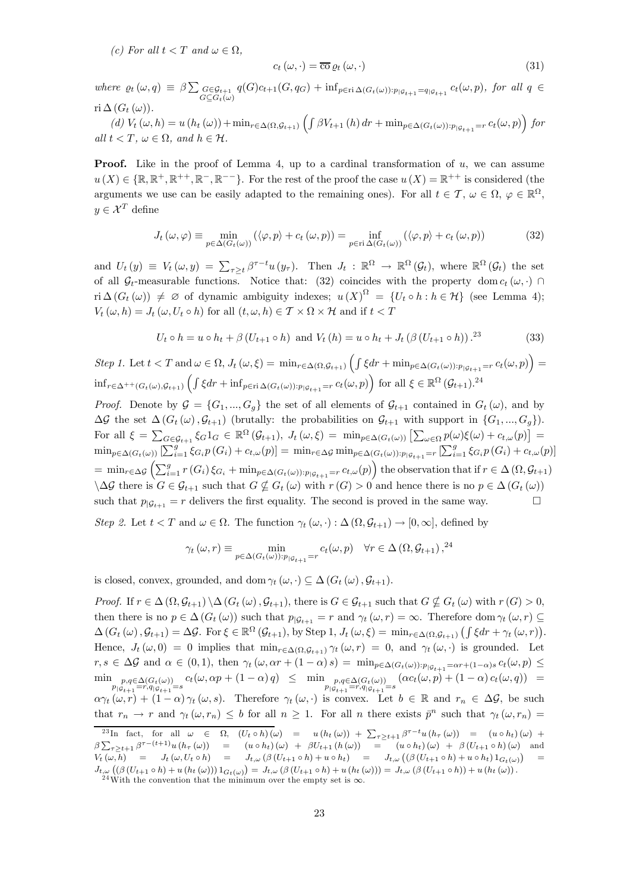(c) *For all* $t < T$ *and* $\omega \in \Omega$,

$$c_t(\omega, \cdot) = \overline{\text{co}}\, \varrho_t(\omega, \cdot) \tag{31}$$

*where* $\varrho_t(\omega, q) \equiv \beta \sum_{\substack{G \in \mathcal{G}_{t+1} \\ G \subseteq G_t(\omega)}} q(G) c_{t+1}(G, q_G) + \inf_{p \in \text{ri}\,\Delta(G_t(\omega)): p_{|\mathcal{G}_{t+1}} = q_{|\mathcal{G}_{t+1}}} c_t(\omega, p)$, *for all* $q \in \text{ri}\,\Delta(G_t(\omega))$.

(d) $V_t(\omega, h) = u(h_t(\omega)) + \min_{r \in \Delta(\Omega, \mathcal{G}_{t+1})} \left( \int \beta V_{t+1}(h)\, dr + \min_{p \in \Delta(G_t(\omega)): p_{|\mathcal{G}_{t+1}} = r} c_t(\omega, p) \right)$ *for all* $t < T$, $\omega \in \Omega$, *and* $h \in \mathcal{H}$.

**Proof.** Like in the proof of Lemma 4, up to a cardinal transformation of $u$, we can assume $u(X) \in \{\mathbb{R}, \mathbb{R}^+, \mathbb{R}^{++}, \mathbb{R}^-, \mathbb{R}^{--}\}$. For the rest of the proof the case $u(X) = \mathbb{R}^{++}$ is considered (the arguments we use can be easily adapted to the remaining ones). For all $t \in \mathcal{T}$, $\omega \in \Omega$, $\varphi \in \mathbb{R}^\Omega$, $y \in \mathcal{X}^T$ define

$$J_t(\omega, \varphi) \equiv \min_{p \in \Delta(G_t(\omega))} (\langle \varphi, p \rangle + c_t(\omega, p)) = \inf_{p \in \text{ri}\,\Delta(G_t(\omega))} (\langle \varphi, p \rangle + c_t(\omega, p)) \tag{32}$$

and $U_t(y) \equiv V_t(\omega, y) = \sum_{\tau \geq t} \beta^{\tau - t} u(y_\tau)$. Then $J_t : \mathbb{R}^\Omega \to \mathbb{R}^\Omega(\mathcal{G}_t)$, where $\mathbb{R}^\Omega(\mathcal{G}_t)$ the set of all $\mathcal{G}_t$-measurable functions. Notice that: (32) coincides with the property $\text{dom}\, c_t(\omega, \cdot) \cap \text{ri}\,\Delta(G_t(\omega)) \neq \varnothing$ of dynamic ambiguity indexes; $u(X)^\Omega = \{U_t \circ h : h \in \mathcal{H}\}$ (see Lemma 4); $V_t(\omega, h) = J_t(\omega, U_t \circ h)$ for all $(t, \omega, h) \in \mathcal{T} \times \Omega \times \mathcal{H}$ and if $t < T$

$$U_t \circ h = u \circ h_t + \beta(U_{t+1} \circ h) \text{ and } V_t(h) = u \circ h_t + J_t(\beta(U_{t+1} \circ h)).[23] \tag{33}$$

*Step 1.* Let $t < T$ and $\omega \in \Omega$, $J_t(\omega, \xi) = \min_{r \in \Delta(\Omega, \mathcal{G}_{t+1})} \left( \int \xi dr + \min_{p \in \Delta(G_t(\omega)): p_{|\mathcal{G}_{t+1}} = r} c_t(\omega, p) \right) = \inf_{r \in \Delta^{++}(G_t(\omega), \mathcal{G}_{t+1})} \left( \int \xi dr + \inf_{p \in \text{ri}\,\Delta(G_t(\omega)): p_{|\mathcal{G}_{t+1}} = r} c_t(\omega, p) \right)$ for all $\xi \in \mathbb{R}^\Omega(\mathcal{G}_{t+1})$.[24]

*Proof.* Denote by $\mathcal{G} = \{G_1, ..., G_g\}$ the set of all elements of $\mathcal{G}_{t+1}$ contained in $G_t(\omega)$, and by $\Delta\mathcal{G}$ the set $\Delta(G_t(\omega), \mathcal{G}_{t+1})$ (brutally: the probabilities on $\mathcal{G}_{t+1}$ with support in $\{G_1, ..., G_g\}$). For all $\xi = \sum_{G \in \mathcal{G}_{t+1}} \xi_G 1_G \in \mathbb{R}^\Omega(\mathcal{G}_{t+1})$, $J_t(\omega, \xi) = \min_{p \in \Delta(G_t(\omega))} \left[ \sum_{\omega \in \Omega} p(\omega)\xi(\omega) + c_{t,\omega}(p) \right] = \min_{p \in \Delta(G_t(\omega))} \left[ \sum_{i=1}^g \xi_{G_i} p(G_i) + c_{t,\omega}(p) \right] = \min_{r \in \Delta\mathcal{G}} \min_{p \in \Delta(G_t(\omega)): p_{|\mathcal{G}_{t+1}} = r} \left[ \sum_{i=1}^g \xi_{G_i} p(G_i) + c_{t,\omega}(p) \right]$ $= \min_{r \in \Delta\mathcal{G}} \left( \sum_{i=1}^g r(G_i) \xi_{G_i} + \min_{p \in \Delta(G_t(\omega)): p_{|\mathcal{G}_{t+1}} = r} c_{t,\omega}(p) \right)$ the observation that if $r \in \Delta(\Omega, \mathcal{G}_{t+1}) \setminus \Delta\mathcal{G}$ there is $G \in \mathcal{G}_{t+1}$ such that $G \nsubseteq G_t(\omega)$ with $r(G) > 0$ and hence there is no $p \in \Delta(G_t(\omega))$ such that $p_{|\mathcal{G}_{t+1}} = r$ delivers the first equality. The second is proved in the same way. $\square$

*Step 2.* Let $t < T$ and $\omega \in \Omega$. The function $\gamma_t(\omega, \cdot) : \Delta(\Omega, \mathcal{G}_{t+1}) \to [0, \infty]$, defined by

$$\gamma_t(\omega, r) \equiv \min_{p \in \Delta(G_t(\omega)): p_{|\mathcal{G}_{t+1}} = r} c_t(\omega, p) \quad \forall r \in \Delta(\Omega, \mathcal{G}_{t+1}),[24]$$

is closed, convex, grounded, and $\text{dom}\, \gamma_t(\omega, \cdot) \subseteq \Delta(G_t(\omega), \mathcal{G}_{t+1})$.

*Proof.* If $r \in \Delta(\Omega, \mathcal{G}_{t+1}) \setminus \Delta(G_t(\omega), \mathcal{G}_{t+1})$, there is $G \in \mathcal{G}_{t+1}$ such that $G \nsubseteq G_t(\omega)$ with $r(G) > 0$, then there is no $p \in \Delta(G_t(\omega))$ such that $p_{|\mathcal{G}_{t+1}} = r$ and $\gamma_t(\omega, r) = \infty$. Therefore $\text{dom}\, \gamma_t(\omega, r) \subseteq \Delta(G_t(\omega), \mathcal{G}_{t+1}) = \Delta\mathcal{G}$. For $\xi \in \mathbb{R}^\Omega(\mathcal{G}_{t+1})$, by Step 1, $J_t(\omega, \xi) = \min_{r \in \Delta(\Omega, \mathcal{G}_{t+1})} \left( \int \xi dr + \gamma_t(\omega, r) \right)$. Hence, $J_t(\omega, 0) = 0$ implies that $\min_{r \in \Delta(\Omega, \mathcal{G}_{t+1})} \gamma_t(\omega, r) = 0$, and $\gamma_t(\omega, \cdot)$ is grounded. Let $r, s \in \Delta\mathcal{G}$ and $\alpha \in (0, 1)$, then $\gamma_t(\omega, \alpha r + (1 - \alpha)s) = \min_{p \in \Delta(G_t(\omega)): p_{|\mathcal{G}_{t+1}} = \alpha r + (1-\alpha)s} c_t(\omega, p) \leq \min_{\substack{p, q \in \Delta(G_t(\omega)) \\ p_{|\mathcal{G}_{t+1}} = r, q_{|\mathcal{G}_{t+1}} = s}} c_t(\omega, \alpha p + (1 - \alpha) q) \leq \min_{\substack{p, q \in \Delta(G_t(\omega)) \\ p_{|\mathcal{G}_{t+1}} = r, q_{|\mathcal{G}_{t+1}} = s}} (\alpha c_t(\omega, p) + (1 - \alpha) c_t(\omega, q)) = \alpha \gamma_t(\omega, r) + (1 - \alpha) \gamma_t(\omega, s)$. Therefore $\gamma_t(\omega, \cdot)$ is convex. Let $b \in \mathbb{R}$ and $r_n \in \Delta\mathcal{G}$, be such that $r_n \to r$ and $\gamma_t(\omega, r_n) \leq b$ for all $n \geq 1$. For all $n$ there exists $\bar{p}^n$ such that $\gamma_t(\omega, r_n) =$

---

[23] In fact, for all $\omega \in \Omega$, $(U_t \circ h)(\omega) = u(h_t(\omega)) + \sum_{\tau \geq t+1} \beta^{\tau - t} u(h_\tau(\omega)) = (u \circ h_t)(\omega) + \beta \sum_{\tau \geq t+1} \beta^{\tau - (t+1)} u(h_\tau(\omega)) = (u \circ h_t)(\omega) + \beta U_{t+1}(h(\omega)) = (u \circ h_t)(\omega) + \beta(U_{t+1} \circ h)(\omega)$ and $V_t(\omega, h) = J_t(\omega, U_t \circ h) = J_{t,\omega}(\beta(U_{t+1} \circ h) + u \circ h_t) = J_{t,\omega}((\beta(U_{t+1} \circ h) + u \circ h_t) 1_{G_t(\omega)}) = J_{t,\omega}((\beta(U_{t+1} \circ h) + u(h_t(\omega))) 1_{G_t(\omega)}) = J_{t,\omega}(\beta(U_{t+1} \circ h) + u(h_t(\omega))) = J_{t,\omega}(\beta(U_{t+1} \circ h)) + u(h_t(\omega))$.

[24] With the convention that the minimum over the empty set is $\infty$.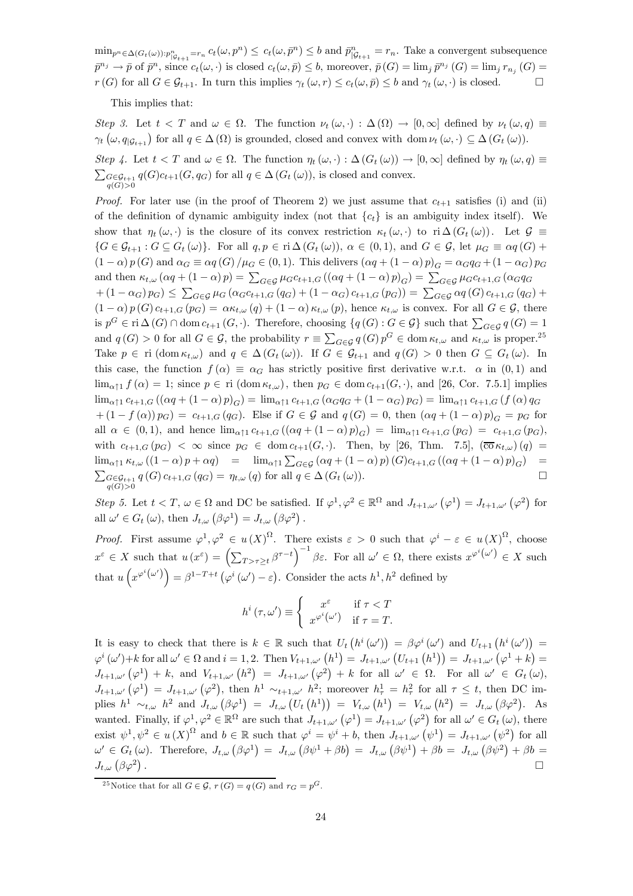$\min_{p^n\in\Delta(G_t(\omega)):p^n_{|\mathcal{G}_{t+1}}=r_n} c_t(\omega,p^n) \le c_t(\omega,\bar p^n) \le b$ and $\bar p^n_{|\mathcal{G}_{t+1}} = r_n$. Take a convergent subsequence $\bar p^{n_j} \to \bar p$ of $\bar p^n$, since $c_t(\omega,\cdot)$ is closed $c_t(\omega,\bar p) \le b$, moreover, $\bar p(G) = \lim_j \bar p^{n_j}(G) = \lim_j r_{n_j}(G) = r(G)$ for all $G \in \mathcal{G}_{t+1}$. In turn this implies $\gamma_t(\omega, r) \le c_t(\omega,\bar p) \le b$ and $\gamma_t(\omega,\cdot)$ is closed. □

This implies that:

*Step 3.* Let $t < T$ and $\omega \in \Omega$. The function $\nu_t(\omega,\cdot) : \Delta(\Omega) \to [0,\infty]$ defined by $\nu_t(\omega,q) \equiv \gamma_t\left(\omega, q_{|\mathcal{G}_{t+1}}\right)$ for all $q \in \Delta(\Omega)$ is grounded, closed and convex with $\operatorname{dom}\nu_t(\omega,\cdot) \subseteq \Delta(G_t(\omega))$.

*Step 4.* Let $t < T$ and $\omega \in \Omega$. The function $\eta_t(\omega,\cdot) : \Delta(G_t(\omega)) \to [0,\infty]$ defined by $\eta_t(\omega,q) \equiv \sum_{\substack{G\in\mathcal{G}_{t+1}\\ q(G)>0}} q(G)c_{t+1}(G,q_G)$ for all $q \in \Delta(G_t(\omega))$, is closed and convex.

*Proof.* For later use (in the proof of Theorem 2) we just assume that $c_{t+1}$ satisfies (i) and (ii) of the definition of dynamic ambiguity index (not that $\{c_t\}$ is an ambiguity index itself). We show that $\eta_t(\omega,\cdot)$ is the closure of its convex restriction $\kappa_t(\omega,\cdot)$ to $\operatorname{ri}\Delta(G_t(\omega))$. Let $\mathcal{G} \equiv \{G \in \mathcal{G}_{t+1} : G \subseteq G_t(\omega)\}$. For all $q,p \in \operatorname{ri}\Delta(G_t(\omega))$, $\alpha \in (0,1)$, and $G \in \mathcal{G}$, let $\mu_G \equiv \alpha q(G) + (1-\alpha)p(G)$ and $\alpha_G \equiv \alpha q(G)/\mu_G \in (0,1)$. This delivers $(\alpha q + (1-\alpha)p)_G = \alpha_G q_G + (1-\alpha_G)p_G$ and then $\kappa_{t,\omega}(\alpha q + (1-\alpha)p) = \sum_{G\in\mathcal{G}} \mu_G c_{t+1,G}((\alpha q + (1-\alpha)p)_G) = \sum_{G\in\mathcal{G}} \mu_G c_{t+1,G}(\alpha_G q_G + (1-\alpha_G)p_G) \le \sum_{G\in\mathcal{G}} \mu_G(\alpha_G c_{t+1,G}(q_G) + (1-\alpha_G)c_{t+1,G}(p_G)) = \sum_{G\in\mathcal{G}} \alpha q(G) c_{t+1,G}(q_G) + (1-\alpha)p(G)c_{t+1,G}(p_G) = \alpha\kappa_{t,\omega}(q) + (1-\alpha)\kappa_{t,\omega}(p)$, hence $\kappa_{t,\omega}$ is convex. For all $G \in \mathcal{G}$, there is $p^G \in \operatorname{ri}\Delta(G) \cap \operatorname{dom} c_{t+1}(G,\cdot)$. Therefore, choosing $\{q(G) : G \in \mathcal{G}\}$ such that $\sum_{G\in\mathcal{G}} q(G) = 1$ and $q(G) > 0$ for all $G \in \mathcal{G}$, the probability $r \equiv \sum_{G\in\mathcal{G}} q(G)p^G \in \operatorname{dom}\kappa_{t,\omega}$ and $\kappa_{t,\omega}$ is proper.[25] Take $p \in \operatorname{ri}(\operatorname{dom}\kappa_{t,\omega})$ and $q \in \Delta(G_t(\omega))$. If $G \in \mathcal{G}_{t+1}$ and $q(G) > 0$ then $G \subseteq G_t(\omega)$. In this case, the function $f(\alpha) \equiv \alpha_G$ has strictly positive first derivative w.r.t. $\alpha$ in $(0,1)$ and $\lim_{\alpha\uparrow 1} f(\alpha) = 1$; since $p \in \operatorname{ri}(\operatorname{dom}\kappa_{t,\omega})$, then $p_G \in \operatorname{dom} c_{t+1}(G,\cdot)$, and [26, Cor. 7.5.1] implies $\lim_{\alpha\uparrow 1} c_{t+1,G}((\alpha q + (1-\alpha)p)_G) = \lim_{\alpha\uparrow 1} c_{t+1,G}(\alpha_G q_G + (1-\alpha_G)p_G) = \lim_{\alpha\uparrow 1} c_{t+1,G}(f(\alpha)q_G + (1-f(\alpha))p_G) = c_{t+1,G}(q_G)$. Else if $G \in \mathcal{G}$ and $q(G) = 0$, then $(\alpha q + (1-\alpha)p)_G = p_G$ for all $\alpha \in (0,1)$, and hence $\lim_{\alpha\uparrow 1} c_{t+1,G}((\alpha q + (1-\alpha)p)_G) = \lim_{\alpha\uparrow 1} c_{t+1,G}(p_G) = c_{t+1,G}(p_G)$, with $c_{t+1,G}(p_G) < \infty$ since $p_G \in \operatorname{dom} c_{t+1}(G,\cdot)$. Then, by [26, Thm. 7.5], $(\overline{\operatorname{co}}\,\kappa_{t,\omega})(q) = \lim_{\alpha\uparrow 1} \kappa_{t,\omega}((1-\alpha)p + \alpha q) = \lim_{\alpha\uparrow 1} \sum_{G\in\mathcal{G}} (\alpha q + (1-\alpha)p)(G)c_{t+1,G}((\alpha q + (1-\alpha)p)_G) = \sum_{\substack{G\in\mathcal{G}_{t+1}\\ q(G)>0}} q(G)c_{t+1,G}(q_G) = \eta_{t,\omega}(q)$ for all $q \in \Delta(G_t(\omega))$. □

*Step 5.* Let $t < T$, $\omega \in \Omega$ and DC be satisfied. If $\varphi^1, \varphi^2 \in \mathbb{R}^\Omega$ and $J_{t+1,\omega'}(\varphi^1) = J_{t+1,\omega'}(\varphi^2)$ for all $\omega' \in G_t(\omega)$, then $J_{t,\omega}(\beta\varphi^1) = J_{t,\omega}(\beta\varphi^2)$.

*Proof.* First assume $\varphi^1, \varphi^2 \in u(X)^\Omega$. There exists $\varepsilon > 0$ such that $\varphi^i - \varepsilon \in u(X)^\Omega$, choose $x^\varepsilon \in X$ such that $u(x^\varepsilon) = \left(\sum_{T>\tau\ge t} \beta^{\tau-t}\right)^{-1}\beta\varepsilon$. For all $\omega' \in \Omega$, there exists $x^{\varphi^i(\omega')} \in X$ such that $u\left(x^{\varphi^i(\omega')}\right) = \beta^{1-T+t}(\varphi^i(\omega') - \varepsilon)$. Consider the acts $h^1, h^2$ defined by

$$h^i(\tau,\omega') \equiv \begin{cases} x^\varepsilon & \text{if } \tau < T \\ x^{\varphi^i(\omega')} & \text{if } \tau = T. \end{cases}$$

It is easy to check that there is $k \in \mathbb{R}$ such that $U_t(h^i(\omega')) = \beta\varphi^i(\omega')$ and $U_{t+1}(h^i(\omega')) = \varphi^i(\omega') + k$ for all $\omega' \in \Omega$ and $i = 1,2$. Then $V_{t+1,\omega'}(h^1) = J_{t+1,\omega'}(U_{t+1}(h^1)) = J_{t+1,\omega'}(\varphi^1 + k) = J_{t+1,\omega'}(\varphi^1) + k$, and $V_{t+1,\omega'}(h^2) = J_{t+1,\omega'}(\varphi^2) + k$ for all $\omega' \in \Omega$. For all $\omega' \in G_t(\omega)$, $J_{t+1,\omega'}(\varphi^1) = J_{t+1,\omega'}(\varphi^2)$, then $h^1 \sim_{t+1,\omega'} h^2$; moreover $h^1_\tau = h^2_\tau$ for all $\tau \le t$, then DC implies $h^1 \sim_{t,\omega} h^2$ and $J_{t,\omega}(\beta\varphi^1) = J_{t,\omega}(U_t(h^1)) = V_{t,\omega}(h^1) = V_{t,\omega}(h^2) = J_{t,\omega}(\beta\varphi^2)$. As wanted. Finally, if $\varphi^1, \varphi^2 \in \mathbb{R}^\Omega$ are such that $J_{t+1,\omega'}(\varphi^1) = J_{t+1,\omega'}(\varphi^2)$ for all $\omega' \in G_t(\omega)$, there exist $\psi^1, \psi^2 \in u(X)^\Omega$ and $b \in \mathbb{R}$ such that $\varphi^i = \psi^i + b$, then $J_{t+1,\omega'}(\psi^1) = J_{t+1,\omega'}(\psi^2)$ for all $\omega' \in G_t(\omega)$. Therefore, $J_{t,\omega}(\beta\varphi^1) = J_{t,\omega}(\beta\psi^1 + \beta b) = J_{t,\omega}(\beta\psi^1) + \beta b = J_{t,\omega}(\beta\psi^2) + \beta b = J_{t,\omega}(\beta\varphi^2)$. □

---

[25] Notice that for all $G \in \mathcal{G}$, $r(G) = q(G)$ and $r_G = p^G$.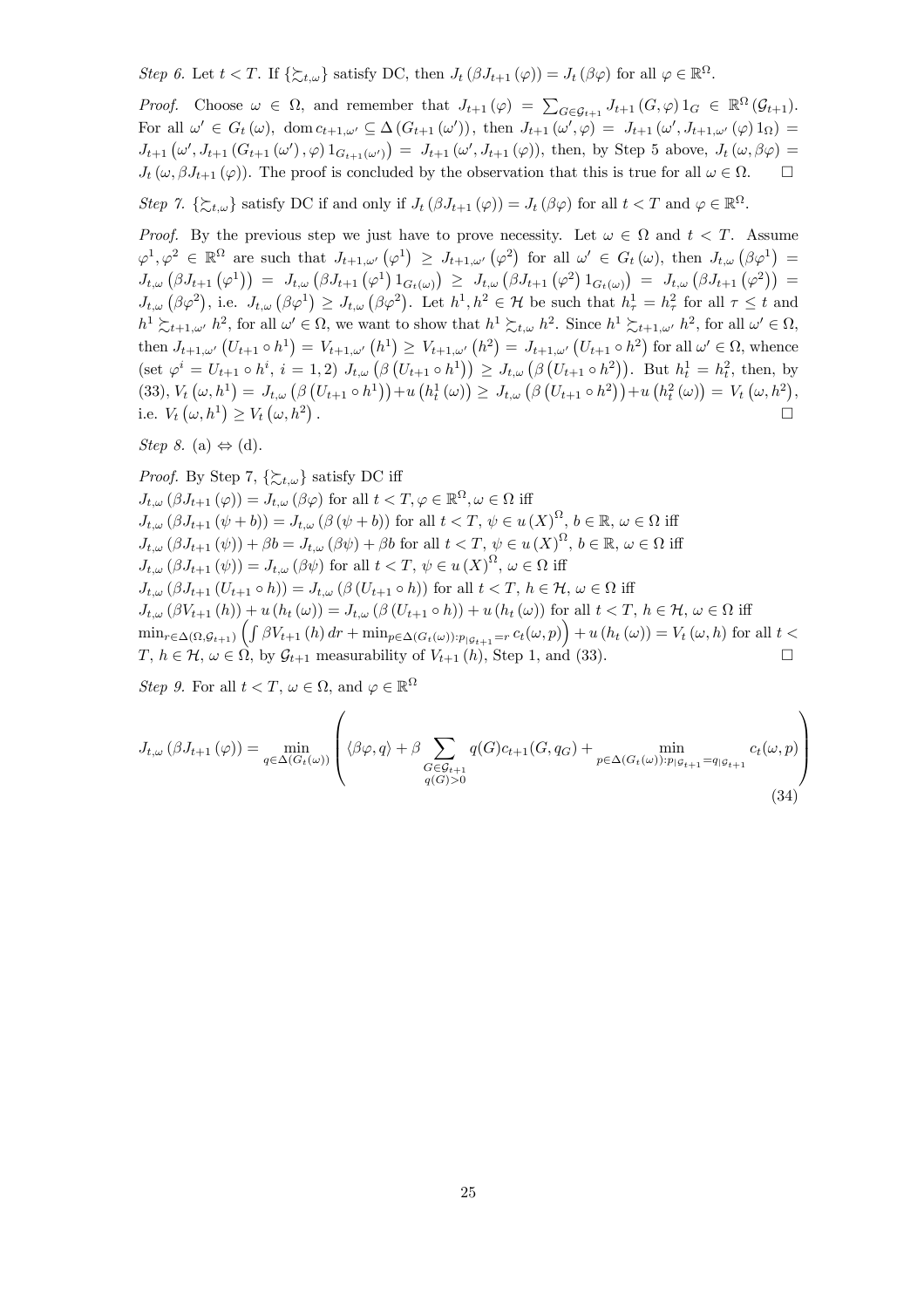*Step 6.* Let $t < T$. If $\{\succsim_{t,\omega}\}$ satisfy DC, then $J_t(\beta J_{t+1}(\varphi)) = J_t(\beta\varphi)$ for all $\varphi \in \mathbb{R}^\Omega$.

*Proof.* Choose $\omega \in \Omega$, and remember that $J_{t+1}(\varphi) = \sum_{G\in\mathcal{G}_{t+1}} J_{t+1}(G,\varphi) 1_G \in \mathbb{R}^\Omega(\mathcal{G}_{t+1})$. For all $\omega' \in G_t(\omega)$, $\operatorname{dom} c_{t+1,\omega'} \subseteq \Delta(G_{t+1}(\omega'))$, then $J_{t+1}(\omega',\varphi) = J_{t+1}(\omega', J_{t+1,\omega'}(\varphi) 1_\Omega) = J_{t+1}(\omega', J_{t+1}(G_{t+1}(\omega'),\varphi) 1_{G_{t+1}(\omega')}) = J_{t+1}(\omega', J_{t+1}(\varphi))$, then, by Step 5 above, $J_t(\omega,\beta\varphi) = J_t(\omega,\beta J_{t+1}(\varphi))$. The proof is concluded by the observation that this is true for all $\omega \in \Omega$. □

*Step 7.* $\{\succsim_{t,\omega}\}$ satisfy DC if and only if $J_t(\beta J_{t+1}(\varphi)) = J_t(\beta\varphi)$ for all $t < T$ and $\varphi \in \mathbb{R}^\Omega$.

*Proof.* By the previous step we just have to prove necessity. Let $\omega \in \Omega$ and $t < T$. Assume $\varphi^1, \varphi^2 \in \mathbb{R}^\Omega$ are such that $J_{t+1,\omega'}(\varphi^1) \geq J_{t+1,\omega'}(\varphi^2)$ for all $\omega' \in G_t(\omega)$, then $J_{t,\omega}(\beta\varphi^1) = J_{t,\omega}(\beta J_{t+1}(\varphi^1)) = J_{t,\omega}(\beta J_{t+1}(\varphi^1) 1_{G_t(\omega)}) \geq J_{t,\omega}(\beta J_{t+1}(\varphi^2) 1_{G_t(\omega)}) = J_{t,\omega}(\beta J_{t+1}(\varphi^2)) = J_{t,\omega}(\beta\varphi^2)$, i.e. $J_{t,\omega}(\beta\varphi^1) \geq J_{t,\omega}(\beta\varphi^2)$. Let $h^1, h^2 \in \mathcal{H}$ be such that $h^1_\tau = h^2_\tau$ for all $\tau \leq t$ and $h^1 \succsim_{t+1,\omega'} h^2$, for all $\omega' \in \Omega$, we want to show that $h^1 \succsim_{t,\omega} h^2$. Since $h^1 \succsim_{t+1,\omega'} h^2$, for all $\omega' \in \Omega$, then $J_{t+1,\omega'}(U_{t+1} \circ h^1) = V_{t+1,\omega'}(h^1) \geq V_{t+1,\omega'}(h^2) = J_{t+1,\omega'}(U_{t+1} \circ h^2)$ for all $\omega' \in \Omega$, whence (set $\varphi^i = U_{t+1} \circ h^i$, $i = 1, 2$) $J_{t,\omega}(\beta(U_{t+1} \circ h^1)) \geq J_{t,\omega}(\beta(U_{t+1} \circ h^2))$. But $h^1_t = h^2_t$, then, by (33), $V_t(\omega,h^1) = J_{t,\omega}(\beta(U_{t+1} \circ h^1)) + u(h^1_t(\omega)) \geq J_{t,\omega}(\beta(U_{t+1} \circ h^2)) + u(h^2_t(\omega)) = V_t(\omega,h^2)$, i.e. $V_t(\omega,h^1) \geq V_t(\omega,h^2)$. □

*Step 8.* (a) $\Leftrightarrow$ (d).

*Proof.* By Step 7, $\{\succsim_{t,\omega}\}$ satisfy DC iff
$J_{t,\omega}(\beta J_{t+1}(\varphi)) = J_{t,\omega}(\beta\varphi)$ for all $t < T, \varphi \in \mathbb{R}^\Omega, \omega \in \Omega$ iff
$J_{t,\omega}(\beta J_{t+1}(\psi + b)) = J_{t,\omega}(\beta(\psi + b))$ for all $t < T$, $\psi \in u(X)^\Omega$, $b \in \mathbb{R}$, $\omega \in \Omega$ iff
$J_{t,\omega}(\beta J_{t+1}(\psi)) + \beta b = J_{t,\omega}(\beta\psi) + \beta b$ for all $t < T$, $\psi \in u(X)^\Omega$, $b \in \mathbb{R}$, $\omega \in \Omega$ iff
$J_{t,\omega}(\beta J_{t+1}(\psi)) = J_{t,\omega}(\beta\psi)$ for all $t < T$, $\psi \in u(X)^\Omega$, $\omega \in \Omega$ iff
$J_{t,\omega}(\beta J_{t+1}(U_{t+1} \circ h)) = J_{t,\omega}(\beta(U_{t+1} \circ h))$ for all $t < T$, $h \in \mathcal{H}$, $\omega \in \Omega$ iff
$J_{t,\omega}(\beta V_{t+1}(h)) + u(h_t(\omega)) = J_{t,\omega}(\beta(U_{t+1} \circ h)) + u(h_t(\omega))$ for all $t < T$, $h \in \mathcal{H}$, $\omega \in \Omega$ iff
$\min_{r\in\Delta(\Omega,\mathcal{G}_{t+1})} \left( \int \beta V_{t+1}(h)\, dr + \min_{p\in\Delta(G_t(\omega)):p_{|\mathcal{G}_{t+1}}=r} c_t(\omega,p) \right) + u(h_t(\omega)) = V_t(\omega,h)$ for all $t < T$, $h \in \mathcal{H}$, $\omega \in \Omega$, by $\mathcal{G}_{t+1}$ measurability of $V_{t+1}(h)$, Step 1, and (33). □

*Step 9.* For all $t < T$, $\omega \in \Omega$, and $\varphi \in \mathbb{R}^\Omega$

$$J_{t,\omega}(\beta J_{t+1}(\varphi)) = \min_{q\in\Delta(G_t(\omega))} \left( \langle \beta\varphi, q \rangle + \beta \sum_{\substack{G\in\mathcal{G}_{t+1} \\ q(G)>0}} q(G) c_{t+1}(G, q_G) + \min_{p\in\Delta(G_t(\omega)):p_{|\mathcal{G}_{t+1}}=q_{|\mathcal{G}_{t+1}}} c_t(\omega,p) \right) \tag{34}$$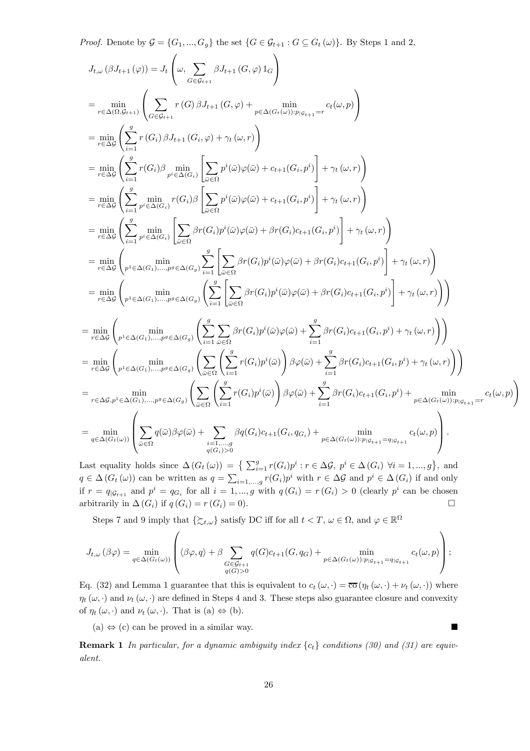*Proof.* Denote by $\mathcal{G} = \{G_1, ..., G_g\}$ the set $\{G \in \mathcal{G}_{t+1} : G \subseteq G_t(\omega)\}$. By Steps 1 and 2,

$$
\begin{aligned}
J_{t,\omega}(\beta J_{t+1}(\varphi)) &= J_t\left(\omega, \sum_{G\in\mathcal{G}_{t+1}} \beta J_{t+1}(G,\varphi) 1_G\right) \\
&= \min_{r\in\Delta(\Omega,\mathcal{G}_{t+1})}\left(\sum_{G\in\mathcal{G}_{t+1}} r(G)\beta J_{t+1}(G,\varphi) + \min_{p\in\Delta(G_t(\omega)):p_{|\mathcal{G}_{t+1}}=r} c_t(\omega,p)\right) \\
&= \min_{r\in\Delta\mathcal{G}}\left(\sum_{i=1}^{g} r(G_i)\beta J_{t+1}(G_i,\varphi) + \gamma_t(\omega,r)\right) \\
&= \min_{r\in\Delta\mathcal{G}}\left(\sum_{i=1}^{g} r(G_i)\beta \min_{p^i\in\Delta(G_i)}\left[\sum_{\bar\omega\in\Omega} p^i(\bar\omega)\varphi(\bar\omega) + c_{t+1}(G_i,p^i)\right] + \gamma_t(\omega,r)\right) \\
&= \min_{r\in\Delta\mathcal{G}}\left(\sum_{i=1}^{g} \min_{p^i\in\Delta(G_i)} r(G_i)\beta \left[\sum_{\bar\omega\in\Omega} p^i(\bar\omega)\varphi(\bar\omega) + c_{t+1}(G_i,p^i)\right] + \gamma_t(\omega,r)\right) \\
&= \min_{r\in\Delta\mathcal{G}}\left(\sum_{i=1}^{g} \min_{p^i\in\Delta(G_i)} \left[\sum_{\bar\omega\in\Omega} \beta r(G_i)p^i(\bar\omega)\varphi(\bar\omega) + \beta r(G_i)c_{t+1}(G_i,p^i)\right] + \gamma_t(\omega,r)\right) \\
&= \min_{r\in\Delta\mathcal{G}}\left(\min_{p^1\in\Delta(G_1),...,p^g\in\Delta(G_g)} \sum_{i=1}^{g} \left[\sum_{\bar\omega\in\Omega} \beta r(G_i)p^i(\bar\omega)\varphi(\bar\omega) + \beta r(G_i)c_{t+1}(G_i,p^i)\right] + \gamma_t(\omega,r)\right) \\
&= \min_{r\in\Delta\mathcal{G}}\left(\min_{p^1\in\Delta(G_1),...,p^g\in\Delta(G_g)} \left(\sum_{i=1}^{g} \left[\sum_{\bar\omega\in\Omega} \beta r(G_i)p^i(\bar\omega)\varphi(\bar\omega) + \beta r(G_i)c_{t+1}(G_i,p^i)\right] + \gamma_t(\omega,r)\right)\right) \\
&= \min_{r\in\Delta\mathcal{G}}\left(\min_{p^1\in\Delta(G_1),...,p^g\in\Delta(G_g)} \left(\sum_{i=1}^{g} \sum_{\bar\omega\in\Omega} \beta r(G_i)p^i(\bar\omega)\varphi(\bar\omega) + \sum_{i=1}^{g} \beta r(G_i)c_{t+1}(G_i,p^i) + \gamma_t(\omega,r)\right)\right) \\
&= \min_{r\in\Delta\mathcal{G}}\left(\min_{p^1\in\Delta(G_1),...,p^g\in\Delta(G_g)} \left(\sum_{\bar\omega\in\Omega} \left(\sum_{i=1}^{g} r(G_i)p^i(\bar\omega)\right)\beta\varphi(\bar\omega) + \sum_{i=1}^{g} \beta r(G_i)c_{t+1}(G_i,p^i) + \gamma_t(\omega,r)\right)\right) \\
&= \min_{r\in\Delta\mathcal{G},p^1\in\Delta(G_1),...,p^g\in\Delta(G_g)} \left(\sum_{\bar\omega\in\Omega} \left(\sum_{i=1}^{g} r(G_i)p^i(\bar\omega)\right)\beta\varphi(\bar\omega) + \sum_{i=1}^{g} \beta r(G_i)c_{t+1}(G_i,p^i) + \min_{p\in\Delta(G_t(\omega)):p_{|\mathcal{G}_{t+1}}=r} c_t(\omega,p)\right) \\
&= \min_{q\in\Delta(G_t(\omega))}\left(\sum_{\bar\omega\in\Omega} q(\bar\omega)\beta\varphi(\bar\omega) + \sum_{\substack{i=1,...,g\\ q(G_i)>0}} \beta q(G_i)c_{t+1}(G_i,q_{G_i}) + \min_{p\in\Delta(G_t(\omega)):p_{|\mathcal{G}_{t+1}}=q_{|\mathcal{G}_{t+1}}} c_t(\omega,p)\right).
\end{aligned}
$$

Last equality holds since $\Delta(G_t(\omega)) = \left\{\sum_{i=1}^{g} r(G_i)p^i : r \in \Delta\mathcal{G},\ p^i \in \Delta(G_i)\ \forall i = 1, ..., g\right\}$, and $q \in \Delta(G_t(\omega))$ can be written as $q = \sum_{i=1,...,g} r(G_i)p^i$ with $r \in \Delta\mathcal{G}$ and $p^i \in \Delta(G_i)$ if and only if $r = q_{|\mathcal{G}_{t+1}}$ and $p^i = q_{G_i}$ for all $i = 1, ..., g$ with $q(G_i) = r(G_i) > 0$ (clearly $p^i$ can be chosen arbitrarily in $\Delta(G_i)$ if $q(G_i) = r(G_i) = 0$). □

Steps 7 and 9 imply that $\{\succsim_{t,\omega}\}$ satisfy DC iff for all $t < T$, $\omega \in \Omega$, and $\varphi \in \mathbb{R}^\Omega$

$$
J_{t,\omega}(\beta\varphi) = \min_{q\in\Delta(G_t(\omega))}\left(\langle\beta\varphi, q\rangle + \beta\sum_{\substack{G\in\mathcal{G}_{t+1}\\ q(G)>0}} q(G)c_{t+1}(G,q_G) + \min_{p\in\Delta(G_t(\omega)):p_{|\mathcal{G}_{t+1}}=q_{|\mathcal{G}_{t+1}}} c_t(\omega,p)\right);
$$

Eq. (32) and Lemma 1 guarantee that this is equivalent to $c_t(\omega,\cdot) = \overline{\text{co}}(\eta_t(\omega,\cdot) + \nu_t(\omega,\cdot))$ where $\eta_t(\omega,\cdot)$ and $\nu_t(\omega,\cdot)$ are defined in Steps 4 and 3. These steps also guarantee closure and convexity of $\eta_t(\omega,\cdot)$ and $\nu_t(\omega,\cdot)$. That is (a) $\Leftrightarrow$ (b).

(a) $\Leftrightarrow$ (c) can be proved in a similar way. ■

**Remark 1** *In particular, for a dynamic ambiguity index $\{c_t\}$ conditions (30) and (31) are equivalent.*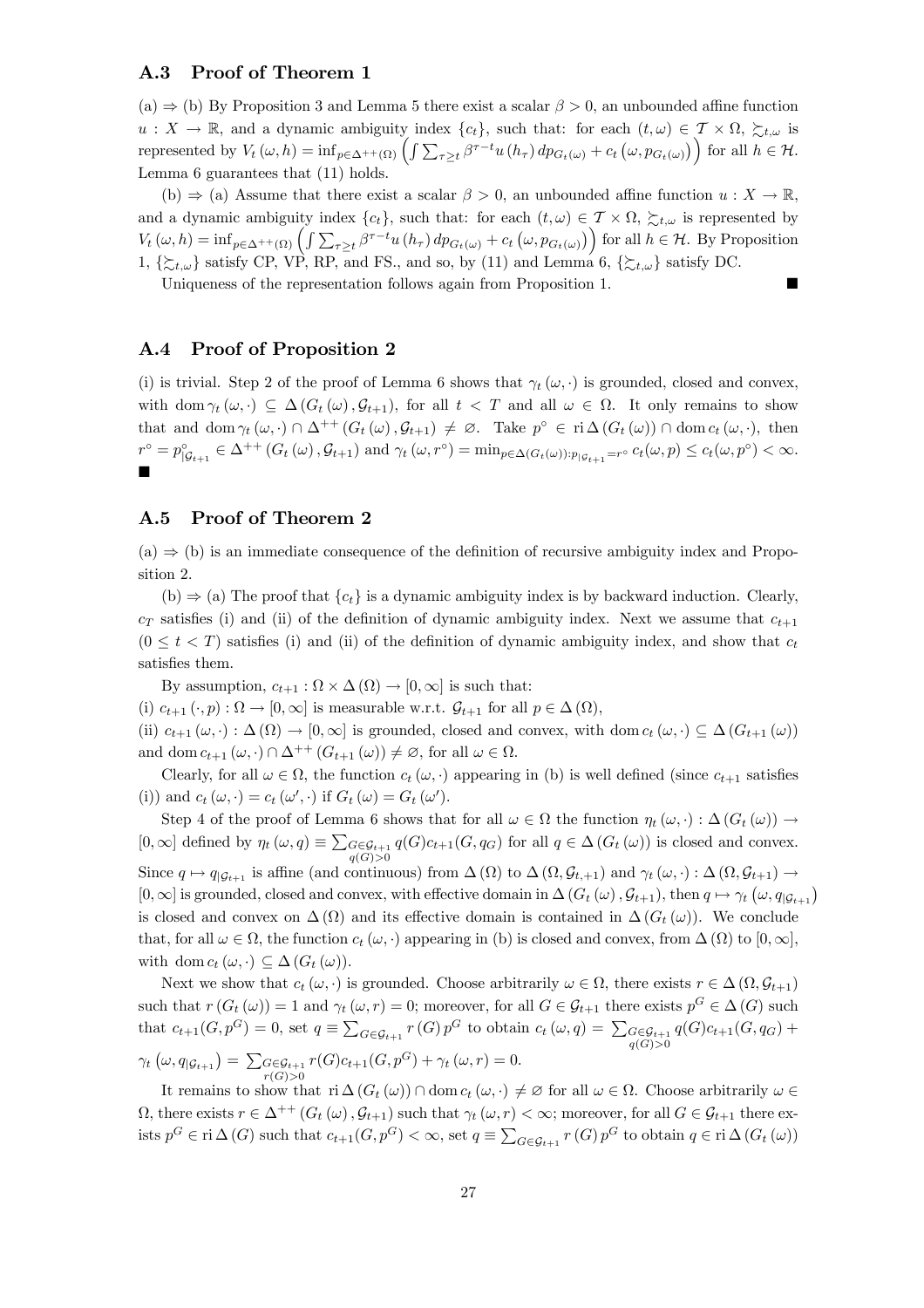### A.3 Proof of Theorem 1

(a) $\Rightarrow$ (b) By Proposition 3 and Lemma 5 there exist a scalar $\beta > 0$, an unbounded affine function $u : X \to \mathbb{R}$, and a dynamic ambiguity index $\{c_t\}$, such that: for each $(t, \omega) \in \mathcal{T} \times \Omega$, $\succsim_{t,\omega}$ is represented by $V_t(\omega, h) = \inf_{p \in \Delta^{++}(\Omega)} \left( \int \sum_{\tau \geq t} \beta^{\tau - t} u(h_\tau) \, dp_{G_t(\omega)} + c_t\left(\omega, p_{G_t(\omega)}\right) \right)$ for all $h \in \mathcal{H}$. Lemma 6 guarantees that (11) holds.

(b) $\Rightarrow$ (a) Assume that there exist a scalar $\beta > 0$, an unbounded affine function $u : X \to \mathbb{R}$, and a dynamic ambiguity index $\{c_t\}$, such that: for each $(t, \omega) \in \mathcal{T} \times \Omega$, $\succsim_{t,\omega}$ is represented by $V_t(\omega, h) = \inf_{p \in \Delta^{++}(\Omega)} \left( \int \sum_{\tau \geq t} \beta^{\tau - t} u(h_\tau) \, dp_{G_t(\omega)} + c_t\left(\omega, p_{G_t(\omega)}\right) \right)$ for all $h \in \mathcal{H}$. By Proposition 1, $\{\succsim_{t,\omega}\}$ satisfy CP, VP, RP, and FS., and so, by (11) and Lemma 6, $\{\succsim_{t,\omega}\}$ satisfy DC.

Uniqueness of the representation follows again from Proposition 1. ∎

### A.4 Proof of Proposition 2

(i) is trivial. Step 2 of the proof of Lemma 6 shows that $\gamma_t(\omega, \cdot)$ is grounded, closed and convex, with $\operatorname{dom} \gamma_t(\omega, \cdot) \subseteq \Delta(G_t(\omega), \mathcal{G}_{t+1})$, for all $t < T$ and all $\omega \in \Omega$. It only remains to show that and $\operatorname{dom} \gamma_t(\omega, \cdot) \cap \Delta^{++}(G_t(\omega), \mathcal{G}_{t+1}) \neq \varnothing$. Take $p^\circ \in \operatorname{ri} \Delta(G_t(\omega)) \cap \operatorname{dom} c_t(\omega, \cdot)$, then $r^\circ = p^\circ_{|\mathcal{G}_{t+1}} \in \Delta^{++}(G_t(\omega), \mathcal{G}_{t+1})$ and $\gamma_t(\omega, r^\circ) = \min_{p \in \Delta(G_t(\omega)) : p_{|\mathcal{G}_{t+1}} = r^\circ} c_t(\omega, p) \leq c_t(\omega, p^\circ) < \infty$. ∎

### A.5 Proof of Theorem 2

(a) $\Rightarrow$ (b) is an immediate consequence of the definition of recursive ambiguity index and Proposition 2.

(b) $\Rightarrow$ (a) The proof that $\{c_t\}$ is a dynamic ambiguity index is by backward induction. Clearly, $c_T$ satisfies (i) and (ii) of the definition of dynamic ambiguity index. Next we assume that $c_{t+1}$ $(0 \leq t < T)$ satisfies (i) and (ii) of the definition of dynamic ambiguity index, and show that $c_t$ satisfies them.

By assumption, $c_{t+1} : \Omega \times \Delta(\Omega) \to [0, \infty]$ is such that:

(i) $c_{t+1}(\cdot, p) : \Omega \to [0, \infty]$ is measurable w.r.t. $\mathcal{G}_{t+1}$ for all $p \in \Delta(\Omega)$,

(ii) $c_{t+1}(\omega, \cdot) : \Delta(\Omega) \to [0, \infty]$ is grounded, closed and convex, with $\operatorname{dom} c_t(\omega, \cdot) \subseteq \Delta(G_{t+1}(\omega))$ and $\operatorname{dom} c_{t+1}(\omega, \cdot) \cap \Delta^{++}(G_{t+1}(\omega)) \neq \varnothing$, for all $\omega \in \Omega$.

Clearly, for all $\omega \in \Omega$, the function $c_t(\omega, \cdot)$ appearing in (b) is well defined (since $c_{t+1}$ satisfies (i)) and $c_t(\omega, \cdot) = c_t(\omega', \cdot)$ if $G_t(\omega) = G_t(\omega')$.

Step 4 of the proof of Lemma 6 shows that for all $\omega \in \Omega$ the function $\eta_t(\omega, \cdot) : \Delta(G_t(\omega)) \to [0, \infty]$ defined by $\eta_t(\omega, q) \equiv \sum_{\substack{G \in \mathcal{G}_{t+1} \\ q(G) > 0}} q(G) c_{t+1}(G, q_G)$ for all $q \in \Delta(G_t(\omega))$ is closed and convex. Since $q \mapsto q_{|\mathcal{G}_{t+1}}$ is affine (and continuous) from $\Delta(\Omega)$ to $\Delta(\Omega, \mathcal{G}_{t,+1})$ and $\gamma_t(\omega, \cdot) : \Delta(\Omega, \mathcal{G}_{t+1}) \to [0, \infty]$ is grounded, closed and convex, with effective domain in $\Delta(G_t(\omega), \mathcal{G}_{t+1})$, then $q \mapsto \gamma_t\left(\omega, q_{|\mathcal{G}_{t+1}}\right)$ is closed and convex on $\Delta(\Omega)$ and its effective domain is contained in $\Delta(G_t(\omega))$. We conclude that, for all $\omega \in \Omega$, the function $c_t(\omega, \cdot)$ appearing in (b) is closed and convex, from $\Delta(\Omega)$ to $[0, \infty]$, with $\operatorname{dom} c_t(\omega, \cdot) \subseteq \Delta(G_t(\omega))$.

Next we show that $c_t(\omega, \cdot)$ is grounded. Choose arbitrarily $\omega \in \Omega$, there exists $r \in \Delta(\Omega, \mathcal{G}_{t+1})$ such that $r(G_t(\omega)) = 1$ and $\gamma_t(\omega, r) = 0$; moreover, for all $G \in \mathcal{G}_{t+1}$ there exists $p^G \in \Delta(G)$ such that $c_{t+1}(G, p^G) = 0$, set $q \equiv \sum_{G \in \mathcal{G}_{t+1}} r(G) p^G$ to obtain $c_t(\omega, q) = \sum_{\substack{G \in \mathcal{G}_{t+1} \\ q(G) > 0}} q(G) c_{t+1}(G, q_G) + \gamma_t\left(\omega, q_{|\mathcal{G}_{t+1}}\right) = \sum_{\substack{G \in \mathcal{G}_{t+1} \\ r(G) > 0}} r(G) c_{t+1}(G, p^G) + \gamma_t(\omega, r) = 0$.

It remains to show that $\operatorname{ri} \Delta(G_t(\omega)) \cap \operatorname{dom} c_t(\omega, \cdot) \neq \varnothing$ for all $\omega \in \Omega$. Choose arbitrarily $\omega \in \Omega$, there exists $r \in \Delta^{++}(G_t(\omega), \mathcal{G}_{t+1})$ such that $\gamma_t(\omega, r) < \infty$; moreover, for all $G \in \mathcal{G}_{t+1}$ there exists $p^G \in \operatorname{ri} \Delta(G)$ such that $c_{t+1}(G, p^G) < \infty$, set $q \equiv \sum_{G \in \mathcal{G}_{t+1}} r(G) p^G$ to obtain $q \in \operatorname{ri} \Delta(G_t(\omega))$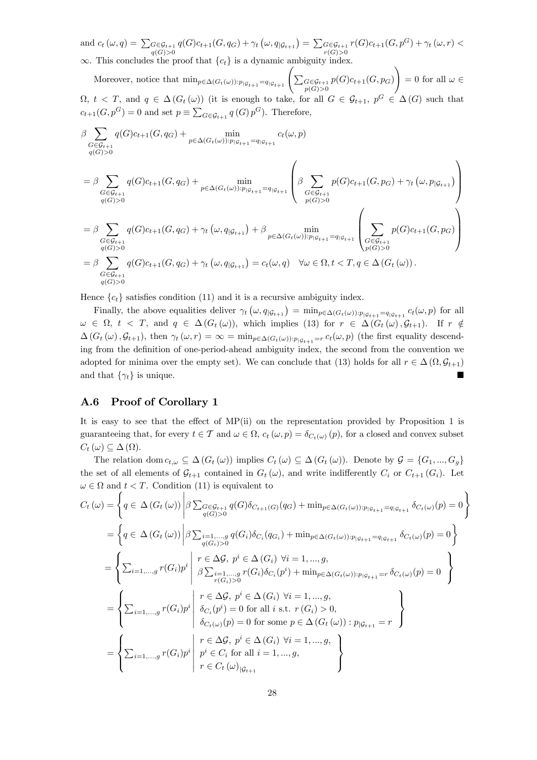and $c_t(\omega, q) = \sum_{\substack{G\in\mathcal{G}_{t+1} \\ q(G)>0}} q(G)c_{t+1}(G, q_G) + \gamma_t\left(\omega, q_{|\mathcal{G}_{t+1}}\right) = \sum_{\substack{G\in\mathcal{G}_{t+1} \\ r(G)>0}} r(G)c_{t+1}(G, p^G) + \gamma_t(\omega, r) < \infty$. This concludes the proof that $\{c_t\}$ is a dynamic ambiguity index.

Moreover, notice that $\min_{p\in\Delta(G_t(\omega)):p_{|\mathcal{G}_{t+1}}=q_{|\mathcal{G}_{t+1}}}\left(\sum_{\substack{G\in\mathcal{G}_{t+1} \\ p(G)>0}} p(G)c_{t+1}(G, p_G)\right) = 0$ for all $\omega \in \Omega$, $t < T$, and $q \in \Delta(G_t(\omega))$ (it is enough to take, for all $G \in \mathcal{G}_{t+1}$, $p^G \in \Delta(G)$ such that $c_{t+1}(G, p^G) = 0$ and set $p \equiv \sum_{G\in\mathcal{G}_{t+1}} q(G)\, p^G$). Therefore,

$$
\begin{aligned}
&\beta \sum_{\substack{G\in\mathcal{G}_{t+1} \\ q(G)>0}} q(G)c_{t+1}(G, q_G) + \min_{p\in\Delta(G_t(\omega)):p_{|\mathcal{G}_{t+1}}=q_{|\mathcal{G}_{t+1}}} c_t(\omega, p) \\
&= \beta \sum_{\substack{G\in\mathcal{G}_{t+1} \\ q(G)>0}} q(G)c_{t+1}(G, q_G) + \min_{p\in\Delta(G_t(\omega)):p_{|\mathcal{G}_{t+1}}=q_{|\mathcal{G}_{t+1}}}\left(\beta \sum_{\substack{G\in\mathcal{G}_{t+1} \\ p(G)>0}} p(G)c_{t+1}(G, p_G) + \gamma_t\left(\omega, p_{|\mathcal{G}_{t+1}}\right)\right) \\
&= \beta \sum_{\substack{G\in\mathcal{G}_{t+1} \\ q(G)>0}} q(G)c_{t+1}(G, q_G) + \gamma_t\left(\omega, q_{|\mathcal{G}_{t+1}}\right) + \beta \min_{p\in\Delta(G_t(\omega)):p_{|\mathcal{G}_{t+1}}=q_{|\mathcal{G}_{t+1}}}\left(\sum_{\substack{G\in\mathcal{G}_{t+1} \\ p(G)>0}} p(G)c_{t+1}(G, p_G)\right) \\
&= \beta \sum_{\substack{G\in\mathcal{G}_{t+1} \\ q(G)>0}} q(G)c_{t+1}(G, q_G) + \gamma_t\left(\omega, q_{|\mathcal{G}_{t+1}}\right) = c_t(\omega, q) \quad \forall \omega \in \Omega, t < T, q \in \Delta(G_t(\omega)).
\end{aligned}
$$

Hence $\{c_t\}$ satisfies condition (11) and it is a recursive ambiguity index.

Finally, the above equalities deliver $\gamma_t\left(\omega, q_{|\mathcal{G}_{t+1}}\right) = \min_{p\in\Delta(G_t(\omega)):p_{|\mathcal{G}_{t+1}}=q_{|\mathcal{G}_{t+1}}} c_t(\omega, p)$ for all $\omega \in \Omega$, $t < T$, and $q \in \Delta(G_t(\omega))$, which implies (13) for $r \in \Delta(G_t(\omega), \mathcal{G}_{t+1})$. If $r \notin \Delta(G_t(\omega), \mathcal{G}_{t+1})$, then $\gamma_t(\omega, r) = \infty = \min_{p\in\Delta(G_t(\omega)):p_{|\mathcal{G}_{t+1}}=r} c_t(\omega, p)$ (the first equality descending from the definition of one-period-ahead ambiguity index, the second from the convention we adopted for minima over the empty set). We can conclude that (13) holds for all $r \in \Delta(\Omega, \mathcal{G}_{t+1})$ and that $\{\gamma_t\}$ is unique. ∎

### A.6 Proof of Corollary 1

It is easy to see that the effect of MP(ii) on the representation provided by Proposition 1 is guaranteeing that, for every $t \in \mathcal{T}$ and $\omega \in \Omega$, $c_t(\omega, p) = \delta_{C_t(\omega)}(p)$, for a closed and convex subset $C_t(\omega) \subseteq \Delta(\Omega)$.

The relation $\operatorname{dom} c_{t,\omega} \subseteq \Delta(G_t(\omega))$ implies $C_t(\omega) \subseteq \Delta(G_t(\omega))$. Denote by $\mathcal{G} = \{G_1, ..., G_g\}$ the set of all elements of $\mathcal{G}_{t+1}$ contained in $G_t(\omega)$, and write indifferently $C_i$ or $C_{t+1}(G_i)$. Let $\omega \in \Omega$ and $t < T$. Condition (11) is equivalent to

$$
\begin{aligned}
C_t(\omega) &= \left\{ q \in \Delta(G_t(\omega)) \,\middle|\, \beta \sum_{\substack{G\in\mathcal{G}_{t+1} \\ q(G)>0}} q(G)\delta_{C_{t+1}(G)}(q_G) + \min_{p\in\Delta(G_t(\omega)):p_{|\mathcal{G}_{t+1}}=q_{|\mathcal{G}_{t+1}}} \delta_{C_t(\omega)}(p) = 0 \right\} \\
&= \left\{ q \in \Delta(G_t(\omega)) \,\middle|\, \beta \sum_{\substack{i=1,...,g \\ q(G_i)>0}} q(G_i)\delta_{C_i}(q_{G_i}) + \min_{p\in\Delta(G_t(\omega)):p_{|\mathcal{G}_{t+1}}=q_{|\mathcal{G}_{t+1}}} \delta_{C_t(\omega)}(p) = 0 \right\} \\
&= \left\{ \sum_{i=1,...,g} r(G_i)p^i \,\middle|\, \begin{array}{l} r \in \Delta\mathcal{G},\ p^i \in \Delta(G_i)\ \forall i = 1, ..., g, \\ \beta \sum_{\substack{i=1,...,g \\ r(G_i)>0}} r(G_i)\delta_{C_i}(p^i) + \min_{p\in\Delta(G_t(\omega)):p_{|\mathcal{G}_{t+1}}=r} \delta_{C_t(\omega)}(p) = 0 \end{array} \right\} \\
&= \left\{ \sum_{i=1,...,g} r(G_i)p^i \,\middle|\, \begin{array}{l} r \in \Delta\mathcal{G},\ p^i \in \Delta(G_i)\ \forall i = 1, ..., g, \\ \delta_{C_i}(p^i) = 0 \text{ for all } i \text{ s.t. } r(G_i) > 0, \\ \delta_{C_t(\omega)}(p) = 0 \text{ for some } p \in \Delta(G_t(\omega)) : p_{|\mathcal{G}_{t+1}} = r \end{array} \right\} \\
&= \left\{ \sum_{i=1,...,g} r(G_i)p^i \,\middle|\, \begin{array}{l} r \in \Delta\mathcal{G},\ p^i \in \Delta(G_i)\ \forall i = 1, ..., g, \\ p^i \in C_i \text{ for all } i = 1, ..., g, \\ r \in C_t(\omega)_{|\mathcal{G}_{t+1}} \end{array} \right\}
\end{aligned}
$$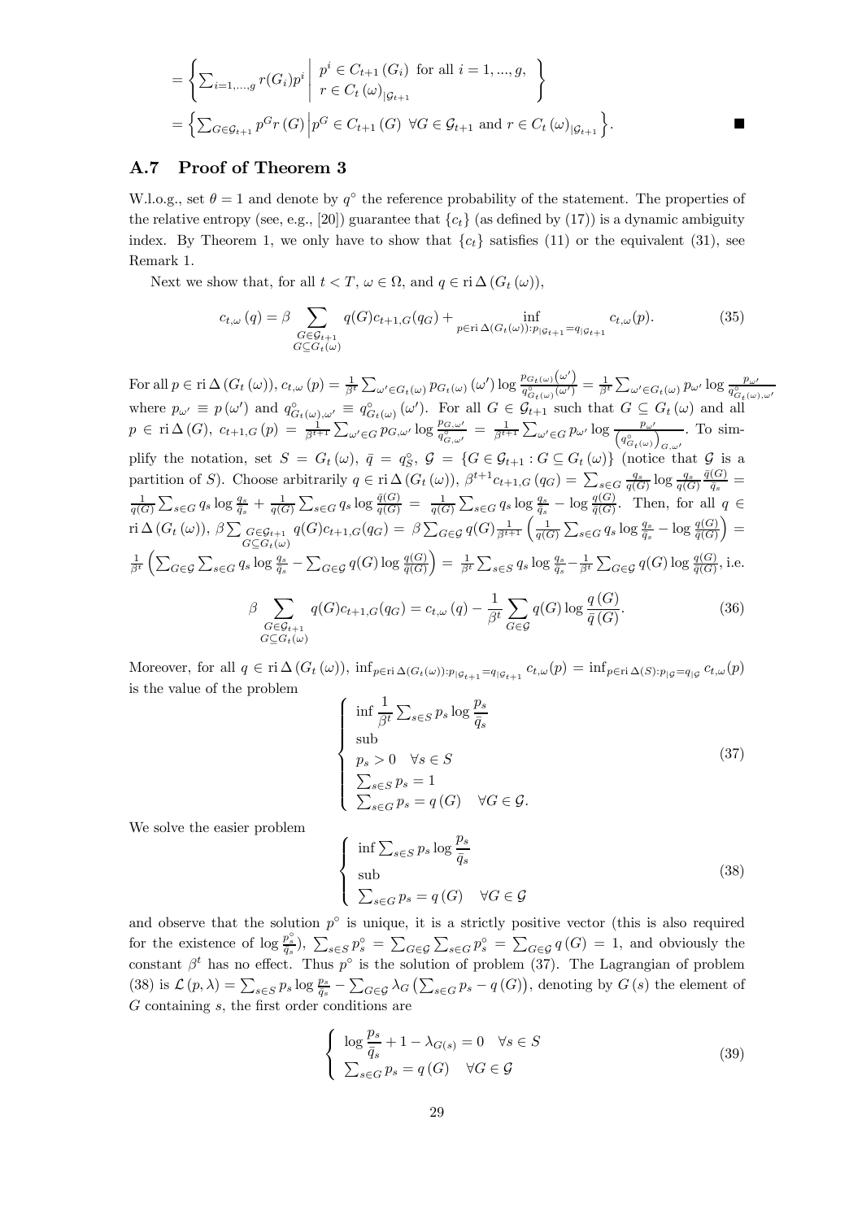$$= \left\{ \sum_{i=1,...,g} r(G_i)p^i \,\middle|\, \begin{array}{l} p^i \in C_{t+1}(G_i) \text{ for all } i = 1, ..., g, \\ r \in C_t(\omega)_{|\mathcal{G}_{t+1}} \end{array} \right\}$$

$$= \left\{ \sum_{G \in \mathcal{G}_{t+1}} p^G r(G) \,\middle|\, p^G \in C_{t+1}(G) \;\; \forall G \in \mathcal{G}_{t+1} \text{ and } r \in C_t(\omega)_{|\mathcal{G}_{t+1}} \right\}. \qquad \blacksquare$$

## A.7 Proof of Theorem 3

W.l.o.g., set $\theta = 1$ and denote by $q^\circ$ the reference probability of the statement. The properties of the relative entropy (see, e.g., [20]) guarantee that $\{c_t\}$ (as defined by (17)) is a dynamic ambiguity index. By Theorem 1, we only have to show that $\{c_t\}$ satisfies (11) or the equivalent (31), see Remark 1.

Next we show that, for all $t < T$, $\omega \in \Omega$, and $q \in \operatorname{ri} \Delta(G_t(\omega))$,

$$c_{t,\omega}(q) = \beta \sum_{\substack{G \in \mathcal{G}_{t+1} \\ G \subseteq G_t(\omega)}} q(G) c_{t+1,G}(q_G) + \inf_{p \in \operatorname{ri} \Delta(G_t(\omega)): p_{|\mathcal{G}_{t+1}} = q_{|\mathcal{G}_{t+1}}} c_{t,\omega}(p). \tag{35}$$

For all $p \in \operatorname{ri} \Delta(G_t(\omega))$, $c_{t,\omega}(p) = \frac{1}{\beta^t} \sum_{\omega' \in G_t(\omega)} p_{G_t(\omega)}(\omega') \log \frac{p_{G_t(\omega)}(\omega')}{q^\circ_{G_t(\omega)}(\omega')} = \frac{1}{\beta^t} \sum_{\omega' \in G_t(\omega)} p_{\omega'} \log \frac{p_{\omega'}}{q^\circ_{G_t(\omega),\omega'}}$ where $p_{\omega'} \equiv p(\omega')$ and $q^\circ_{G_t(\omega),\omega'} \equiv q^\circ_{G_t(\omega)}(\omega')$. For all $G \in \mathcal{G}_{t+1}$ such that $G \subseteq G_t(\omega)$ and all $p \in \operatorname{ri} \Delta(G)$, $c_{t+1,G}(p) = \frac{1}{\beta^{t+1}} \sum_{\omega' \in G} p_{G,\omega'} \log \frac{p_{G,\omega'}}{q^\circ_{G,\omega'}} = \frac{1}{\beta^{t+1}} \sum_{\omega' \in G} p_{\omega'} \log \frac{p_{\omega'}}{\left(q^\circ_{G_t(\omega)}\right)_{G,\omega'}}$. To simplify the notation, set $S = G_t(\omega)$, $\bar{q} = q^\circ_S$, $\mathcal{G} = \{G \in \mathcal{G}_{t+1} : G \subseteq G_t(\omega)\}$ (notice that $\mathcal{G}$ is a partition of $S$). Choose arbitrarily $q \in \operatorname{ri} \Delta(G_t(\omega))$, $\beta^{t+1} c_{t+1,G}(q_G) = \sum_{s \in G} \frac{q_s}{q(G)} \log \frac{q_s}{q(G)} \frac{\bar{q}(G)}{\bar{q}_s} = \frac{1}{q(G)} \sum_{s \in G} q_s \log \frac{q_s}{\bar{q}_s} + \frac{1}{q(G)} \sum_{s \in G} q_s \log \frac{\bar{q}(G)}{q(G)} = \frac{1}{q(G)} \sum_{s \in G} q_s \log \frac{q_s}{\bar{q}_s} - \log \frac{q(G)}{\bar{q}(G)}$. Then, for all $q \in \operatorname{ri} \Delta(G_t(\omega))$, $\beta \sum_{\substack{G \in \mathcal{G}_{t+1} \\ G \subseteq G_t(\omega)}} q(G) c_{t+1,G}(q_G) = \beta \sum_{G \in \mathcal{G}} q(G) \frac{1}{\beta^{t+1}} \left( \frac{1}{q(G)} \sum_{s \in G} q_s \log \frac{q_s}{\bar{q}_s} - \log \frac{q(G)}{\bar{q}(G)} \right) = \frac{1}{\beta^t} \left( \sum_{G \in \mathcal{G}} \sum_{s \in G} q_s \log \frac{q_s}{\bar{q}_s} - \sum_{G \in \mathcal{G}} q(G) \log \frac{q(G)}{\bar{q}(G)} \right) = \frac{1}{\beta^t} \sum_{s \in S} q_s \log \frac{q_s}{\bar{q}_s} - \frac{1}{\beta^t} \sum_{G \in \mathcal{G}} q(G) \log \frac{q(G)}{\bar{q}(G)}$, i.e.

$$\beta \sum_{\substack{G \in \mathcal{G}_{t+1} \\ G \subseteq G_t(\omega)}} q(G) c_{t+1,G}(q_G) = c_{t,\omega}(q) - \frac{1}{\beta^t} \sum_{G \in \mathcal{G}} q(G) \log \frac{q(G)}{\bar{q}(G)}. \tag{36}$$

Moreover, for all $q \in \operatorname{ri} \Delta(G_t(\omega))$, $\inf_{p \in \operatorname{ri} \Delta(G_t(\omega)): p_{|\mathcal{G}_{t+1}} = q_{|\mathcal{G}_{t+1}}} c_{t,\omega}(p) = \inf_{p \in \operatorname{ri} \Delta(S): p_{|\mathcal{G}} = q_{|\mathcal{G}}} c_{t,\omega}(p)$ is the value of the problem

$$\begin{cases} \inf \frac{1}{\beta^t} \sum_{s \in S} p_s \log \frac{p_s}{\bar{q}_s} \\ \text{sub} \\ p_s > 0 \quad \forall s \in S \\ \sum_{s \in S} p_s = 1 \\ \sum_{s \in G} p_s = q(G) \quad \forall G \in \mathcal{G}. \end{cases} \tag{37}$$

We solve the easier problem

$$\begin{cases} \inf \sum_{s \in S} p_s \log \frac{p_s}{\bar{q}_s} \\ \text{sub} \\ \sum_{s \in G} p_s = q(G) \quad \forall G \in \mathcal{G} \end{cases} \tag{38}$$

and observe that the solution $p^\circ$ is unique, it is a strictly positive vector (this is also required for the existence of $\log \frac{p^\circ_s}{\bar{q}_s}$), $\sum_{s \in S} p^\circ_s = \sum_{G \in \mathcal{G}} \sum_{s \in G} p^\circ_s = \sum_{G \in \mathcal{G}} q(G) = 1$, and obviously the constant $\beta^t$ has no effect. Thus $p^\circ$ is the solution of problem (37). The Lagrangian of problem (38) is $\mathcal{L}(p, \lambda) = \sum_{s \in S} p_s \log \frac{p_s}{\bar{q}_s} - \sum_{G \in \mathcal{G}} \lambda_G \left( \sum_{s \in G} p_s - q(G) \right)$, denoting by $G(s)$ the element of $G$ containing $s$, the first order conditions are

$$\begin{cases} \log \frac{p_s}{\bar{q}_s} + 1 - \lambda_{G(s)} = 0 \quad \forall s \in S \\ \sum_{s \in G} p_s = q(G) \quad \forall G \in \mathcal{G} \end{cases} \tag{39}$$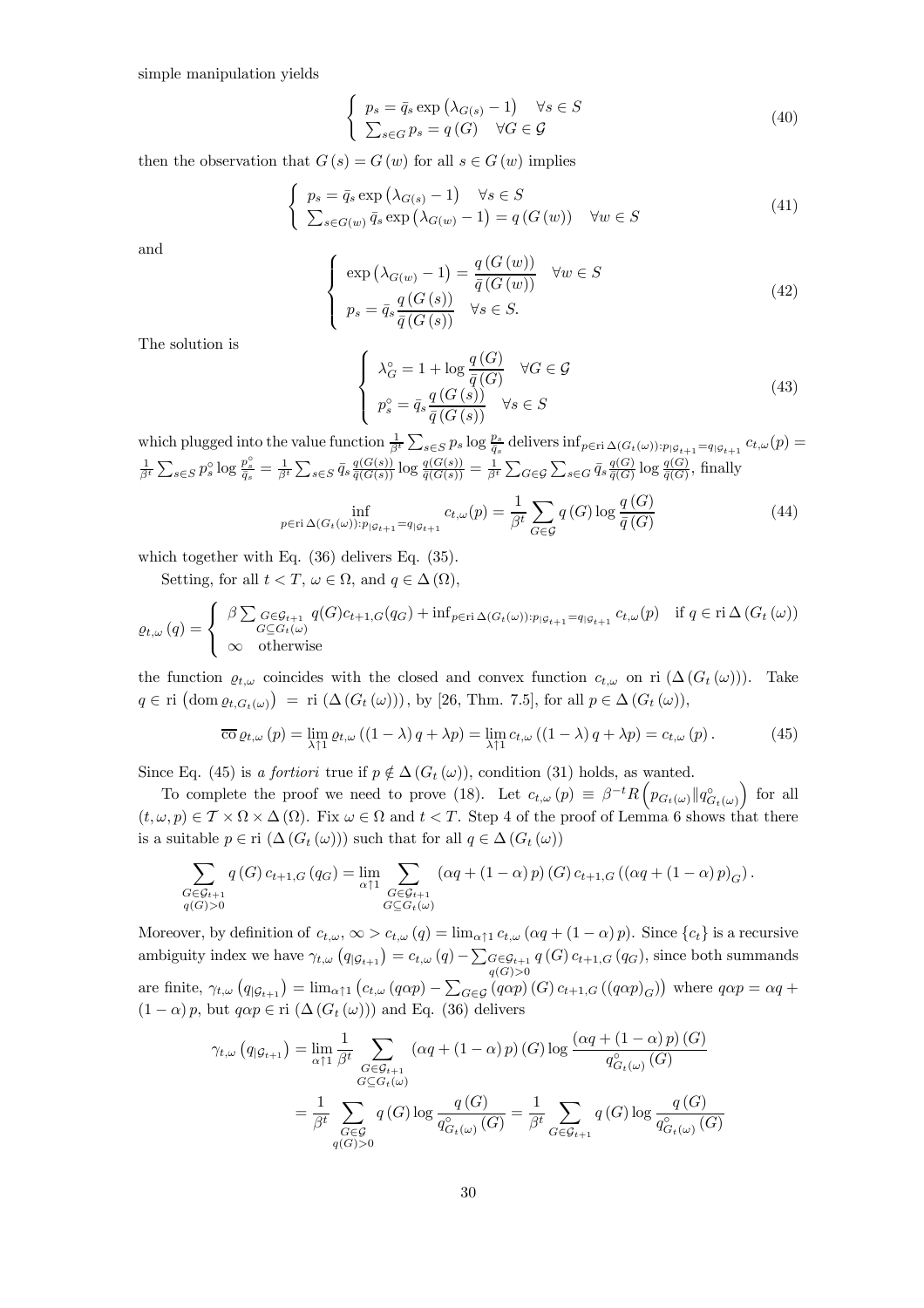simple manipulation yields

$$\left\{ \begin{array}{l} p_s = \bar{q}_s \exp\left(\lambda_{G(s)} - 1\right) \quad \forall s \in S \\ \sum_{s \in G} p_s = q(G) \quad \forall G \in \mathcal{G} \end{array} \right. \tag{40}$$

then the observation that $G(s) = G(w)$ for all $s \in G(w)$ implies

$$\left\{ \begin{array}{l} p_s = \bar{q}_s \exp\left(\lambda_{G(s)} - 1\right) \quad \forall s \in S \\ \sum_{s \in G(w)} \bar{q}_s \exp\left(\lambda_{G(w)} - 1\right) = q(G(w)) \quad \forall w \in S \end{array} \right. \tag{41}$$

and

$$\left\{ \begin{array}{l} \exp\left(\lambda_{G(w)} - 1\right) = \dfrac{q(G(w))}{\bar{q}(G(w))} \quad \forall w \in S \\ p_s = \bar{q}_s \dfrac{q(G(s))}{\bar{q}(G(s))} \quad \forall s \in S. \end{array} \right. \tag{42}$$

The solution is

$$\left\{ \begin{array}{l} \lambda_G^\circ = 1 + \log \dfrac{q(G)}{\bar{q}(G)} \quad \forall G \in \mathcal{G} \\ p_s^\circ = \bar{q}_s \dfrac{q(G(s))}{\bar{q}(G(s))} \quad \forall s \in S \end{array} \right. \tag{43}$$

which plugged into the value function $\frac{1}{\beta^t} \sum_{s \in S} p_s \log \frac{p_s}{\bar{q}_s}$ delivers $\inf_{p \in \text{ri}\, \Delta(G_t(\omega)): p_{|\mathcal{G}_{t+1}} = q_{|\mathcal{G}_{t+1}}} c_{t,\omega}(p) = \frac{1}{\beta^t} \sum_{s \in S} p_s^\circ \log \frac{p_s^\circ}{\bar{q}_s} = \frac{1}{\beta^t} \sum_{s \in S} \bar{q}_s \frac{q(G(s))}{\bar{q}(G(s))} \log \frac{q(G(s))}{\bar{q}(G(s))} = \frac{1}{\beta^t} \sum_{G \in \mathcal{G}} \sum_{s \in G} \bar{q}_s \frac{q(G)}{\bar{q}(G)} \log \frac{q(G)}{\bar{q}(G)}$, finally

$$\inf_{p \in \text{ri}\, \Delta(G_t(\omega)): p_{|\mathcal{G}_{t+1}} = q_{|\mathcal{G}_{t+1}}} c_{t,\omega}(p) = \frac{1}{\beta^t} \sum_{G \in \mathcal{G}} q(G) \log \frac{q(G)}{\bar{q}(G)} \tag{44}$$

which together with Eq. (36) delivers Eq. (35).

Setting, for all $t < T$, $\omega \in \Omega$, and $q \in \Delta(\Omega)$,

$$\varrho_{t,\omega}(q) = \left\{ \begin{array}{ll} \beta \sum_{\substack{G \in \mathcal{G}_{t+1} \\ G \subseteq G_t(\omega)}} q(G) c_{t+1,G}(q_G) + \inf_{p \in \text{ri}\, \Delta(G_t(\omega)): p_{|\mathcal{G}_{t+1}} = q_{|\mathcal{G}_{t+1}}} c_{t,\omega}(p) & \text{if } q \in \text{ri}\, \Delta(G_t(\omega)) \\ \infty \quad \text{otherwise} & \end{array} \right.$$

the function $\varrho_{t,\omega}$ coincides with the closed and convex function $c_{t,\omega}$ on ri $(\Delta(G_t(\omega)))$. Take $q \in \text{ri}\left(\text{dom}\, \varrho_{t,G_t(\omega)}\right) = \text{ri}\left(\Delta(G_t(\omega))\right)$, by [26, Thm. 7.5], for all $p \in \Delta(G_t(\omega))$,

$$\overline{\text{co}}\, \varrho_{t,\omega}(p) = \lim_{\lambda \uparrow 1} \varrho_{t,\omega}((1-\lambda) q + \lambda p) = \lim_{\lambda \uparrow 1} c_{t,\omega}((1-\lambda) q + \lambda p) = c_{t,\omega}(p). \tag{45}$$

Since Eq. (45) is *a fortiori* true if $p \notin \Delta(G_t(\omega))$, condition (31) holds, as wanted.

To complete the proof we need to prove (18). Let $c_{t,\omega}(p) \equiv \beta^{-t} R\left(p_{G_t(\omega)} \| q^\circ_{G_t(\omega)}\right)$ for all $(t, \omega, p) \in \mathcal{T} \times \Omega \times \Delta(\Omega)$. Fix $\omega \in \Omega$ and $t < T$. Step 4 of the proof of Lemma 6 shows that there is a suitable $p \in \text{ri}\left(\Delta(G_t(\omega))\right)$ such that for all $q \in \Delta(G_t(\omega))$

$$\sum_{\substack{G \in \mathcal{G}_{t+1} \\ q(G) > 0}} q(G) c_{t+1,G}(q_G) = \lim_{\alpha \uparrow 1} \sum_{\substack{G \in \mathcal{G}_{t+1} \\ G \subseteq G_t(\omega)}} (\alpha q + (1-\alpha) p)(G) c_{t+1,G}\left((\alpha q + (1-\alpha) p)_G\right).$$

Moreover, by definition of $c_{t,\omega}$, $\infty > c_{t,\omega}(q) = \lim_{\alpha \uparrow 1} c_{t,\omega}(\alpha q + (1-\alpha) p)$. Since $\{c_t\}$ is a recursive ambiguity index we have $\gamma_{t,\omega}\left(q_{|\mathcal{G}_{t+1}}\right) = c_{t,\omega}(q) - \sum_{\substack{G \in \mathcal{G}_{t+1} \\ q(G) > 0}} q(G) c_{t+1,G}(q_G)$, since both summands are finite, $\gamma_{t,\omega}\left(q_{|\mathcal{G}_{t+1}}\right) = \lim_{\alpha \uparrow 1} \left(c_{t,\omega}(q\alpha p) - \sum_{G \in \mathcal{G}} (q\alpha p)(G) c_{t+1,G}\left((q\alpha p)_G\right)\right)$ where $q\alpha p = \alpha q + (1-\alpha) p$, but $q\alpha p \in \text{ri}\left(\Delta(G_t(\omega))\right)$ and Eq. (36) delivers

$$\begin{aligned} \gamma_{t,\omega}\left(q_{|\mathcal{G}_{t+1}}\right) &= \lim_{\alpha \uparrow 1} \frac{1}{\beta^t} \sum_{\substack{G \in \mathcal{G}_{t+1} \\ G \subseteq G_t(\omega)}} (\alpha q + (1-\alpha) p)(G) \log \frac{(\alpha q + (1-\alpha) p)(G)}{q^\circ_{G_t(\omega)}(G)} \\ &= \frac{1}{\beta^t} \sum_{\substack{G \in \mathcal{G} \\ q(G) > 0}} q(G) \log \frac{q(G)}{q^\circ_{G_t(\omega)}(G)} = \frac{1}{\beta^t} \sum_{G \in \mathcal{G}_{t+1}} q(G) \log \frac{q(G)}{q^\circ_{G_t(\omega)}(G)} \end{aligned}$$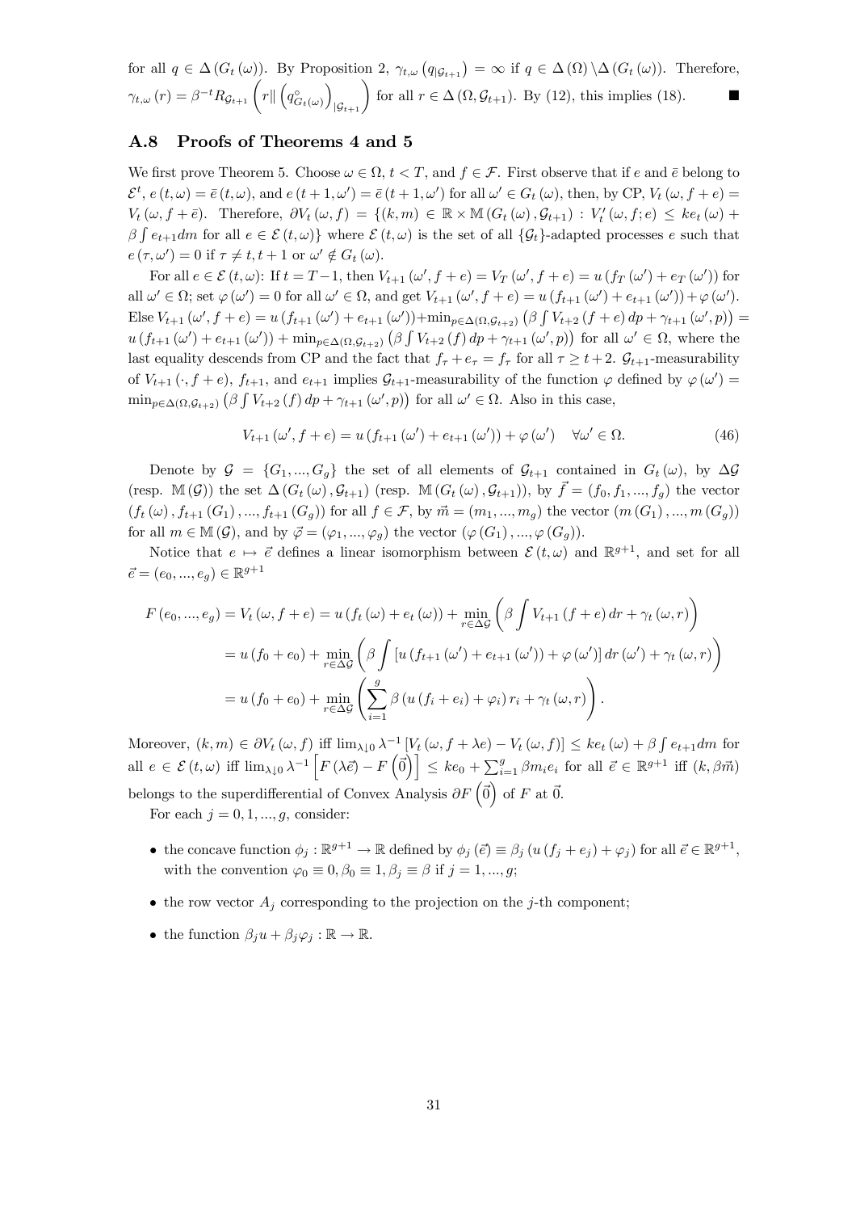for all $q \in \Delta(G_t(\omega))$. By Proposition 2, $\gamma_{t,\omega}\left(q_{|\mathcal{G}_{t+1}}\right) = \infty$ if $q \in \Delta(\Omega) \backslash \Delta(G_t(\omega))$. Therefore, $\gamma_{t,\omega}(r) = \beta^{-t} R_{\mathcal{G}_{t+1}}\left(r \| \left(q^{\circ}_{G_t(\omega)}\right)_{|\mathcal{G}_{t+1}}\right)$ for all $r \in \Delta(\Omega, \mathcal{G}_{t+1})$. By (12), this implies (18). ■

### A.8 Proofs of Theorems 4 and 5

We first prove Theorem 5. Choose $\omega \in \Omega$, $t < T$, and $f \in \mathcal{F}$. First observe that if $e$ and $\bar{e}$ belong to $\mathcal{E}^t$, $e(t,\omega) = \bar{e}(t,\omega)$, and $e(t+1,\omega') = \bar{e}(t+1,\omega')$ for all $\omega' \in G_t(\omega)$, then, by CP, $V_t(\omega, f+e) = V_t(\omega, f+\bar{e})$. Therefore, $\partial V_t(\omega, f) = \{(k,m) \in \mathbb{R} \times \mathbb{M}(G_t(\omega), \mathcal{G}_{t+1}) : V_t'(\omega, f; e) \leq k e_t(\omega) + \beta \int e_{t+1} dm \text{ for all } e \in \mathcal{E}(t,\omega)\}$ where $\mathcal{E}(t,\omega)$ is the set of all $\{\mathcal{G}_t\}$-adapted processes $e$ such that $e(\tau,\omega') = 0$ if $\tau \neq t, t+1$ or $\omega' \notin G_t(\omega)$.

For all $e \in \mathcal{E}(t,\omega)$: If $t = T-1$, then $V_{t+1}(\omega', f+e) = V_T(\omega', f+e) = u(f_T(\omega') + e_T(\omega'))$ for all $\omega' \in \Omega$; set $\varphi(\omega') = 0$ for all $\omega' \in \Omega$, and get $V_{t+1}(\omega', f+e) = u(f_{t+1}(\omega') + e_{t+1}(\omega')) + \varphi(\omega')$. Else $V_{t+1}(\omega', f+e) = u(f_{t+1}(\omega') + e_{t+1}(\omega')) + \min_{p \in \Delta(\Omega, \mathcal{G}_{t+2})}\left(\beta \int V_{t+2}(f+e)\, dp + \gamma_{t+1}(\omega', p)\right) = u(f_{t+1}(\omega') + e_{t+1}(\omega')) + \min_{p \in \Delta(\Omega, \mathcal{G}_{t+2})}\left(\beta \int V_{t+2}(f)\, dp + \gamma_{t+1}(\omega', p)\right)$ for all $\omega' \in \Omega$, where the last equality descends from CP and the fact that $f_\tau + e_\tau = f_\tau$ for all $\tau \geq t+2$. $\mathcal{G}_{t+1}$-measurability of $V_{t+1}(\cdot, f+e)$, $f_{t+1}$, and $e_{t+1}$ implies $\mathcal{G}_{t+1}$-measurability of the function $\varphi$ defined by $\varphi(\omega') = \min_{p \in \Delta(\Omega, \mathcal{G}_{t+2})}\left(\beta \int V_{t+2}(f)\, dp + \gamma_{t+1}(\omega', p)\right)$ for all $\omega' \in \Omega$. Also in this case,

$$V_{t+1}(\omega', f+e) = u(f_{t+1}(\omega') + e_{t+1}(\omega')) + \varphi(\omega') \quad \forall \omega' \in \Omega. \tag{46}$$

Denote by $\mathcal{G} = \{G_1, ..., G_g\}$ the set of all elements of $\mathcal{G}_{t+1}$ contained in $G_t(\omega)$, by $\Delta\mathcal{G}$ (resp. $\mathbb{M}(\mathcal{G})$) the set $\Delta(G_t(\omega), \mathcal{G}_{t+1})$ (resp. $\mathbb{M}(G_t(\omega), \mathcal{G}_{t+1})$), by $\vec{f} = (f_0, f_1, ..., f_g)$ the vector $(f_t(\omega), f_{t+1}(G_1), ..., f_{t+1}(G_g))$ for all $f \in \mathcal{F}$, by $\vec{m} = (m_1, ..., m_g)$ the vector $(m(G_1), ..., m(G_g))$ for all $m \in \mathbb{M}(\mathcal{G})$, and by $\vec{\varphi} = (\varphi_1, ..., \varphi_g)$ the vector $(\varphi(G_1), ..., \varphi(G_g))$.

Notice that $e \mapsto \vec{e}$ defines a linear isomorphism between $\mathcal{E}(t,\omega)$ and $\mathbb{R}^{g+1}$, and set for all $\vec{e} = (e_0, ..., e_g) \in \mathbb{R}^{g+1}$

$$\begin{aligned}
F(e_0, ..., e_g) = V_t(\omega, f+e) &= u(f_t(\omega) + e_t(\omega)) + \min_{r \in \Delta\mathcal{G}}\left(\beta \int V_{t+1}(f+e)\, dr + \gamma_t(\omega, r)\right) \\
&= u(f_0 + e_0) + \min_{r \in \Delta\mathcal{G}}\left(\beta \int \left[u(f_{t+1}(\omega') + e_{t+1}(\omega')) + \varphi(\omega')\right] dr(\omega') + \gamma_t(\omega, r)\right) \\
&= u(f_0 + e_0) + \min_{r \in \Delta\mathcal{G}}\left(\sum_{i=1}^{g} \beta\left(u(f_i + e_i) + \varphi_i\right) r_i + \gamma_t(\omega, r)\right).
\end{aligned}$$

Moreover, $(k,m) \in \partial V_t(\omega, f)$ iff $\lim_{\lambda \downarrow 0} \lambda^{-1}\left[V_t(\omega, f+\lambda e) - V_t(\omega, f)\right] \leq k e_t(\omega) + \beta \int e_{t+1} dm$ for all $e \in \mathcal{E}(t,\omega)$ iff $\lim_{\lambda \downarrow 0} \lambda^{-1}\left[F(\lambda \vec{e}) - F\left(\vec{0}\right)\right] \leq k e_0 + \sum_{i=1}^{g} \beta m_i e_i$ for all $\vec{e} \in \mathbb{R}^{g+1}$ iff $(k, \beta\vec{m})$ belongs to the superdifferential of Convex Analysis $\partial F\left(\vec{0}\right)$ of $F$ at $\vec{0}$.

For each $j = 0, 1, ..., g$, consider:

- the concave function $\phi_j : \mathbb{R}^{g+1} \to \mathbb{R}$ defined by $\phi_j(\vec{e}) \equiv \beta_j\left(u(f_j + e_j) + \varphi_j\right)$ for all $\vec{e} \in \mathbb{R}^{g+1}$, with the convention $\varphi_0 \equiv 0, \beta_0 \equiv 1, \beta_j \equiv \beta$ if $j = 1, ..., g$;
- the row vector $A_j$ corresponding to the projection on the $j$-th component;
- the function $\beta_j u + \beta_j \varphi_j : \mathbb{R} \to \mathbb{R}$.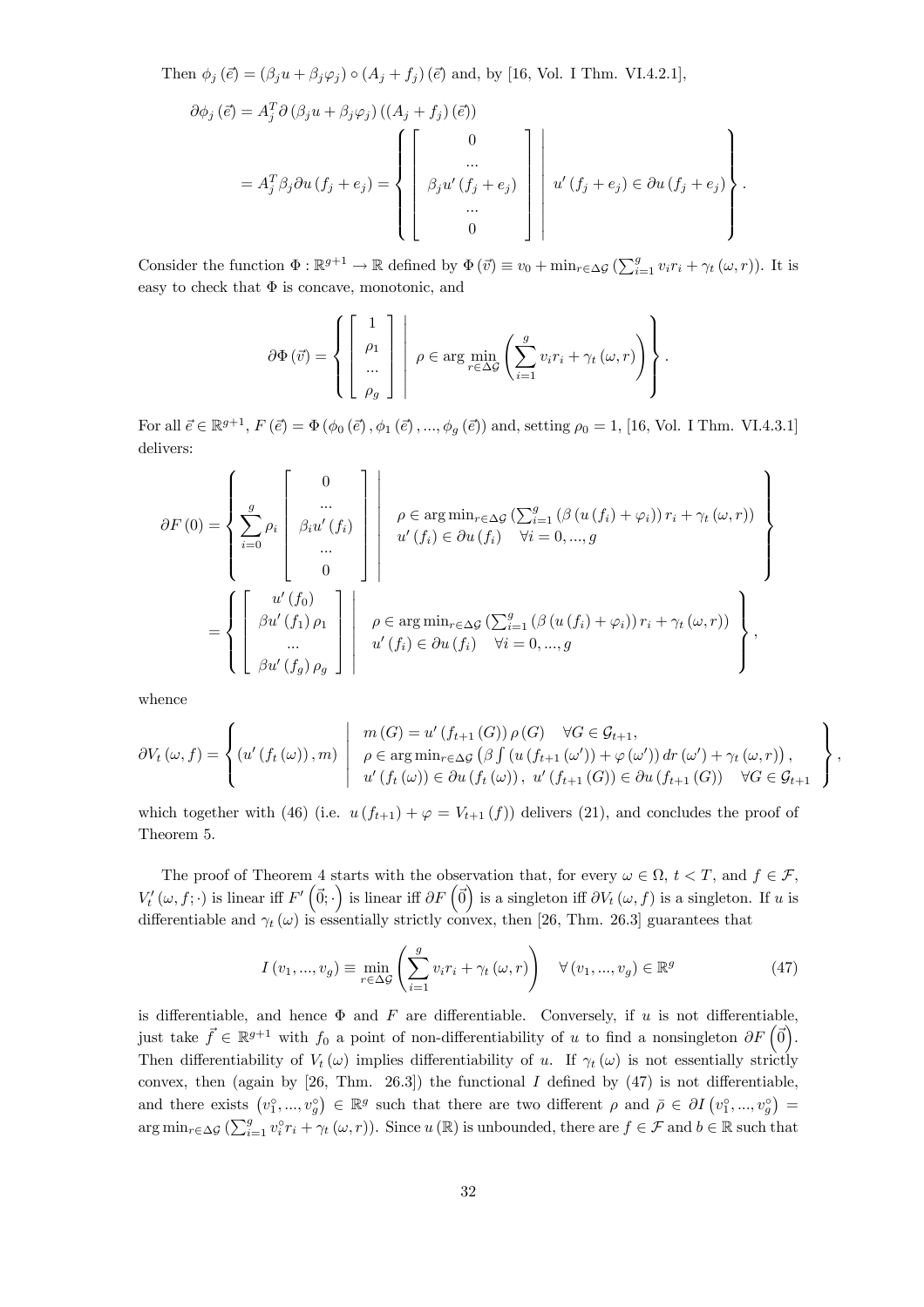Then $\phi_j(\vec{e}) = (\beta_j u + \beta_j \varphi_j) \circ (A_j + f_j)(\vec{e})$ and, by [16, Vol. I Thm. VI.4.2.1],

$$\partial \phi_j(\vec{e}) = A_j^T \partial (\beta_j u + \beta_j \varphi_j)((A_j + f_j)(\vec{e}))$$

$$= A_j^T \beta_j \partial u(f_j + e_j) = \left\{ \left[ \begin{array}{c} 0 \\ ... \\ \beta_j u'(f_j + e_j) \\ ... \\ 0 \end{array} \right] \middle| \; u'(f_j + e_j) \in \partial u(f_j + e_j) \right\}.$$

Consider the function $\Phi : \mathbb{R}^{g+1} \to \mathbb{R}$ defined by $\Phi(\vec{v}) \equiv v_0 + \min_{r \in \Delta \mathcal{G}} \left( \sum_{i=1}^{g} v_i r_i + \gamma_t(\omega, r) \right)$. It is easy to check that $\Phi$ is concave, monotonic, and

$$\partial \Phi(\vec{v}) = \left\{ \left[ \begin{array}{c} 1 \\ \rho_1 \\ ... \\ \rho_g \end{array} \right] \middle| \; \rho \in \arg\min_{r \in \Delta \mathcal{G}} \left( \sum_{i=1}^{g} v_i r_i + \gamma_t(\omega, r) \right) \right\}.$$

For all $\vec{e} \in \mathbb{R}^{g+1}$, $F(\vec{e}) = \Phi(\phi_0(\vec{e}), \phi_1(\vec{e}), ..., \phi_g(\vec{e}))$ and, setting $\rho_0 = 1$, [16, Vol. I Thm. VI.4.3.1] delivers:

$$\partial F(0) = \left\{ \sum_{i=0}^{g} \rho_i \left[ \begin{array}{c} 0 \\ ... \\ \beta_i u'(f_i) \\ ... \\ 0 \end{array} \right] \middle| \; \begin{array}{l} \rho \in \arg\min_{r \in \Delta \mathcal{G}} \left( \sum_{i=1}^{g} (\beta (u(f_i) + \varphi_i)) r_i + \gamma_t(\omega, r) \right) \\ u'(f_i) \in \partial u(f_i) \quad \forall i = 0, ..., g \end{array} \right\}$$

$$= \left\{ \left[ \begin{array}{c} u'(f_0) \\ \beta u'(f_1) \rho_1 \\ ... \\ \beta u'(f_g) \rho_g \end{array} \right] \middle| \; \begin{array}{l} \rho \in \arg\min_{r \in \Delta \mathcal{G}} \left( \sum_{i=1}^{g} (\beta (u(f_i) + \varphi_i)) r_i + \gamma_t(\omega, r) \right) \\ u'(f_i) \in \partial u(f_i) \quad \forall i = 0, ..., g \end{array} \right\},$$

whence

$$\partial V_t(\omega, f) = \left\{ (u'(f_t(\omega)), m) \;\middle|\; \begin{array}{l} m(G) = u'(f_{t+1}(G)) \rho(G) \quad \forall G \in \mathcal{G}_{t+1}, \\ \rho \in \arg\min_{r \in \Delta \mathcal{G}} \left( \beta \int (u(f_{t+1}(\omega')) + \varphi(\omega')) \, dr(\omega') + \gamma_t(\omega, r) \right), \\ u'(f_t(\omega)) \in \partial u(f_t(\omega)), \; u'(f_{t+1}(G)) \in \partial u(f_{t+1}(G)) \quad \forall G \in \mathcal{G}_{t+1} \end{array} \right\},$$

which together with (46) (i.e. $u(f_{t+1}) + \varphi = V_{t+1}(f)$) delivers (21), and concludes the proof of Theorem 5.

The proof of Theorem 4 starts with the observation that, for every $\omega \in \Omega$, $t < T$, and $f \in \mathcal{F}$, $V_t'(\omega, f; \cdot)$ is linear iff $F'\left(\vec{0}; \cdot\right)$ is linear iff $\partial F\left(\vec{0}\right)$ is a singleton iff $\partial V_t(\omega, f)$ is a singleton. If $u$ is differentiable and $\gamma_t(\omega)$ is essentially strictly convex, then [26, Thm. 26.3] guarantees that

$$I(v_1, ..., v_g) \equiv \min_{r \in \Delta \mathcal{G}} \left( \sum_{i=1}^{g} v_i r_i + \gamma_t(\omega, r) \right) \quad \forall (v_1, ..., v_g) \in \mathbb{R}^g \tag{47}$$

is differentiable, and hence $\Phi$ and $F$ are differentiable. Conversely, if $u$ is not differentiable, just take $\vec{f} \in \mathbb{R}^{g+1}$ with $f_0$ a point of non-differentiability of $u$ to find a nonsingleton $\partial F\left(\vec{0}\right)$. Then differentiability of $V_t(\omega)$ implies differentiability of $u$. If $\gamma_t(\omega)$ is not essentially strictly convex, then (again by [26, Thm. 26.3]) the functional $I$ defined by (47) is not differentiable, and there exists $\left(v_1^\circ, ..., v_g^\circ\right) \in \mathbb{R}^g$ such that there are two different $\rho$ and $\bar{\rho} \in \partial I\left(v_1^\circ, ..., v_g^\circ\right) = \arg\min_{r \in \Delta \mathcal{G}} \left( \sum_{i=1}^{g} v_i^\circ r_i + \gamma_t(\omega, r) \right)$. Since $u(\mathbb{R})$ is unbounded, there are $f \in \mathcal{F}$ and $b \in \mathbb{R}$ such that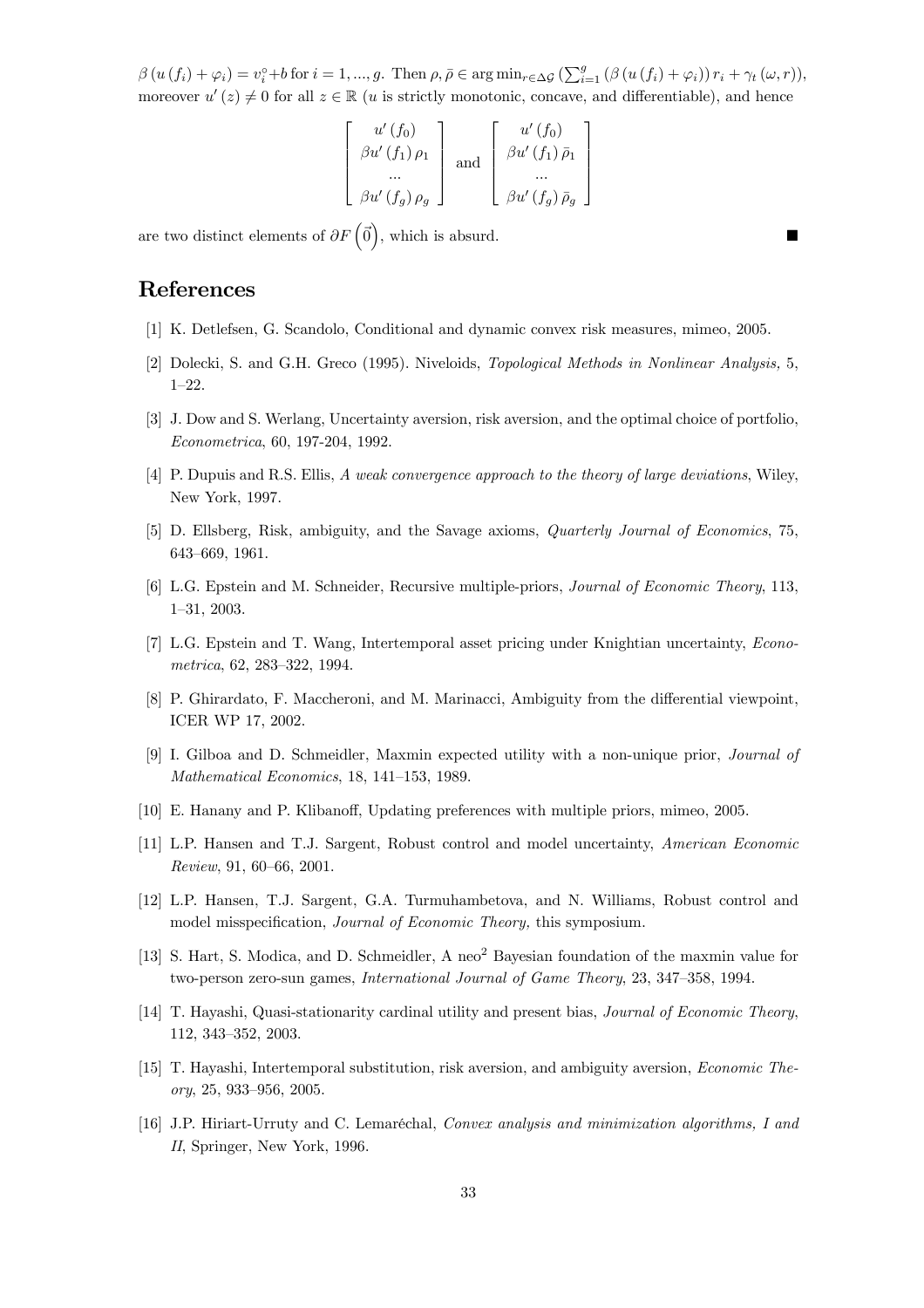$\beta\left(u\left(f_i\right)+\varphi_i\right)=v_i^{\circ}+b$ for $i=1,...,g$. Then $\rho,\bar{\rho}\in\arg\min_{r\in\Delta\mathcal{G}}\left(\sum_{i=1}^{g}\left(\beta\left(u\left(f_i\right)+\varphi_i\right)\right)r_i+\gamma_t\left(\omega,r\right)\right)$, moreover $u'\left(z\right)\neq 0$ for all $z\in\mathbb{R}$ ($u$ is strictly monotonic, concave, and differentiable), and hence

$$\begin{bmatrix} u'\left(f_0\right) \\ \beta u'\left(f_1\right)\rho_1 \\ ... \\ \beta u'\left(f_g\right)\rho_g \end{bmatrix} \text{ and } \begin{bmatrix} u'\left(f_0\right) \\ \beta u'\left(f_1\right)\bar{\rho}_1 \\ ... \\ \beta u'\left(f_g\right)\bar{\rho}_g \end{bmatrix}$$

are two distinct elements of $\partial F\left(\vec{0}\right)$, which is absurd. ■

# References

[1] K. Detlefsen, G. Scandolo, Conditional and dynamic convex risk measures, mimeo, 2005.

[2] Dolecki, S. and G.H. Greco (1995). Niveloids, *Topological Methods in Nonlinear Analysis,* 5, 1–22.

[3] J. Dow and S. Werlang, Uncertainty aversion, risk aversion, and the optimal choice of portfolio, *Econometrica*, 60, 197-204, 1992.

[4] P. Dupuis and R.S. Ellis, *A weak convergence approach to the theory of large deviations*, Wiley, New York, 1997.

[5] D. Ellsberg, Risk, ambiguity, and the Savage axioms, *Quarterly Journal of Economics*, 75, 643–669, 1961.

[6] L.G. Epstein and M. Schneider, Recursive multiple-priors, *Journal of Economic Theory*, 113, 1–31, 2003.

[7] L.G. Epstein and T. Wang, Intertemporal asset pricing under Knightian uncertainty, *Econometrica*, 62, 283–322, 1994.

[8] P. Ghirardato, F. Maccheroni, and M. Marinacci, Ambiguity from the differential viewpoint, ICER WP 17, 2002.

[9] I. Gilboa and D. Schmeidler, Maxmin expected utility with a non-unique prior, *Journal of Mathematical Economics*, 18, 141–153, 1989.

[10] E. Hanany and P. Klibanoff, Updating preferences with multiple priors, mimeo, 2005.

[11] L.P. Hansen and T.J. Sargent, Robust control and model uncertainty, *American Economic Review*, 91, 60–66, 2001.

[12] L.P. Hansen, T.J. Sargent, G.A. Turmuhambetova, and N. Williams, Robust control and model misspecification, *Journal of Economic Theory,* this symposium.

[13] S. Hart, S. Modica, and D. Schmeidler, A neo$^2$ Bayesian foundation of the maxmin value for two-person zero-sun games, *International Journal of Game Theory*, 23, 347–358, 1994.

[14] T. Hayashi, Quasi-stationarity cardinal utility and present bias, *Journal of Economic Theory*, 112, 343–352, 2003.

[15] T. Hayashi, Intertemporal substitution, risk aversion, and ambiguity aversion, *Economic Theory*, 25, 933–956, 2005.

[16] J.P. Hiriart-Urruty and C. Lemaréchal, *Convex analysis and minimization algorithms, I and II*, Springer, New York, 1996.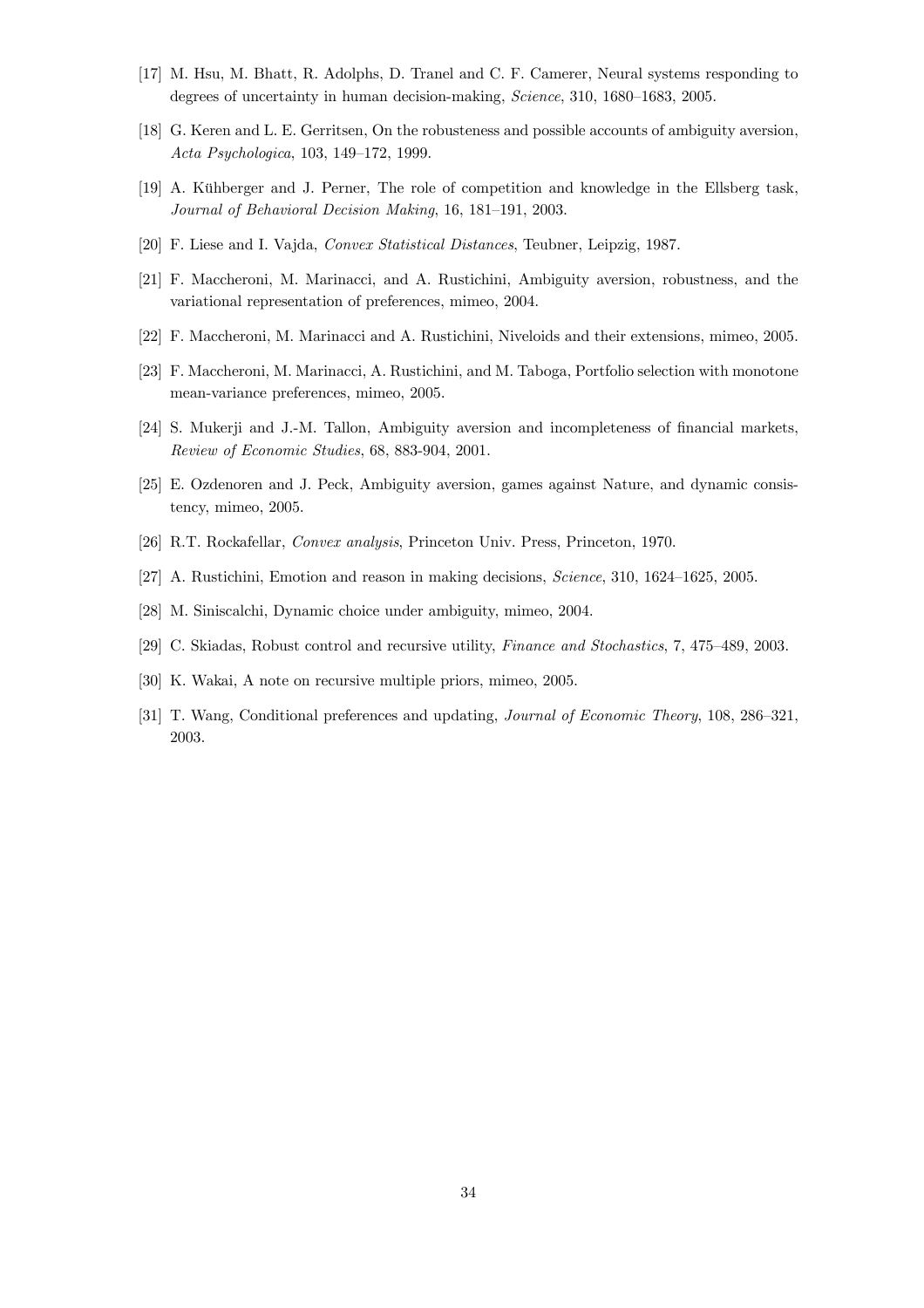[17] M. Hsu, M. Bhatt, R. Adolphs, D. Tranel and C. F. Camerer, Neural systems responding to degrees of uncertainty in human decision-making, *Science*, 310, 1680–1683, 2005.

[18] G. Keren and L. E. Gerritsen, On the robusteness and possible accounts of ambiguity aversion, *Acta Psychologica*, 103, 149–172, 1999.

[19] A. Kühberger and J. Perner, The role of competition and knowledge in the Ellsberg task, *Journal of Behavioral Decision Making*, 16, 181–191, 2003.

[20] F. Liese and I. Vajda, *Convex Statistical Distances*, Teubner, Leipzig, 1987.

[21] F. Maccheroni, M. Marinacci, and A. Rustichini, Ambiguity aversion, robustness, and the variational representation of preferences, mimeo, 2004.

[22] F. Maccheroni, M. Marinacci and A. Rustichini, Niveloids and their extensions, mimeo, 2005.

[23] F. Maccheroni, M. Marinacci, A. Rustichini, and M. Taboga, Portfolio selection with monotone mean-variance preferences, mimeo, 2005.

[24] S. Mukerji and J.-M. Tallon, Ambiguity aversion and incompleteness of financial markets, *Review of Economic Studies*, 68, 883-904, 2001.

[25] E. Ozdenoren and J. Peck, Ambiguity aversion, games against Nature, and dynamic consistency, mimeo, 2005.

[26] R.T. Rockafellar, *Convex analysis*, Princeton Univ. Press, Princeton, 1970.

[27] A. Rustichini, Emotion and reason in making decisions, *Science*, 310, 1624–1625, 2005.

[28] M. Siniscalchi, Dynamic choice under ambiguity, mimeo, 2004.

[29] C. Skiadas, Robust control and recursive utility, *Finance and Stochastics*, 7, 475–489, 2003.

[30] K. Wakai, A note on recursive multiple priors, mimeo, 2005.

[31] T. Wang, Conditional preferences and updating, *Journal of Economic Theory*, 108, 286–321, 2003.